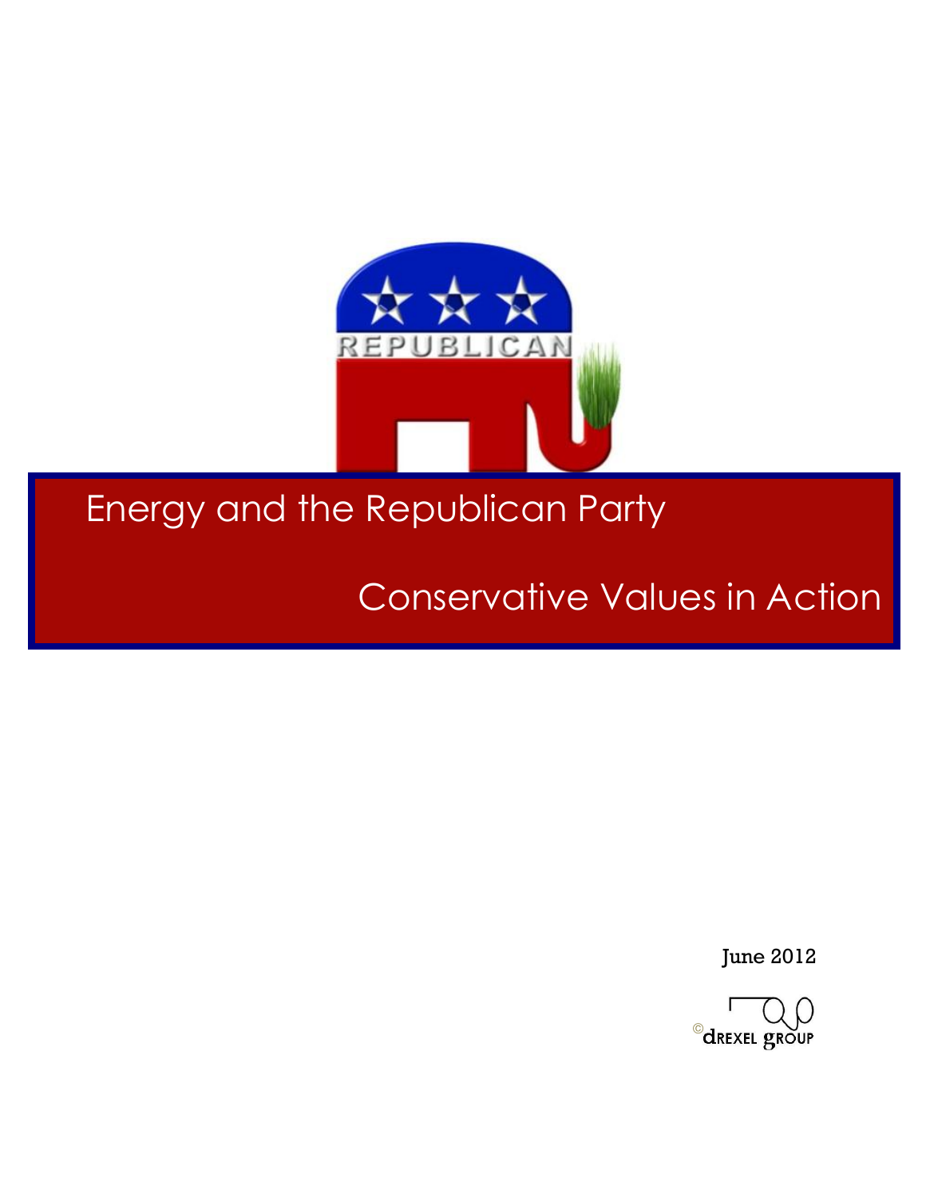# Energy and the Republican Party

## Conservative Values in Action

June 2012

© Drexel Group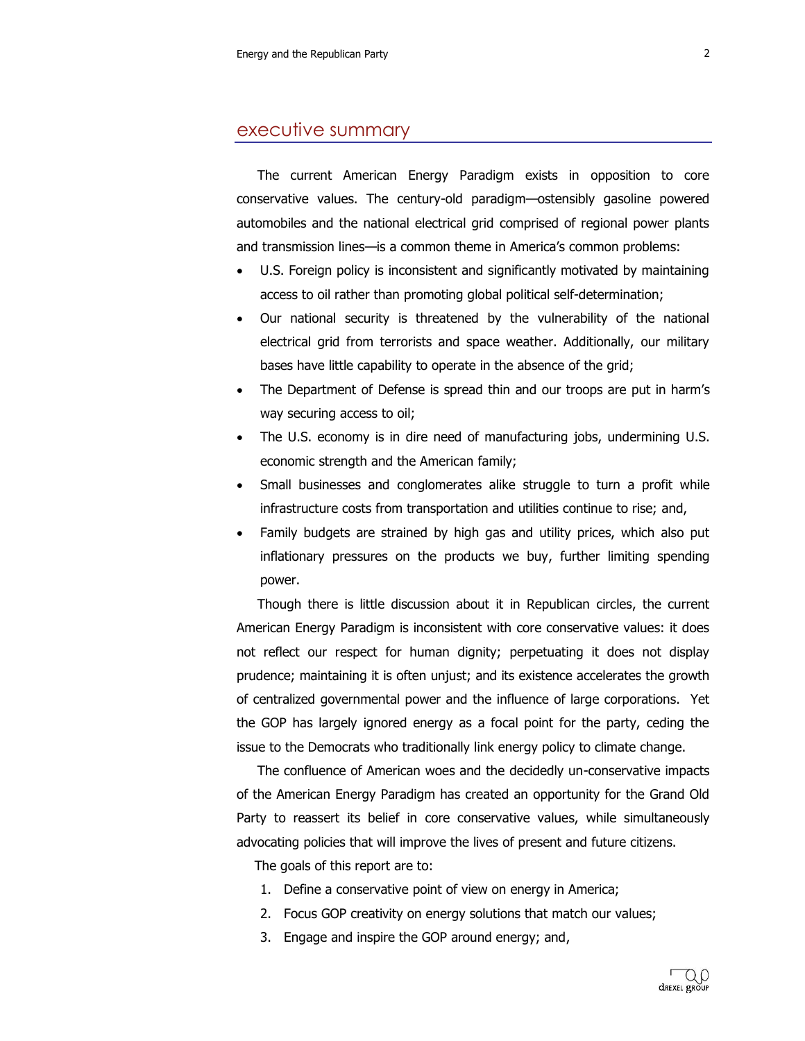## executive summary

The current American Energy Paradigm exists in opposition to core conservative values. The century-old paradigm—ostensibly gasoline powered automobiles and the national electrical grid comprised of regional power plants and transmission lines—is a common theme in America's common problems:

- U.S. Foreign policy is inconsistent and significantly motivated by maintaining access to oil rather than promoting global political self-determination;
- Our national security is threatened by the vulnerability of the national electrical grid from terrorists and space weather. Additionally, our military bases have little capability to operate in the absence of the grid;
- The Department of Defense is spread thin and our troops are put in harm's way securing access to oil;
- The U.S. economy is in dire need of manufacturing jobs, undermining U.S. economic strength and the American family;
- Small businesses and conglomerates alike struggle to turn a profit while infrastructure costs from transportation and utilities continue to rise; and,
- Family budgets are strained by high gas and utility prices, which also put inflationary pressures on the products we buy, further limiting spending power.

Though there is little discussion about it in Republican circles, the current American Energy Paradigm is inconsistent with core conservative values: it does not reflect our respect for human dignity; perpetuating it does not display prudence; maintaining it is often unjust; and its existence accelerates the growth of centralized governmental power and the influence of large corporations. Yet the GOP has largely ignored energy as a focal point for the party, ceding the issue to the Democrats who traditionally link energy policy to climate change.

The confluence of American woes and the decidedly un-conservative impacts of the American Energy Paradigm has created an opportunity for the Grand Old Party to reassert its belief in core conservative values, while simultaneously advocating policies that will improve the lives of present and future citizens.

The goals of this report are to:

1. Define a conservative point of view on energy in America;
2. Focus GOP creativity on energy solutions that match our values;
3. Engage and inspire the GOP around energy; and,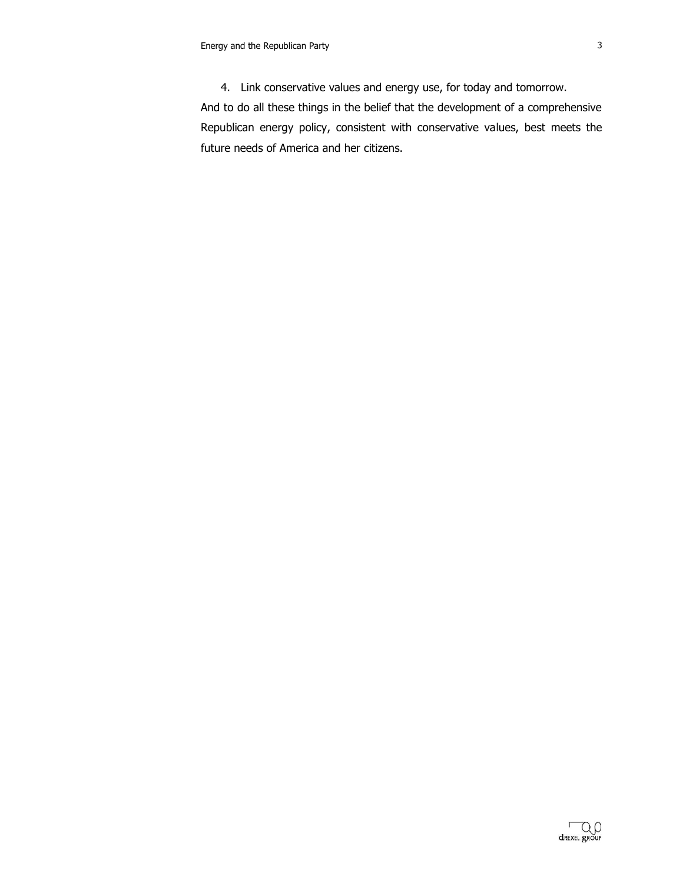4. Link conservative values and energy use, for today and tomorrow.

And to do all these things in the belief that the development of a comprehensive Republican energy policy, consistent with conservative values, best meets the future needs of America and her citizens.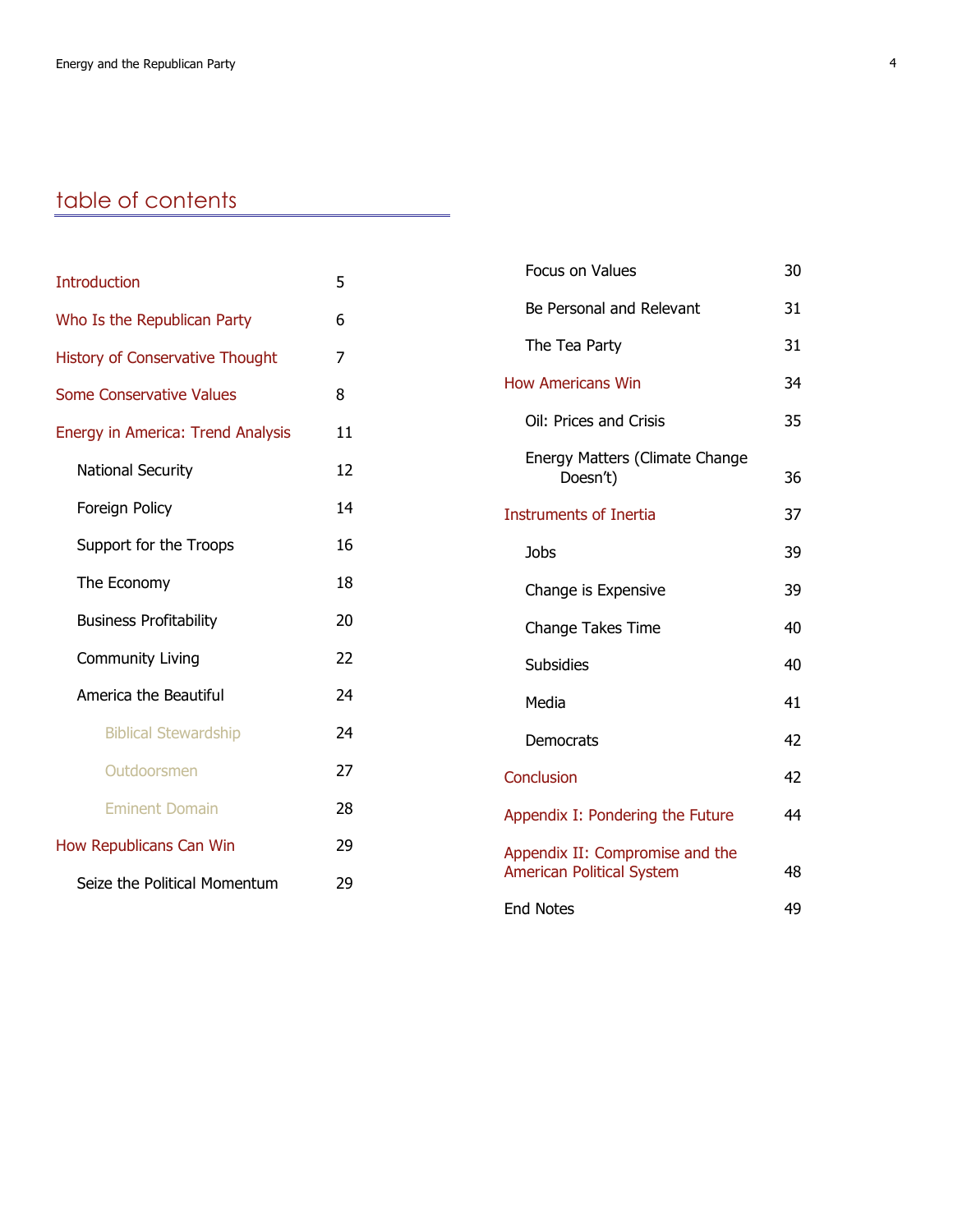## table of contents

| | |
|---|---|
| Introduction | 5 |
| Who Is the Republican Party | 6 |
| History of Conservative Thought | 7 |
| Some Conservative Values | 8 |
| Energy in America: Trend Analysis | 11 |
| National Security | 12 |
| Foreign Policy | 14 |
| Support for the Troops | 16 |
| The Economy | 18 |
| Business Profitability | 20 |
| Community Living | 22 |
| America the Beautiful | 24 |
| Biblical Stewardship | 24 |
| Outdoorsmen | 27 |
| Eminent Domain | 28 |
| How Republicans Can Win | 29 |
| Seize the Political Momentum | 29 |
| Focus on Values | 30 |
| Be Personal and Relevant | 31 |
| The Tea Party | 31 |
| How Americans Win | 34 |
| Oil: Prices and Crisis | 35 |
| Energy Matters (Climate Change Doesn't) | 36 |
| Instruments of Inertia | 37 |
| Jobs | 39 |
| Change is Expensive | 39 |
| Change Takes Time | 40 |
| Subsidies | 40 |
| Media | 41 |
| Democrats | 42 |
| Conclusion | 42 |
| Appendix I: Pondering the Future | 44 |
| Appendix II: Compromise and the American Political System | 48 |
| End Notes | 49 |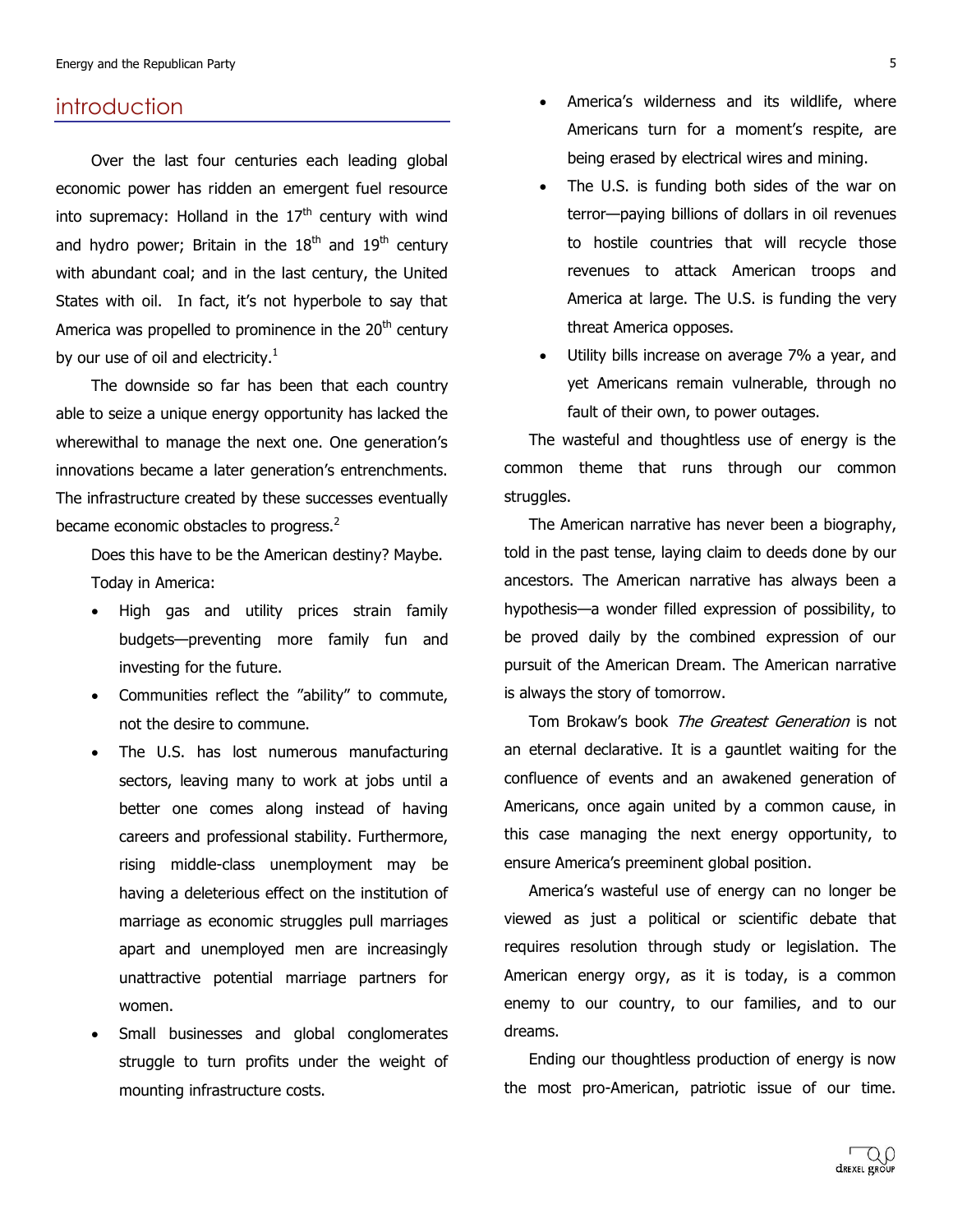## introduction

Over the last four centuries each leading global economic power has ridden an emergent fuel resource into supremacy: Holland in the $17^{th}$ century with wind and hydro power; Britain in the $18^{th}$ and $19^{th}$ century with abundant coal; and in the last century, the United States with oil. In fact, it's not hyperbole to say that America was propelled to prominence in the $20^{th}$ century by our use of oil and electricity.[1]

The downside so far has been that each country able to seize a unique energy opportunity has lacked the wherewithal to manage the next one. One generation's innovations became a later generation's entrenchments. The infrastructure created by these successes eventually became economic obstacles to progress.[2]

Does this have to be the American destiny? Maybe. Today in America:

- High gas and utility prices strain family budgets—preventing more family fun and investing for the future.
- Communities reflect the "ability" to commute, not the desire to commune.
- The U.S. has lost numerous manufacturing sectors, leaving many to work at jobs until a better one comes along instead of having careers and professional stability. Furthermore, rising middle-class unemployment may be having a deleterious effect on the institution of marriage as economic struggles pull marriages apart and unemployed men are increasingly unattractive potential marriage partners for women.
- Small businesses and global conglomerates struggle to turn profits under the weight of mounting infrastructure costs.
- America's wilderness and its wildlife, where Americans turn for a moment's respite, are being erased by electrical wires and mining.
- The U.S. is funding both sides of the war on terror—paying billions of dollars in oil revenues to hostile countries that will recycle those revenues to attack American troops and America at large. The U.S. is funding the very threat America opposes.
- Utility bills increase on average 7% a year, and yet Americans remain vulnerable, through no fault of their own, to power outages.

The wasteful and thoughtless use of energy is the common theme that runs through our common struggles.

The American narrative has never been a biography, told in the past tense, laying claim to deeds done by our ancestors. The American narrative has always been a hypothesis—a wonder filled expression of possibility, to be proved daily by the combined expression of our pursuit of the American Dream. The American narrative is always the story of tomorrow.

Tom Brokaw's book *The Greatest Generation* is not an eternal declarative. It is a gauntlet waiting for the confluence of events and an awakened generation of Americans, once again united by a common cause, in this case managing the next energy opportunity, to ensure America's preeminent global position.

America's wasteful use of energy can no longer be viewed as just a political or scientific debate that requires resolution through study or legislation. The American energy orgy, as it is today, is a common enemy to our country, to our families, and to our dreams.

Ending our thoughtless production of energy is now the most pro-American, patriotic issue of our time.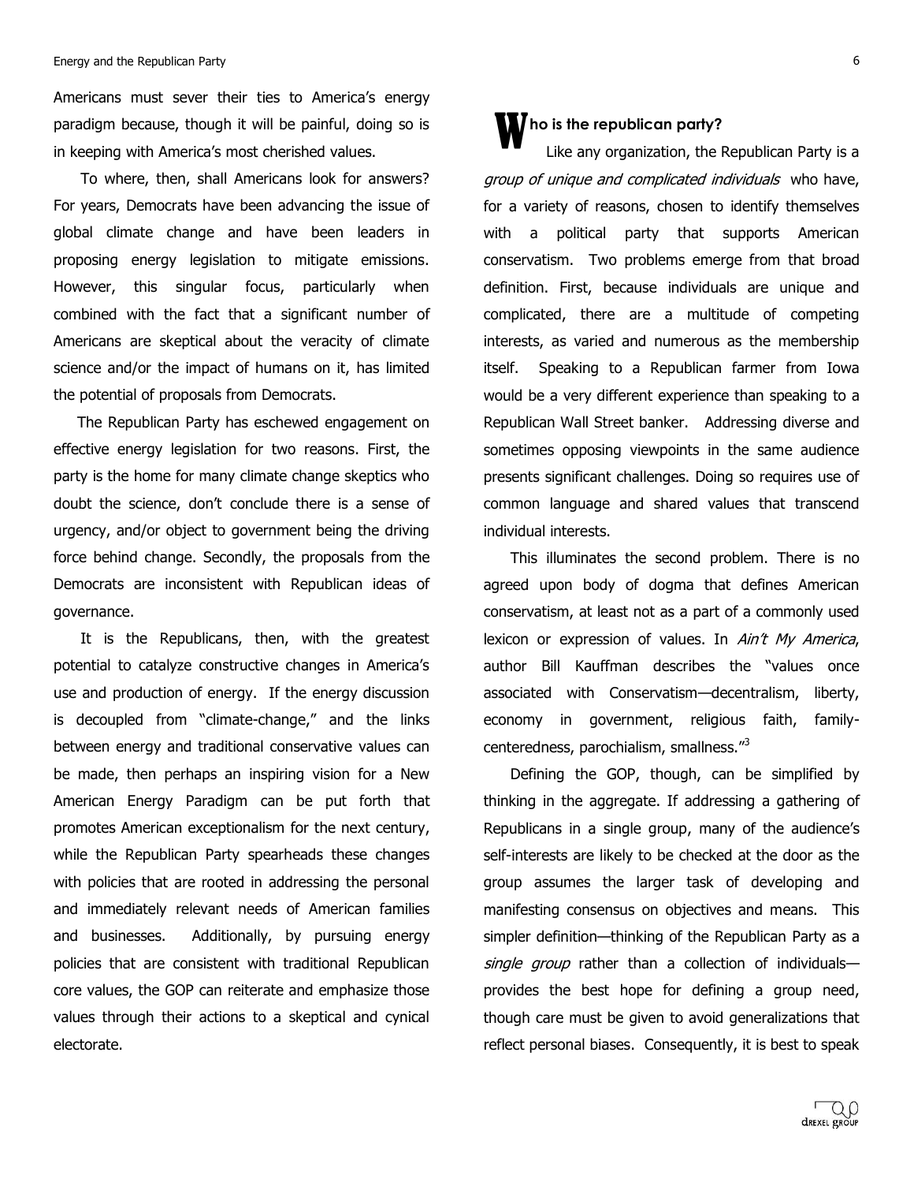Americans must sever their ties to America's energy paradigm because, though it will be painful, doing so is in keeping with America's most cherished values.

To where, then, shall Americans look for answers? For years, Democrats have been advancing the issue of global climate change and have been leaders in proposing energy legislation to mitigate emissions. However, this singular focus, particularly when combined with the fact that a significant number of Americans are skeptical about the veracity of climate science and/or the impact of humans on it, has limited the potential of proposals from Democrats.

The Republican Party has eschewed engagement on effective energy legislation for two reasons. First, the party is the home for many climate change skeptics who doubt the science, don't conclude there is a sense of urgency, and/or object to government being the driving force behind change. Secondly, the proposals from the Democrats are inconsistent with Republican ideas of governance.

It is the Republicans, then, with the greatest potential to catalyze constructive changes in America's use and production of energy. If the energy discussion is decoupled from "climate-change," and the links between energy and traditional conservative values can be made, then perhaps an inspiring vision for a New American Energy Paradigm can be put forth that promotes American exceptionalism for the next century, while the Republican Party spearheads these changes with policies that are rooted in addressing the personal and immediately relevant needs of American families and businesses. Additionally, by pursuing energy policies that are consistent with traditional Republican core values, the GOP can reiterate and emphasize those values through their actions to a skeptical and cynical electorate.

## Who is the republican party?

Like any organization, the Republican Party is a *group of unique and complicated individuals* who have, for a variety of reasons, chosen to identify themselves with a political party that supports American conservatism. Two problems emerge from that broad definition. First, because individuals are unique and complicated, there are a multitude of competing interests, as varied and numerous as the membership itself. Speaking to a Republican farmer from Iowa would be a very different experience than speaking to a Republican Wall Street banker. Addressing diverse and sometimes opposing viewpoints in the same audience presents significant challenges. Doing so requires use of common language and shared values that transcend individual interests.

This illuminates the second problem. There is no agreed upon body of dogma that defines American conservatism, at least not as a part of a commonly used lexicon or expression of values. In *Ain't My America*, author Bill Kauffman describes the "values once associated with Conservatism—decentralism, liberty, economy in government, religious faith, family-centeredness, parochialism, smallness."[3]

Defining the GOP, though, can be simplified by thinking in the aggregate. If addressing a gathering of Republicans in a single group, many of the audience's self-interests are likely to be checked at the door as the group assumes the larger task of developing and manifesting consensus on objectives and means. This simpler definition—thinking of the Republican Party as a *single group* rather than a collection of individuals—provides the best hope for defining a group need, though care must be given to avoid generalizations that reflect personal biases. Consequently, it is best to speak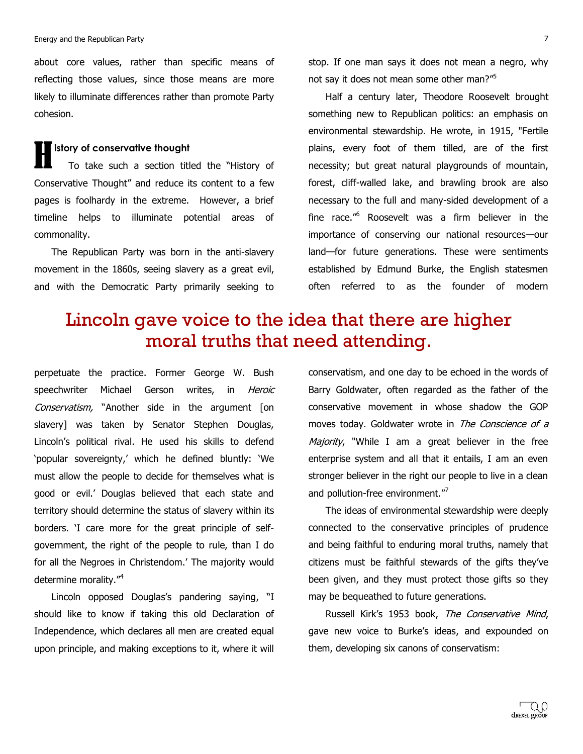about core values, rather than specific means of reflecting those values, since those means are more likely to illuminate differences rather than promote Party cohesion.

## History of conservative thought

To take such a section titled the "History of Conservative Thought" and reduce its content to a few pages is foolhardy in the extreme. However, a brief timeline helps to illuminate potential areas of commonality.

The Republican Party was born in the anti-slavery movement in the 1860s, seeing slavery as a great evil, and with the Democratic Party primarily seeking to perpetuate the practice. Former George W. Bush speechwriter Michael Gerson writes, in *Heroic Conservatism,* "Another side in the argument [on slavery] was taken by Senator Stephen Douglas, Lincoln's political rival. He used his skills to defend 'popular sovereignty,' which he defined bluntly: 'We must allow the people to decide for themselves what is good or evil.' Douglas believed that each state and territory should determine the status of slavery within its borders. 'I care more for the great principle of self-government, the right of the people to rule, than I do for all the Negroes in Christendom.' The majority would determine morality."[4]

Lincoln opposed Douglas's pandering saying, "I should like to know if taking this old Declaration of Independence, which declares all men are created equal upon principle, and making exceptions to it, where it will stop. If one man says it does not mean a negro, why not say it does not mean some other man?"[5]

**Lincoln gave voice to the idea that there are higher moral truths that need attending.**

Half a century later, Theodore Roosevelt brought something new to Republican politics: an emphasis on environmental stewardship. He wrote, in 1915, "Fertile plains, every foot of them tilled, are of the first necessity; but great natural playgrounds of mountain, forest, cliff-walled lake, and brawling brook are also necessary to the full and many-sided development of a fine race."[6] Roosevelt was a firm believer in the importance of conserving our national resources—our land—for future generations. These were sentiments established by Edmund Burke, the English statesmen often referred to as the founder of modern conservatism, and one day to be echoed in the words of Barry Goldwater, often regarded as the father of the conservative movement in whose shadow the GOP moves today. Goldwater wrote in *The Conscience of a Majority*, "While I am a great believer in the free enterprise system and all that it entails, I am an even stronger believer in the right our people to live in a clean and pollution-free environment."[7]

The ideas of environmental stewardship were deeply connected to the conservative principles of prudence and being faithful to enduring moral truths, namely that citizens must be faithful stewards of the gifts they've been given, and they must protect those gifts so they may be bequeathed to future generations.

Russell Kirk's 1953 book, *The Conservative Mind*, gave new voice to Burke's ideas, and expounded on them, developing six canons of conservatism: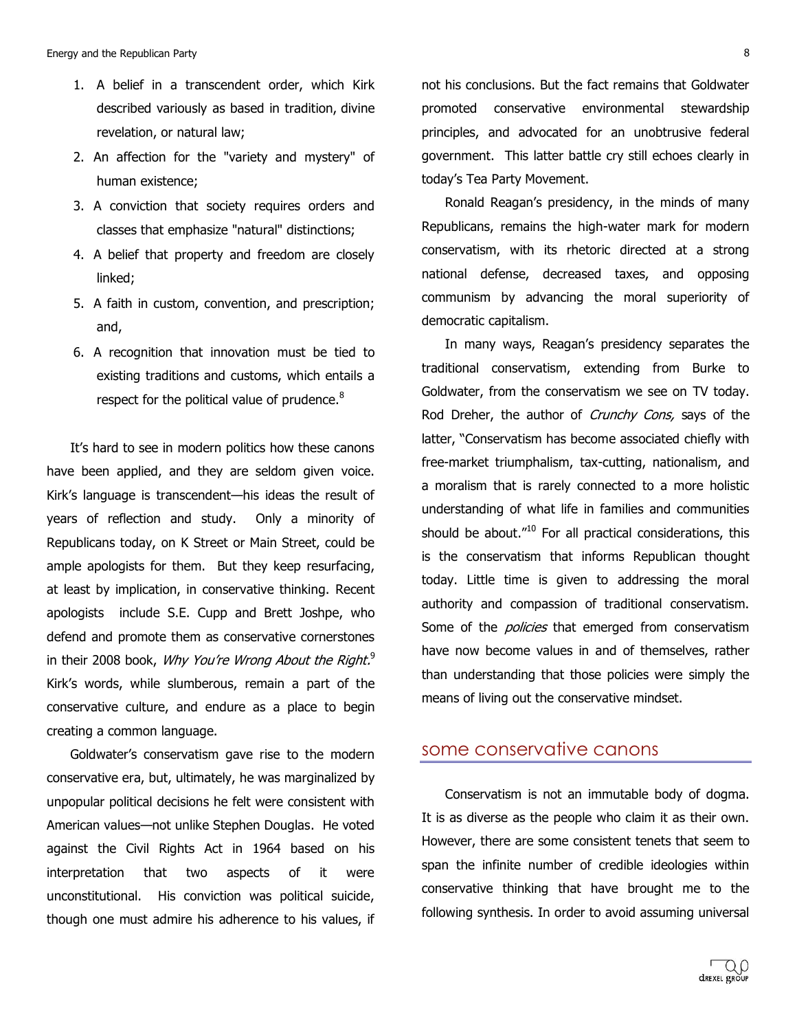1. A belief in a transcendent order, which Kirk described variously as based in tradition, divine revelation, or natural law;
2. An affection for the "variety and mystery" of human existence;
3. A conviction that society requires orders and classes that emphasize "natural" distinctions;
4. A belief that property and freedom are closely linked;
5. A faith in custom, convention, and prescription; and,
6. A recognition that innovation must be tied to existing traditions and customs, which entails a respect for the political value of prudence.[8]

It's hard to see in modern politics how these canons have been applied, and they are seldom given voice. Kirk's language is transcendent—his ideas the result of years of reflection and study. Only a minority of Republicans today, on K Street or Main Street, could be ample apologists for them. But they keep resurfacing, at least by implication, in conservative thinking. Recent apologists include S.E. Cupp and Brett Joshpe, who defend and promote them as conservative cornerstones in their 2008 book, *Why You're Wrong About the Right.*[9] Kirk's words, while slumberous, remain a part of the conservative culture, and endure as a place to begin creating a common language.

Goldwater's conservatism gave rise to the modern conservative era, but, ultimately, he was marginalized by unpopular political decisions he felt were consistent with American values—not unlike Stephen Douglas. He voted against the Civil Rights Act in 1964 based on his interpretation that two aspects of it were unconstitutional. His conviction was political suicide, though one must admire his adherence to his values, if not his conclusions. But the fact remains that Goldwater promoted conservative environmental stewardship principles, and advocated for an unobtrusive federal government. This latter battle cry still echoes clearly in today's Tea Party Movement.

Ronald Reagan's presidency, in the minds of many Republicans, remains the high-water mark for modern conservatism, with its rhetoric directed at a strong national defense, decreased taxes, and opposing communism by advancing the moral superiority of democratic capitalism.

In many ways, Reagan's presidency separates the traditional conservatism, extending from Burke to Goldwater, from the conservatism we see on TV today. Rod Dreher, the author of *Crunchy Cons,* says of the latter, "Conservatism has become associated chiefly with free-market triumphalism, tax-cutting, nationalism, and a moralism that is rarely connected to a more holistic understanding of what life in families and communities should be about."[10] For all practical considerations, this is the conservatism that informs Republican thought today. Little time is given to addressing the moral authority and compassion of traditional conservatism. Some of the *policies* that emerged from conservatism have now become values in and of themselves, rather than understanding that those policies were simply the means of living out the conservative mindset.

## some conservative canons

Conservatism is not an immutable body of dogma. It is as diverse as the people who claim it as their own. However, there are some consistent tenets that seem to span the infinite number of credible ideologies within conservative thinking that have brought me to the following synthesis. In order to avoid assuming universal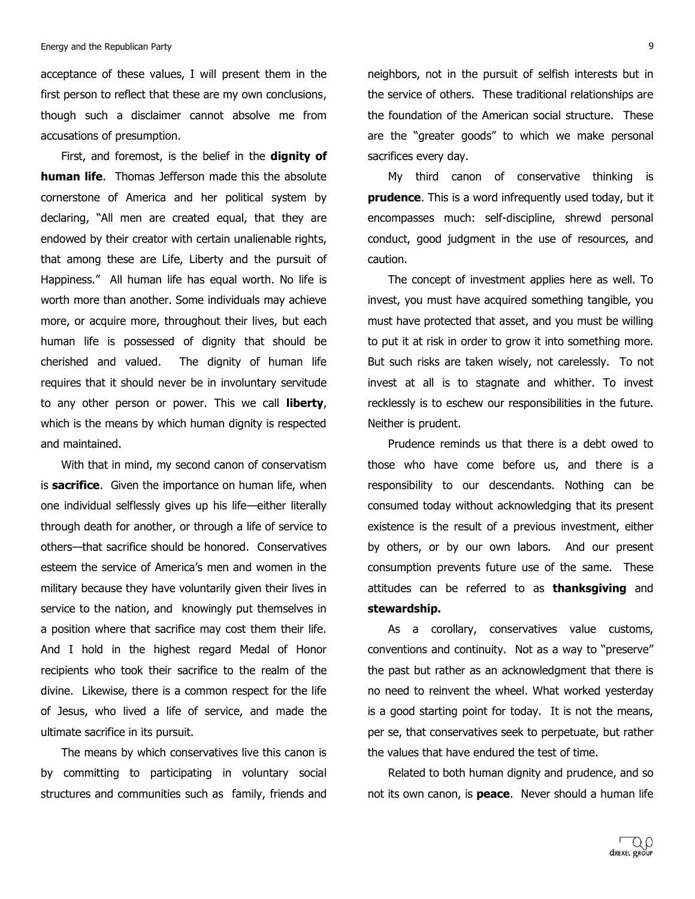acceptance of these values, I will present them in the first person to reflect that these are my own conclusions, though such a disclaimer cannot absolve me from accusations of presumption.

First, and foremost, is the belief in the **dignity of human life**. Thomas Jefferson made this the absolute cornerstone of America and her political system by declaring, "All men are created equal, that they are endowed by their creator with certain unalienable rights, that among these are Life, Liberty and the pursuit of Happiness." All human life has equal worth. No life is worth more than another. Some individuals may achieve more, or acquire more, throughout their lives, but each human life is possessed of dignity that should be cherished and valued. The dignity of human life requires that it should never be in involuntary servitude to any other person or power. This we call **liberty**, which is the means by which human dignity is respected and maintained.

With that in mind, my second canon of conservatism is **sacrifice**. Given the importance on human life, when one individual selflessly gives up his life—either literally through death for another, or through a life of service to others—that sacrifice should be honored. Conservatives esteem the service of America's men and women in the military because they have voluntarily given their lives in service to the nation, and knowingly put themselves in a position where that sacrifice may cost them their life. And I hold in the highest regard Medal of Honor recipients who took their sacrifice to the realm of the divine. Likewise, there is a common respect for the life of Jesus, who lived a life of service, and made the ultimate sacrifice in its pursuit.

The means by which conservatives live this canon is by committing to participating in voluntary social structures and communities such as family, friends and neighbors, not in the pursuit of selfish interests but in the service of others. These traditional relationships are the foundation of the American social structure. These are the "greater goods" to which we make personal sacrifices every day.

My third canon of conservative thinking is **prudence**. This is a word infrequently used today, but it encompasses much: self-discipline, shrewd personal conduct, good judgment in the use of resources, and caution.

The concept of investment applies here as well. To invest, you must have acquired something tangible, you must have protected that asset, and you must be willing to put it at risk in order to grow it into something more. But such risks are taken wisely, not carelessly. To not invest at all is to stagnate and whither. To invest recklessly is to eschew our responsibilities in the future. Neither is prudent.

Prudence reminds us that there is a debt owed to those who have come before us, and there is a responsibility to our descendants. Nothing can be consumed today without acknowledging that its present existence is the result of a previous investment, either by others, or by our own labors. And our present consumption prevents future use of the same. These attitudes can be referred to as **thanksgiving** and **stewardship.**

As a corollary, conservatives value customs, conventions and continuity. Not as a way to "preserve" the past but rather as an acknowledgment that there is no need to reinvent the wheel. What worked yesterday is a good starting point for today. It is not the means, per se, that conservatives seek to perpetuate, but rather the values that have endured the test of time.

Related to both human dignity and prudence, and so not its own canon, is **peace**. Never should a human life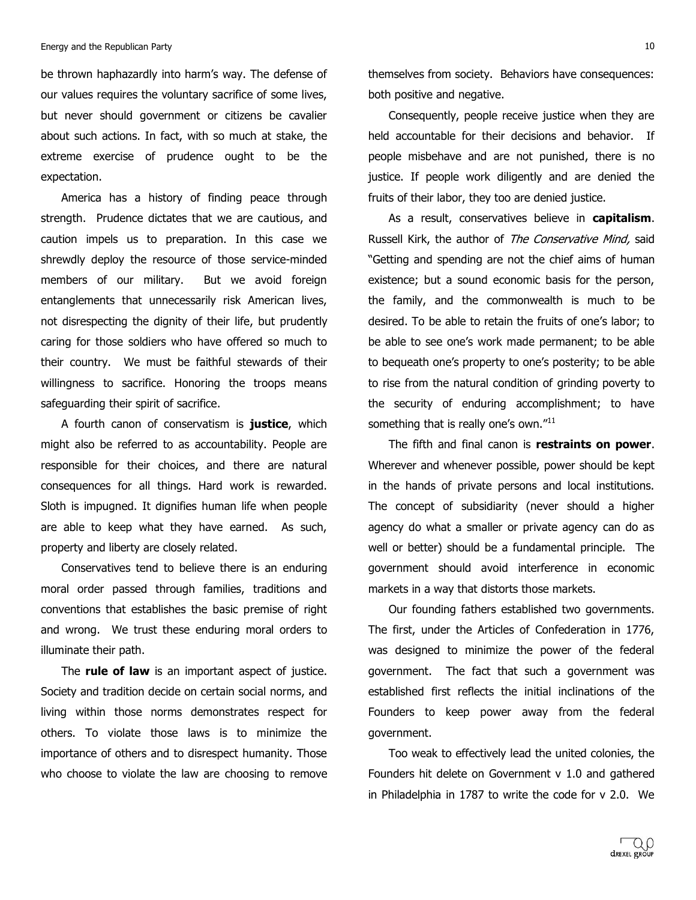be thrown haphazardly into harm's way. The defense of our values requires the voluntary sacrifice of some lives, but never should government or citizens be cavalier about such actions. In fact, with so much at stake, the extreme exercise of prudence ought to be the expectation.

America has a history of finding peace through strength. Prudence dictates that we are cautious, and caution impels us to preparation. In this case we shrewdly deploy the resource of those service-minded members of our military. But we avoid foreign entanglements that unnecessarily risk American lives, not disrespecting the dignity of their life, but prudently caring for those soldiers who have offered so much to their country. We must be faithful stewards of their willingness to sacrifice. Honoring the troops means safeguarding their spirit of sacrifice.

A fourth canon of conservatism is **justice**, which might also be referred to as accountability. People are responsible for their choices, and there are natural consequences for all things. Hard work is rewarded. Sloth is impugned. It dignifies human life when people are able to keep what they have earned. As such, property and liberty are closely related.

Conservatives tend to believe there is an enduring moral order passed through families, traditions and conventions that establishes the basic premise of right and wrong. We trust these enduring moral orders to illuminate their path.

The **rule of law** is an important aspect of justice. Society and tradition decide on certain social norms, and living within those norms demonstrates respect for others. To violate those laws is to minimize the importance of others and to disrespect humanity. Those who choose to violate the law are choosing to remove themselves from society. Behaviors have consequences: both positive and negative.

Consequently, people receive justice when they are held accountable for their decisions and behavior. If people misbehave and are not punished, there is no justice. If people work diligently and are denied the fruits of their labor, they too are denied justice.

As a result, conservatives believe in **capitalism**. Russell Kirk, the author of *The Conservative Mind,* said "Getting and spending are not the chief aims of human existence; but a sound economic basis for the person, the family, and the commonwealth is much to be desired. To be able to retain the fruits of one's labor; to be able to see one's work made permanent; to be able to bequeath one's property to one's posterity; to be able to rise from the natural condition of grinding poverty to the security of enduring accomplishment; to have something that is really one's own."[11]

The fifth and final canon is **restraints on power**. Wherever and whenever possible, power should be kept in the hands of private persons and local institutions. The concept of subsidiarity (never should a higher agency do what a smaller or private agency can do as well or better) should be a fundamental principle. The government should avoid interference in economic markets in a way that distorts those markets.

Our founding fathers established two governments. The first, under the Articles of Confederation in 1776, was designed to minimize the power of the federal government. The fact that such a government was established first reflects the initial inclinations of the Founders to keep power away from the federal government.

Too weak to effectively lead the united colonies, the Founders hit delete on Government v 1.0 and gathered in Philadelphia in 1787 to write the code for v 2.0. We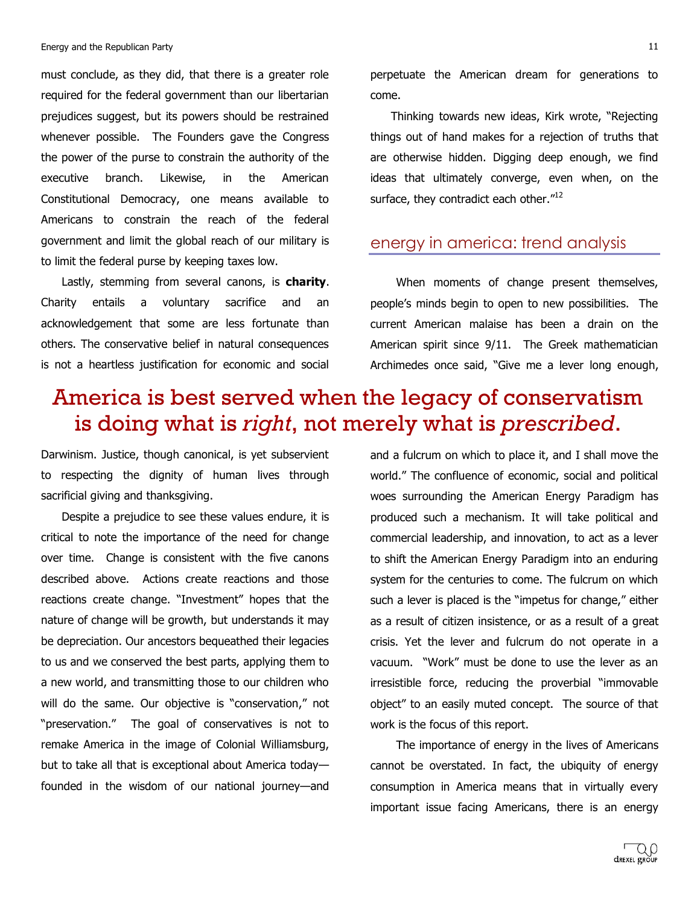must conclude, as they did, that there is a greater role required for the federal government than our libertarian prejudices suggest, but its powers should be restrained whenever possible. The Founders gave the Congress the power of the purse to constrain the authority of the executive branch. Likewise, in the American Constitutional Democracy, one means available to Americans to constrain the reach of the federal government and limit the global reach of our military is to limit the federal purse by keeping taxes low.

Lastly, stemming from several canons, is **charity**. Charity entails a voluntary sacrifice and an acknowledgement that some are less fortunate than others. The conservative belief in natural consequences is not a heartless justification for economic and social Darwinism. Justice, though canonical, is yet subservient to respecting the dignity of human lives through sacrificial giving and thanksgiving.

Despite a prejudice to see these values endure, it is critical to note the importance of the need for change over time. Change is consistent with the five canons described above. Actions create reactions and those reactions create change. "Investment" hopes that the nature of change will be growth, but understands it may be depreciation. Our ancestors bequeathed their legacies to us and we conserved the best parts, applying them to a new world, and transmitting those to our children who will do the same. Our objective is "conservation," not "preservation." The goal of conservatives is not to remake America in the image of Colonial Williamsburg, but to take all that is exceptional about America today—founded in the wisdom of our national journey—and perpetuate the American dream for generations to come.

Thinking towards new ideas, Kirk wrote, "Rejecting things out of hand makes for a rejection of truths that are otherwise hidden. Digging deep enough, we find ideas that ultimately converge, even when, on the surface, they contradict each other."[12]

> **America is best served when the legacy of conservatism is doing what is *right*, not merely what is *prescribed*.**

## energy in america: trend analysis

When moments of change present themselves, people's minds begin to open to new possibilities. The current American malaise has been a drain on the American spirit since 9/11. The Greek mathematician Archimedes once said, "Give me a lever long enough, and a fulcrum on which to place it, and I shall move the world." The confluence of economic, social and political woes surrounding the American Energy Paradigm has produced such a mechanism. It will take political and commercial leadership, and innovation, to act as a lever to shift the American Energy Paradigm into an enduring system for the centuries to come. The fulcrum on which such a lever is placed is the "impetus for change," either as a result of citizen insistence, or as a result of a great crisis. Yet the lever and fulcrum do not operate in a vacuum. "Work" must be done to use the lever as an irresistible force, reducing the proverbial "immovable object" to an easily muted concept. The source of that work is the focus of this report.

The importance of energy in the lives of Americans cannot be overstated. In fact, the ubiquity of energy consumption in America means that in virtually every important issue facing Americans, there is an energy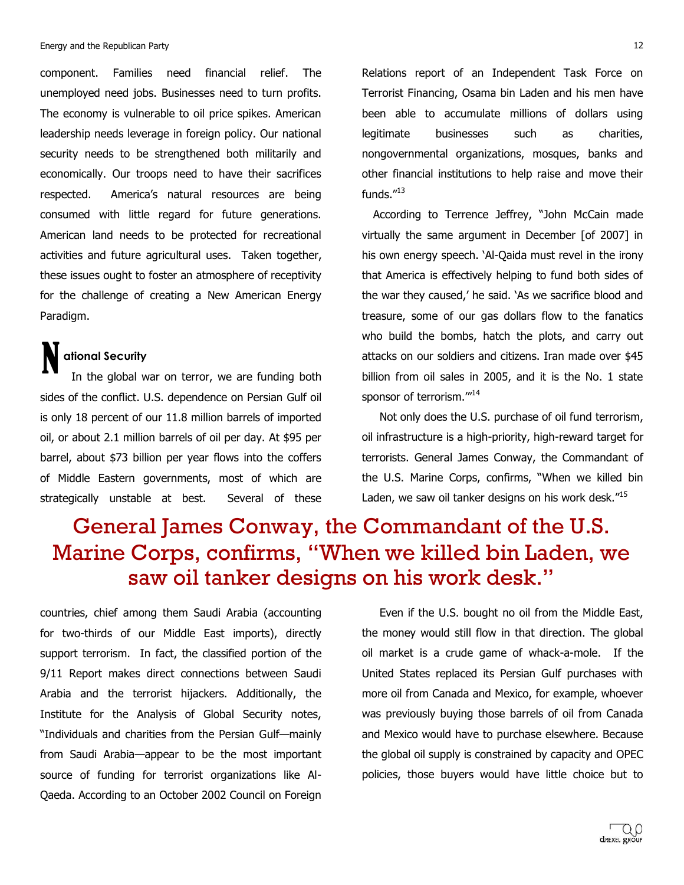component. Families need financial relief. The unemployed need jobs. Businesses need to turn profits. The economy is vulnerable to oil price spikes. American leadership needs leverage in foreign policy. Our national security needs to be strengthened both militarily and economically. Our troops need to have their sacrifices respected. America's natural resources are being consumed with little regard for future generations. American land needs to be protected for recreational activities and future agricultural uses. Taken together, these issues ought to foster an atmosphere of receptivity for the challenge of creating a New American Energy Paradigm.

## National Security

In the global war on terror, we are funding both sides of the conflict. U.S. dependence on Persian Gulf oil is only 18 percent of our 11.8 million barrels of imported oil, or about 2.1 million barrels of oil per day. At $95 per barrel, about $73 billion per year flows into the coffers of Middle Eastern governments, most of which are strategically unstable at best. Several of these countries, chief among them Saudi Arabia (accounting for two-thirds of our Middle East imports), directly support terrorism. In fact, the classified portion of the 9/11 Report makes direct connections between Saudi Arabia and the terrorist hijackers. Additionally, the Institute for the Analysis of Global Security notes, "Individuals and charities from the Persian Gulf—mainly from Saudi Arabia—appear to be the most important source of funding for terrorist organizations like Al-Qaeda. According to an October 2002 Council on Foreign Relations report of an Independent Task Force on Terrorist Financing, Osama bin Laden and his men have been able to accumulate millions of dollars using legitimate businesses such as charities, nongovernmental organizations, mosques, banks and other financial institutions to help raise and move their funds."[13]

According to Terrence Jeffrey, "John McCain made virtually the same argument in December [of 2007] in his own energy speech. 'Al-Qaida must revel in the irony that America is effectively helping to fund both sides of the war they caused,' he said. 'As we sacrifice blood and treasure, some of our gas dollars flow to the fanatics who build the bombs, hatch the plots, and carry out attacks on our soldiers and citizens. Iran made over $45 billion from oil sales in 2005, and it is the No. 1 state sponsor of terrorism.'"[14]

Not only does the U.S. purchase of oil fund terrorism, oil infrastructure is a high-priority, high-reward target for terrorists. General James Conway, the Commandant of the U.S. Marine Corps, confirms, "When we killed bin Laden, we saw oil tanker designs on his work desk."[15]

> General James Conway, the Commandant of the U.S. Marine Corps, confirms, "When we killed bin Laden, we saw oil tanker designs on his work desk."

Even if the U.S. bought no oil from the Middle East, the money would still flow in that direction. The global oil market is a crude game of whack-a-mole. If the United States replaced its Persian Gulf purchases with more oil from Canada and Mexico, for example, whoever was previously buying those barrels of oil from Canada and Mexico would have to purchase elsewhere. Because the global oil supply is constrained by capacity and OPEC policies, those buyers would have little choice but to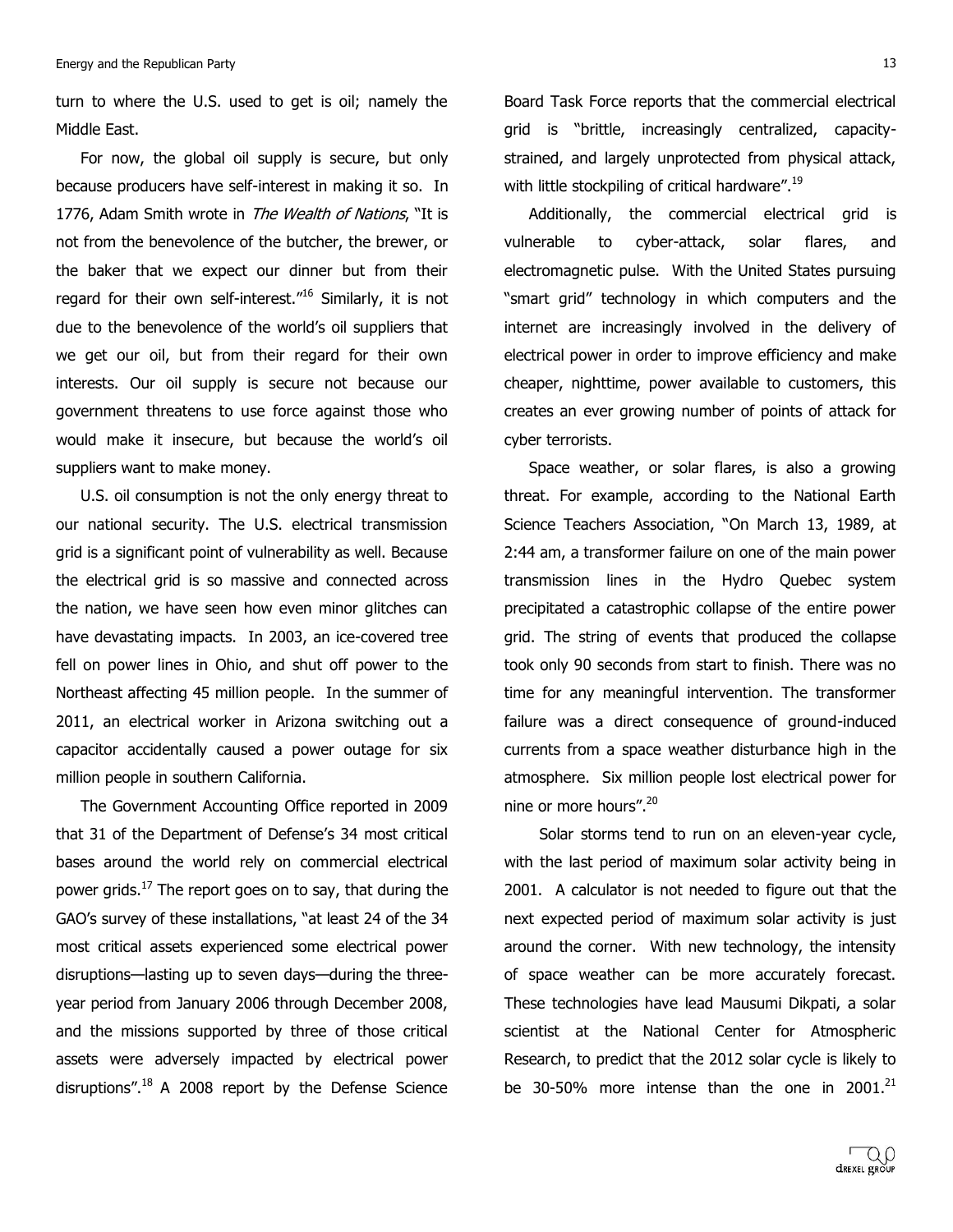turn to where the U.S. used to get is oil; namely the Middle East.

For now, the global oil supply is secure, but only because producers have self-interest in making it so. In 1776, Adam Smith wrote in *The Wealth of Nations*, "It is not from the benevolence of the butcher, the brewer, or the baker that we expect our dinner but from their regard for their own self-interest."[16] Similarly, it is not due to the benevolence of the world's oil suppliers that we get our oil, but from their regard for their own interests. Our oil supply is secure not because our government threatens to use force against those who would make it insecure, but because the world's oil suppliers want to make money.

U.S. oil consumption is not the only energy threat to our national security. The U.S. electrical transmission grid is a significant point of vulnerability as well. Because the electrical grid is so massive and connected across the nation, we have seen how even minor glitches can have devastating impacts. In 2003, an ice-covered tree fell on power lines in Ohio, and shut off power to the Northeast affecting 45 million people. In the summer of 2011, an electrical worker in Arizona switching out a capacitor accidentally caused a power outage for six million people in southern California.

The Government Accounting Office reported in 2009 that 31 of the Department of Defense's 34 most critical bases around the world rely on commercial electrical power grids.[17] The report goes on to say, that during the GAO's survey of these installations, "at least 24 of the 34 most critical assets experienced some electrical power disruptions—lasting up to seven days—during the three-year period from January 2006 through December 2008, and the missions supported by three of those critical assets were adversely impacted by electrical power disruptions".[18] A 2008 report by the Defense Science Board Task Force reports that the commercial electrical grid is "brittle, increasingly centralized, capacity-strained, and largely unprotected from physical attack, with little stockpiling of critical hardware".[19]

Additionally, the commercial electrical grid is vulnerable to cyber-attack, solar flares, and electromagnetic pulse. With the United States pursuing "smart grid" technology in which computers and the internet are increasingly involved in the delivery of electrical power in order to improve efficiency and make cheaper, nighttime, power available to customers, this creates an ever growing number of points of attack for cyber terrorists.

Space weather, or solar flares, is also a growing threat. For example, according to the National Earth Science Teachers Association, "On March 13, 1989, at 2:44 am, a transformer failure on one of the main power transmission lines in the Hydro Quebec system precipitated a catastrophic collapse of the entire power grid. The string of events that produced the collapse took only 90 seconds from start to finish. There was no time for any meaningful intervention. The transformer failure was a direct consequence of ground-induced currents from a space weather disturbance high in the atmosphere. Six million people lost electrical power for nine or more hours".[20]

Solar storms tend to run on an eleven-year cycle, with the last period of maximum solar activity being in 2001. A calculator is not needed to figure out that the next expected period of maximum solar activity is just around the corner. With new technology, the intensity of space weather can be more accurately forecast. These technologies have lead Mausumi Dikpati, a solar scientist at the National Center for Atmospheric Research, to predict that the 2012 solar cycle is likely to be 30-50% more intense than the one in 2001.[21]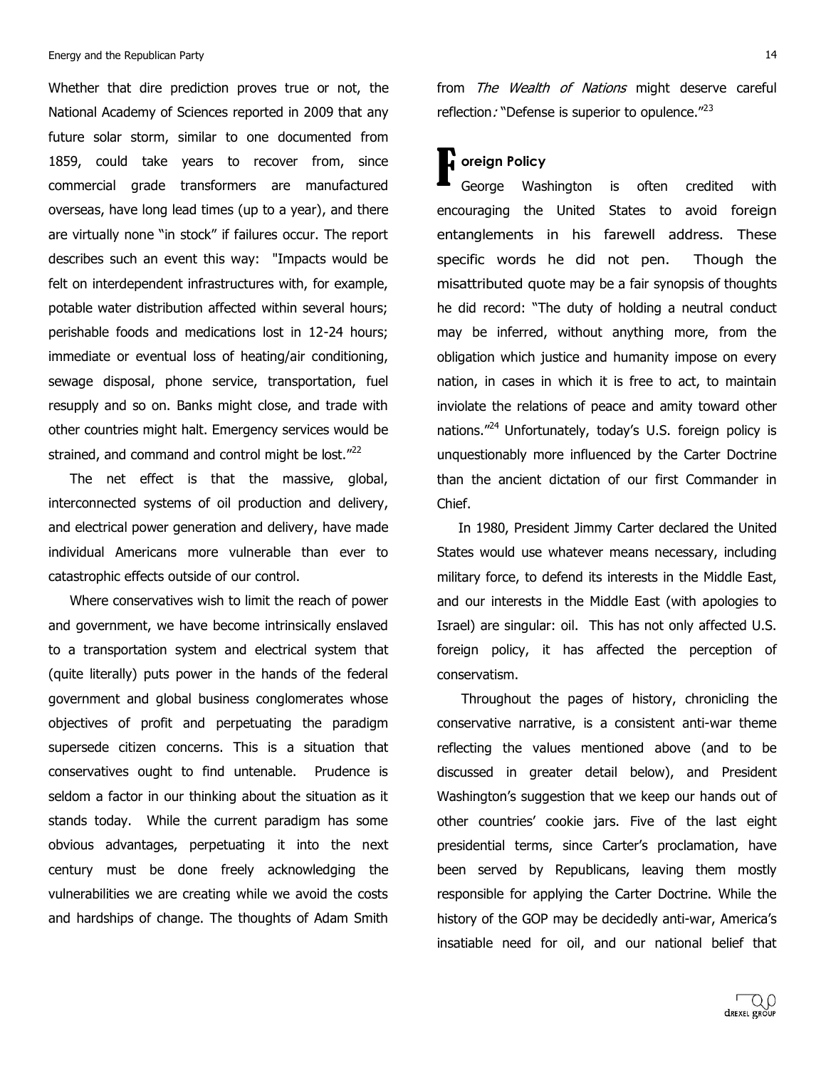Whether that dire prediction proves true or not, the National Academy of Sciences reported in 2009 that any future solar storm, similar to one documented from 1859, could take years to recover from, since commercial grade transformers are manufactured overseas, have long lead times (up to a year), and there are virtually none "in stock" if failures occur. The report describes such an event this way: "Impacts would be felt on interdependent infrastructures with, for example, potable water distribution affected within several hours; perishable foods and medications lost in 12-24 hours; immediate or eventual loss of heating/air conditioning, sewage disposal, phone service, transportation, fuel resupply and so on. Banks might close, and trade with other countries might halt. Emergency services would be strained, and command and control might be lost."[22]

The net effect is that the massive, global, interconnected systems of oil production and delivery, and electrical power generation and delivery, have made individual Americans more vulnerable than ever to catastrophic effects outside of our control.

Where conservatives wish to limit the reach of power and government, we have become intrinsically enslaved to a transportation system and electrical system that (quite literally) puts power in the hands of the federal government and global business conglomerates whose objectives of profit and perpetuating the paradigm supersede citizen concerns. This is a situation that conservatives ought to find untenable. Prudence is seldom a factor in our thinking about the situation as it stands today. While the current paradigm has some obvious advantages, perpetuating it into the next century must be done freely acknowledging the vulnerabilities we are creating while we avoid the costs and hardships of change. The thoughts of Adam Smith from *The Wealth of Nations* might deserve careful reflection: "Defense is superior to opulence."[23]

## Foreign Policy

George Washington is often credited with encouraging the United States to avoid foreign entanglements in his farewell address. These specific words he did not pen. Though the misattributed quote may be a fair synopsis of thoughts he did record: "The duty of holding a neutral conduct may be inferred, without anything more, from the obligation which justice and humanity impose on every nation, in cases in which it is free to act, to maintain inviolate the relations of peace and amity toward other nations."[24] Unfortunately, today's U.S. foreign policy is unquestionably more influenced by the Carter Doctrine than the ancient dictation of our first Commander in Chief.

In 1980, President Jimmy Carter declared the United States would use whatever means necessary, including military force, to defend its interests in the Middle East, and our interests in the Middle East (with apologies to Israel) are singular: oil. This has not only affected U.S. foreign policy, it has affected the perception of conservatism.

Throughout the pages of history, chronicling the conservative narrative, is a consistent anti-war theme reflecting the values mentioned above (and to be discussed in greater detail below), and President Washington's suggestion that we keep our hands out of other countries' cookie jars. Five of the last eight presidential terms, since Carter's proclamation, have been served by Republicans, leaving them mostly responsible for applying the Carter Doctrine. While the history of the GOP may be decidedly anti-war, America's insatiable need for oil, and our national belief that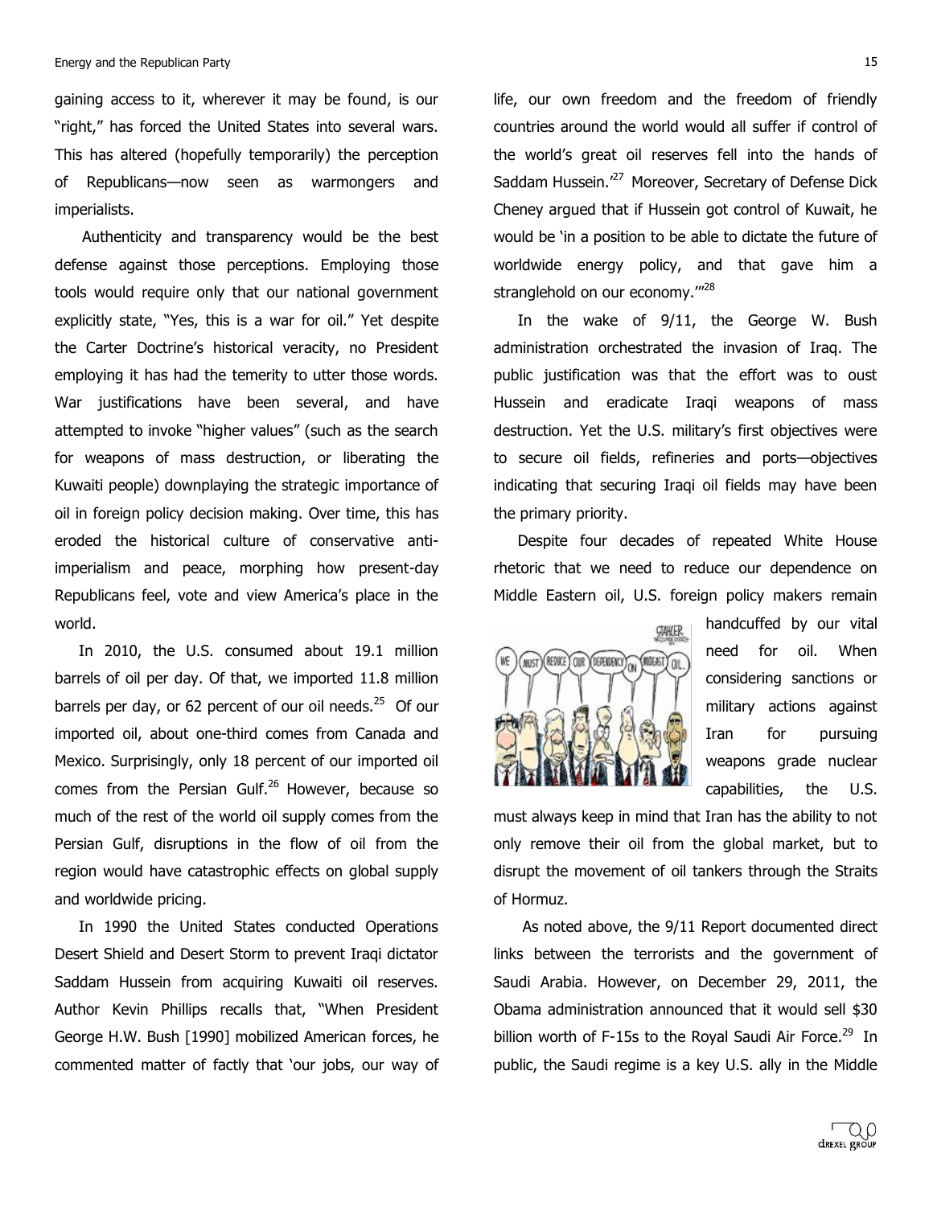gaining access to it, wherever it may be found, is our "right," has forced the United States into several wars. This has altered (hopefully temporarily) the perception of Republicans—now seen as warmongers and imperialists.

Authenticity and transparency would be the best defense against those perceptions. Employing those tools would require only that our national government explicitly state, "Yes, this is a war for oil." Yet despite the Carter Doctrine's historical veracity, no President employing it has had the temerity to utter those words. War justifications have been several, and have attempted to invoke "higher values" (such as the search for weapons of mass destruction, or liberating the Kuwaiti people) downplaying the strategic importance of oil in foreign policy decision making. Over time, this has eroded the historical culture of conservative anti-imperialism and peace, morphing how present-day Republicans feel, vote and view America's place in the world.

In 2010, the U.S. consumed about 19.1 million barrels of oil per day. Of that, we imported 11.8 million barrels per day, or 62 percent of our oil needs.[25] Of our imported oil, about one-third comes from Canada and Mexico. Surprisingly, only 18 percent of our imported oil comes from the Persian Gulf.[26] However, because so much of the rest of the world oil supply comes from the Persian Gulf, disruptions in the flow of oil from the region would have catastrophic effects on global supply and worldwide pricing.

In 1990 the United States conducted Operations Desert Shield and Desert Storm to prevent Iraqi dictator Saddam Hussein from acquiring Kuwaiti oil reserves. Author Kevin Phillips recalls that, "When President George H.W. Bush [1990] mobilized American forces, he commented matter of factly that 'our jobs, our way of life, our own freedom and the freedom of friendly countries around the world would all suffer if control of the world's great oil reserves fell into the hands of Saddam Hussein.'[27] Moreover, Secretary of Defense Dick Cheney argued that if Hussein got control of Kuwait, he would be 'in a position to be able to dictate the future of worldwide energy policy, and that gave him a stranglehold on our economy.'"[28]

In the wake of 9/11, the George W. Bush administration orchestrated the invasion of Iraq. The public justification was that the effort was to oust Hussein and eradicate Iraqi weapons of mass destruction. Yet the U.S. military's first objectives were to secure oil fields, refineries and ports—objectives indicating that securing Iraqi oil fields may have been the primary priority.

Despite four decades of repeated White House rhetoric that we need to reduce our dependence on Middle Eastern oil, U.S. foreign policy makers remain handcuffed by our vital need for oil. When considering sanctions or military actions against Iran for pursuing weapons grade nuclear capabilities, the U.S. must always keep in mind that Iran has the ability to not only remove their oil from the global market, but to disrupt the movement of oil tankers through the Straits of Hormuz.

As noted above, the 9/11 Report documented direct links between the terrorists and the government of Saudi Arabia. However, on December 29, 2011, the Obama administration announced that it would sell $30 billion worth of F-15s to the Royal Saudi Air Force.[29] In public, the Saudi regime is a key U.S. ally in the Middle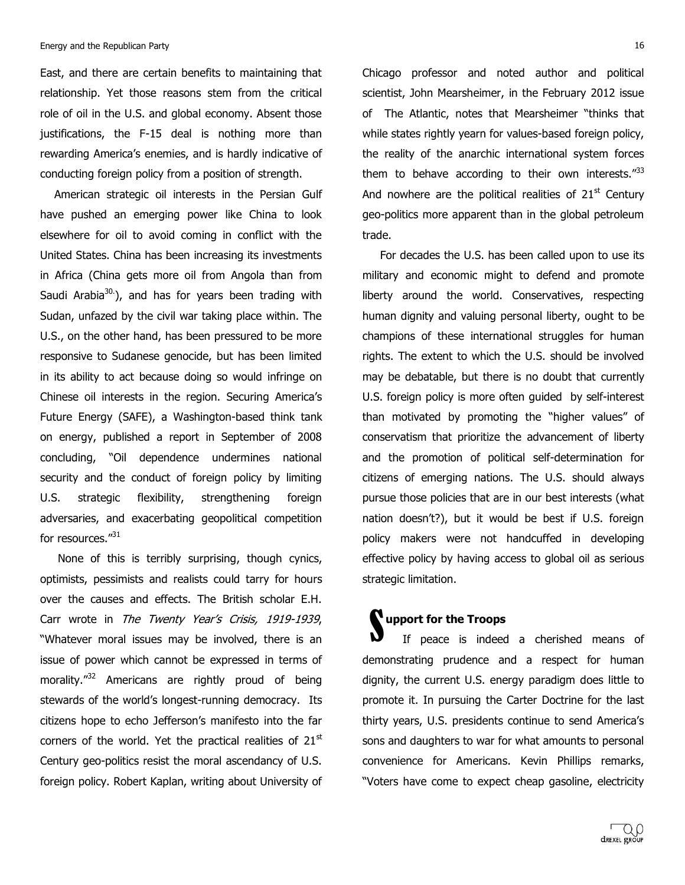East, and there are certain benefits to maintaining that relationship. Yet those reasons stem from the critical role of oil in the U.S. and global economy. Absent those justifications, the F-15 deal is nothing more than rewarding America's enemies, and is hardly indicative of conducting foreign policy from a position of strength.

American strategic oil interests in the Persian Gulf have pushed an emerging power like China to look elsewhere for oil to avoid coming in conflict with the United States. China has been increasing its investments in Africa (China gets more oil from Angola than from Saudi Arabia[30.]), and has for years been trading with Sudan, unfazed by the civil war taking place within. The U.S., on the other hand, has been pressured to be more responsive to Sudanese genocide, but has been limited in its ability to act because doing so would infringe on Chinese oil interests in the region. Securing America's Future Energy (SAFE), a Washington-based think tank on energy, published a report in September of 2008 concluding, "Oil dependence undermines national security and the conduct of foreign policy by limiting U.S. strategic flexibility, strengthening foreign adversaries, and exacerbating geopolitical competition for resources."[31]

None of this is terribly surprising, though cynics, optimists, pessimists and realists could tarry for hours over the causes and effects. The British scholar E.H. Carr wrote in *The Twenty Year's Crisis, 1919-1939*, "Whatever moral issues may be involved, there is an issue of power which cannot be expressed in terms of morality."[32] Americans are rightly proud of being stewards of the world's longest-running democracy. Its citizens hope to echo Jefferson's manifesto into the far corners of the world. Yet the practical realities of 21st Century geo-politics resist the moral ascendancy of U.S. foreign policy. Robert Kaplan, writing about University of Chicago professor and noted author and political scientist, John Mearsheimer, in the February 2012 issue of The Atlantic, notes that Mearsheimer "thinks that while states rightly yearn for values-based foreign policy, the reality of the anarchic international system forces them to behave according to their own interests."[33] And nowhere are the political realities of 21st Century geo-politics more apparent than in the global petroleum trade.

For decades the U.S. has been called upon to use its military and economic might to defend and promote liberty around the world. Conservatives, respecting human dignity and valuing personal liberty, ought to be champions of these international struggles for human rights. The extent to which the U.S. should be involved may be debatable, but there is no doubt that currently U.S. foreign policy is more often guided by self-interest than motivated by promoting the "higher values" of conservatism that prioritize the advancement of liberty and the promotion of political self-determination for citizens of emerging nations. The U.S. should always pursue those policies that are in our best interests (what nation doesn't?), but it would be best if U.S. foreign policy makers were not handcuffed in developing effective policy by having access to global oil as serious strategic limitation.

## Support for the Troops

If peace is indeed a cherished means of demonstrating prudence and a respect for human dignity, the current U.S. energy paradigm does little to promote it. In pursuing the Carter Doctrine for the last thirty years, U.S. presidents continue to send America's sons and daughters to war for what amounts to personal convenience for Americans. Kevin Phillips remarks, "Voters have come to expect cheap gasoline, electricity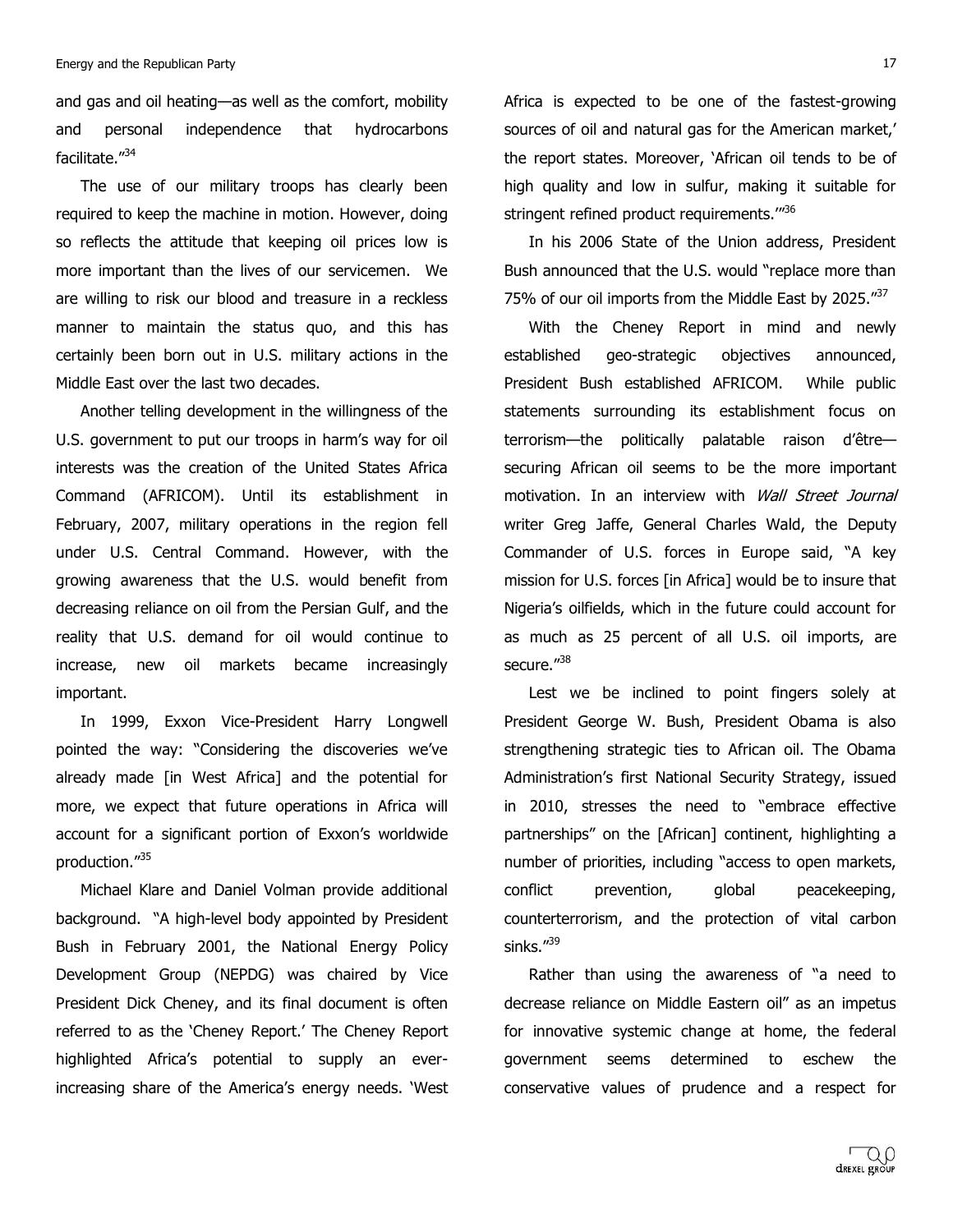and gas and oil heating—as well as the comfort, mobility and personal independence that hydrocarbons facilitate."[34]

The use of our military troops has clearly been required to keep the machine in motion. However, doing so reflects the attitude that keeping oil prices low is more important than the lives of our servicemen. We are willing to risk our blood and treasure in a reckless manner to maintain the status quo, and this has certainly been born out in U.S. military actions in the Middle East over the last two decades.

Another telling development in the willingness of the U.S. government to put our troops in harm's way for oil interests was the creation of the United States Africa Command (AFRICOM). Until its establishment in February, 2007, military operations in the region fell under U.S. Central Command. However, with the growing awareness that the U.S. would benefit from decreasing reliance on oil from the Persian Gulf, and the reality that U.S. demand for oil would continue to increase, new oil markets became increasingly important.

In 1999, Exxon Vice-President Harry Longwell pointed the way: "Considering the discoveries we've already made [in West Africa] and the potential for more, we expect that future operations in Africa will account for a significant portion of Exxon's worldwide production."[35]

Michael Klare and Daniel Volman provide additional background. "A high-level body appointed by President Bush in February 2001, the National Energy Policy Development Group (NEPDG) was chaired by Vice President Dick Cheney, and its final document is often referred to as the 'Cheney Report.' The Cheney Report highlighted Africa's potential to supply an ever-increasing share of the America's energy needs. 'West Africa is expected to be one of the fastest-growing sources of oil and natural gas for the American market,' the report states. Moreover, 'African oil tends to be of high quality and low in sulfur, making it suitable for stringent refined product requirements.'"[36]

In his 2006 State of the Union address, President Bush announced that the U.S. would "replace more than 75% of our oil imports from the Middle East by 2025."[37]

With the Cheney Report in mind and newly established geo-strategic objectives announced, President Bush established AFRICOM. While public statements surrounding its establishment focus on terrorism—the politically palatable raison d'être—securing African oil seems to be the more important motivation. In an interview with *Wall Street Journal* writer Greg Jaffe, General Charles Wald, the Deputy Commander of U.S. forces in Europe said, "A key mission for U.S. forces [in Africa] would be to insure that Nigeria's oilfields, which in the future could account for as much as 25 percent of all U.S. oil imports, are secure."[38]

Lest we be inclined to point fingers solely at President George W. Bush, President Obama is also strengthening strategic ties to African oil. The Obama Administration's first National Security Strategy, issued in 2010, stresses the need to "embrace effective partnerships" on the [African] continent, highlighting a number of priorities, including "access to open markets, conflict prevention, global peacekeeping, counterterrorism, and the protection of vital carbon sinks."[39]

Rather than using the awareness of "a need to decrease reliance on Middle Eastern oil" as an impetus for innovative systemic change at home, the federal government seems determined to eschew the conservative values of prudence and a respect for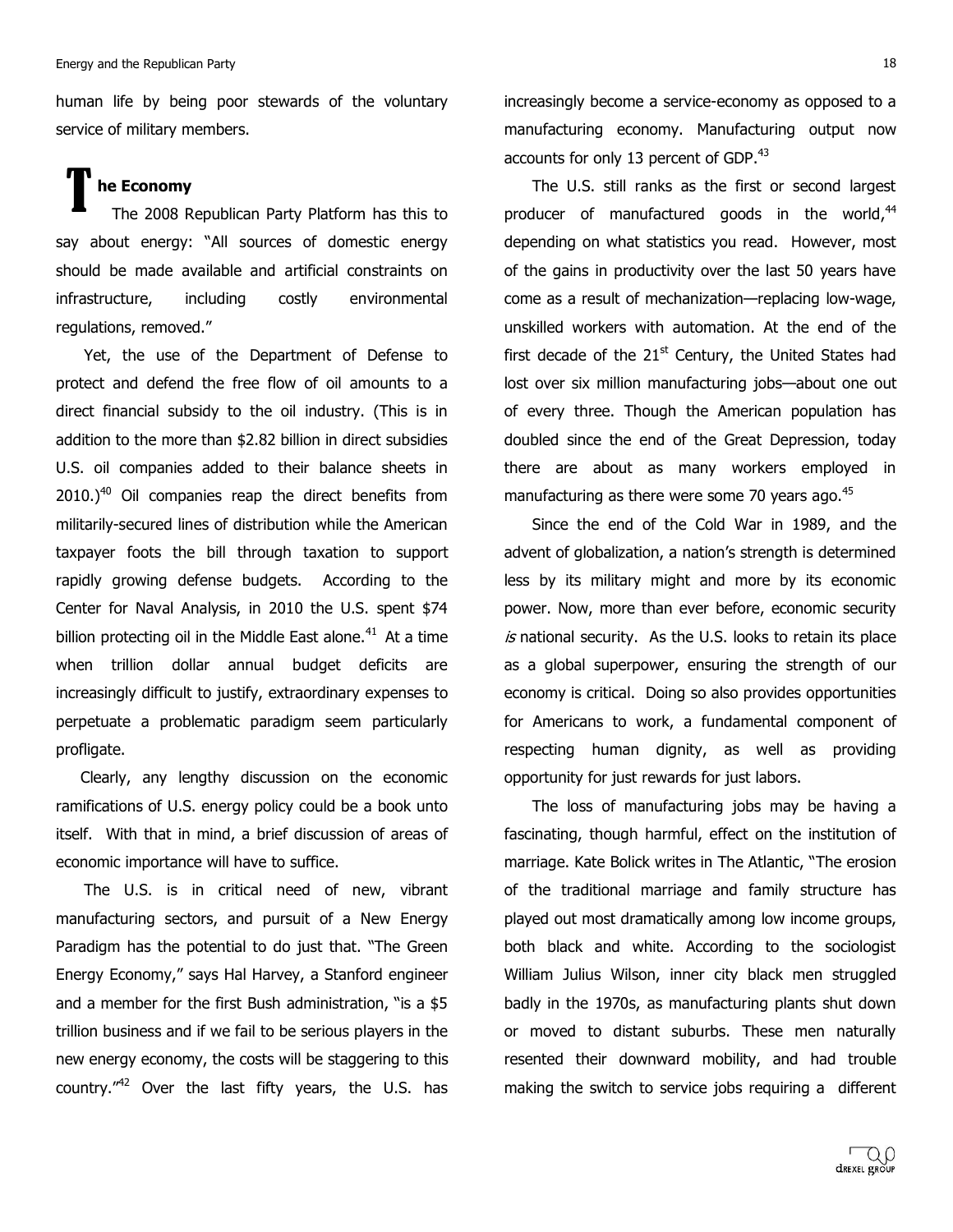human life by being poor stewards of the voluntary service of military members.

## The Economy

The 2008 Republican Party Platform has this to say about energy: "All sources of domestic energy should be made available and artificial constraints on infrastructure, including costly environmental regulations, removed."

Yet, the use of the Department of Defense to protect and defend the free flow of oil amounts to a direct financial subsidy to the oil industry. (This is in addition to the more than $2.82 billion in direct subsidies U.S. oil companies added to their balance sheets in 2010.)[40] Oil companies reap the direct benefits from militarily-secured lines of distribution while the American taxpayer foots the bill through taxation to support rapidly growing defense budgets. According to the Center for Naval Analysis, in 2010 the U.S. spent $74 billion protecting oil in the Middle East alone.[41] At a time when trillion dollar annual budget deficits are increasingly difficult to justify, extraordinary expenses to perpetuate a problematic paradigm seem particularly profligate.

Clearly, any lengthy discussion on the economic ramifications of U.S. energy policy could be a book unto itself. With that in mind, a brief discussion of areas of economic importance will have to suffice.

The U.S. is in critical need of new, vibrant manufacturing sectors, and pursuit of a New Energy Paradigm has the potential to do just that. "The Green Energy Economy," says Hal Harvey, a Stanford engineer and a member for the first Bush administration, "is a $5 trillion business and if we fail to be serious players in the new energy economy, the costs will be staggering to this country."[42] Over the last fifty years, the U.S. has increasingly become a service-economy as opposed to a manufacturing economy. Manufacturing output now accounts for only 13 percent of GDP.[43]

The U.S. still ranks as the first or second largest producer of manufactured goods in the world,[44] depending on what statistics you read. However, most of the gains in productivity over the last 50 years have come as a result of mechanization—replacing low-wage, unskilled workers with automation. At the end of the first decade of the 21st Century, the United States had lost over six million manufacturing jobs—about one out of every three. Though the American population has doubled since the end of the Great Depression, today there are about as many workers employed in manufacturing as there were some 70 years ago.[45]

Since the end of the Cold War in 1989, and the advent of globalization, a nation's strength is determined less by its military might and more by its economic power. Now, more than ever before, economic security *is* national security. As the U.S. looks to retain its place as a global superpower, ensuring the strength of our economy is critical. Doing so also provides opportunities for Americans to work, a fundamental component of respecting human dignity, as well as providing opportunity for just rewards for just labors.

The loss of manufacturing jobs may be having a fascinating, though harmful, effect on the institution of marriage. Kate Bolick writes in The Atlantic, "The erosion of the traditional marriage and family structure has played out most dramatically among low income groups, both black and white. According to the sociologist William Julius Wilson, inner city black men struggled badly in the 1970s, as manufacturing plants shut down or moved to distant suburbs. These men naturally resented their downward mobility, and had trouble making the switch to service jobs requiring a different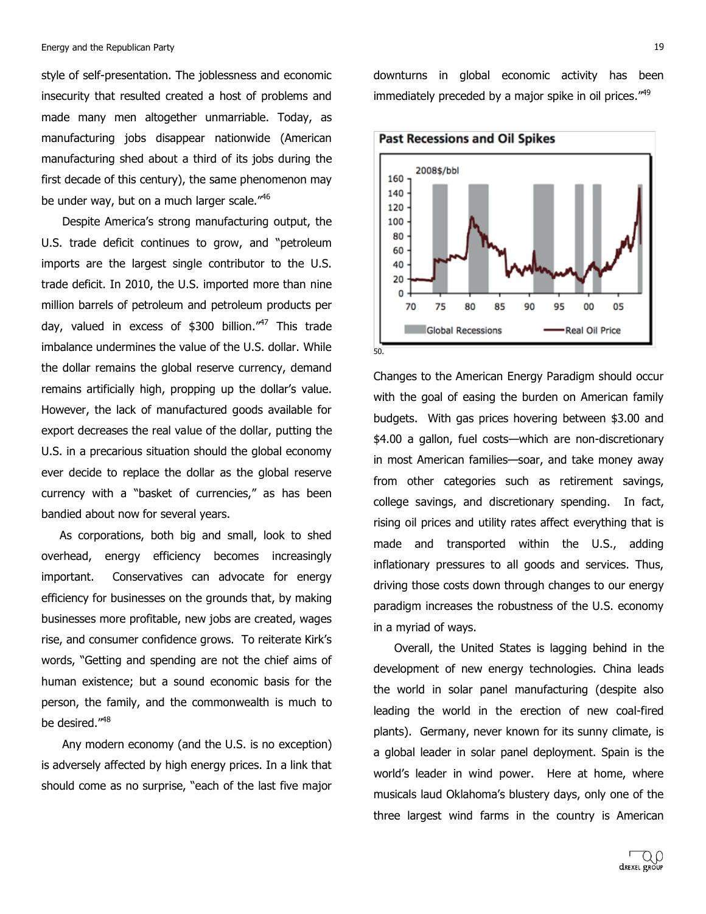style of self-presentation. The joblessness and economic insecurity that resulted created a host of problems and made many men altogether unmarriable. Today, as manufacturing jobs disappear nationwide (American manufacturing shed about a third of its jobs during the first decade of this century), the same phenomenon may be under way, but on a much larger scale."[46]

Despite America's strong manufacturing output, the U.S. trade deficit continues to grow, and "petroleum imports are the largest single contributor to the U.S. trade deficit. In 2010, the U.S. imported more than nine million barrels of petroleum and petroleum products per day, valued in excess of $300 billion."[47] This trade imbalance undermines the value of the U.S. dollar. While the dollar remains the global reserve currency, demand remains artificially high, propping up the dollar's value. However, the lack of manufactured goods available for export decreases the real value of the dollar, putting the U.S. in a precarious situation should the global economy ever decide to replace the dollar as the global reserve currency with a "basket of currencies," as has been bandied about now for several years.

As corporations, both big and small, look to shed overhead, energy efficiency becomes increasingly important. Conservatives can advocate for energy efficiency for businesses on the grounds that, by making businesses more profitable, new jobs are created, wages rise, and consumer confidence grows. To reiterate Kirk's words, "Getting and spending are not the chief aims of human existence; but a sound economic basis for the person, the family, and the commonwealth is much to be desired."[48]

Any modern economy (and the U.S. is no exception) is adversely affected by high energy prices. In a link that should come as no surprise, "each of the last five major downturns in global economic activity has been immediately preceded by a major spike in oil prices."[49]

**Past Recessions and Oil Spikes**

2008$/bbl

Global Recessions — Real Oil Price

50.

Changes to the American Energy Paradigm should occur with the goal of easing the burden on American family budgets. With gas prices hovering between $3.00 and $4.00 a gallon, fuel costs—which are non-discretionary in most American families—soar, and take money away from other categories such as retirement savings, college savings, and discretionary spending. In fact, rising oil prices and utility rates affect everything that is made and transported within the U.S., adding inflationary pressures to all goods and services. Thus, driving those costs down through changes to our energy paradigm increases the robustness of the U.S. economy in a myriad of ways.

Overall, the United States is lagging behind in the development of new energy technologies. China leads the world in solar panel manufacturing (despite also leading the world in the erection of new coal-fired plants). Germany, never known for its sunny climate, is a global leader in solar panel deployment. Spain is the world's leader in wind power. Here at home, where musicals laud Oklahoma's blustery days, only one of the three largest wind farms in the country is American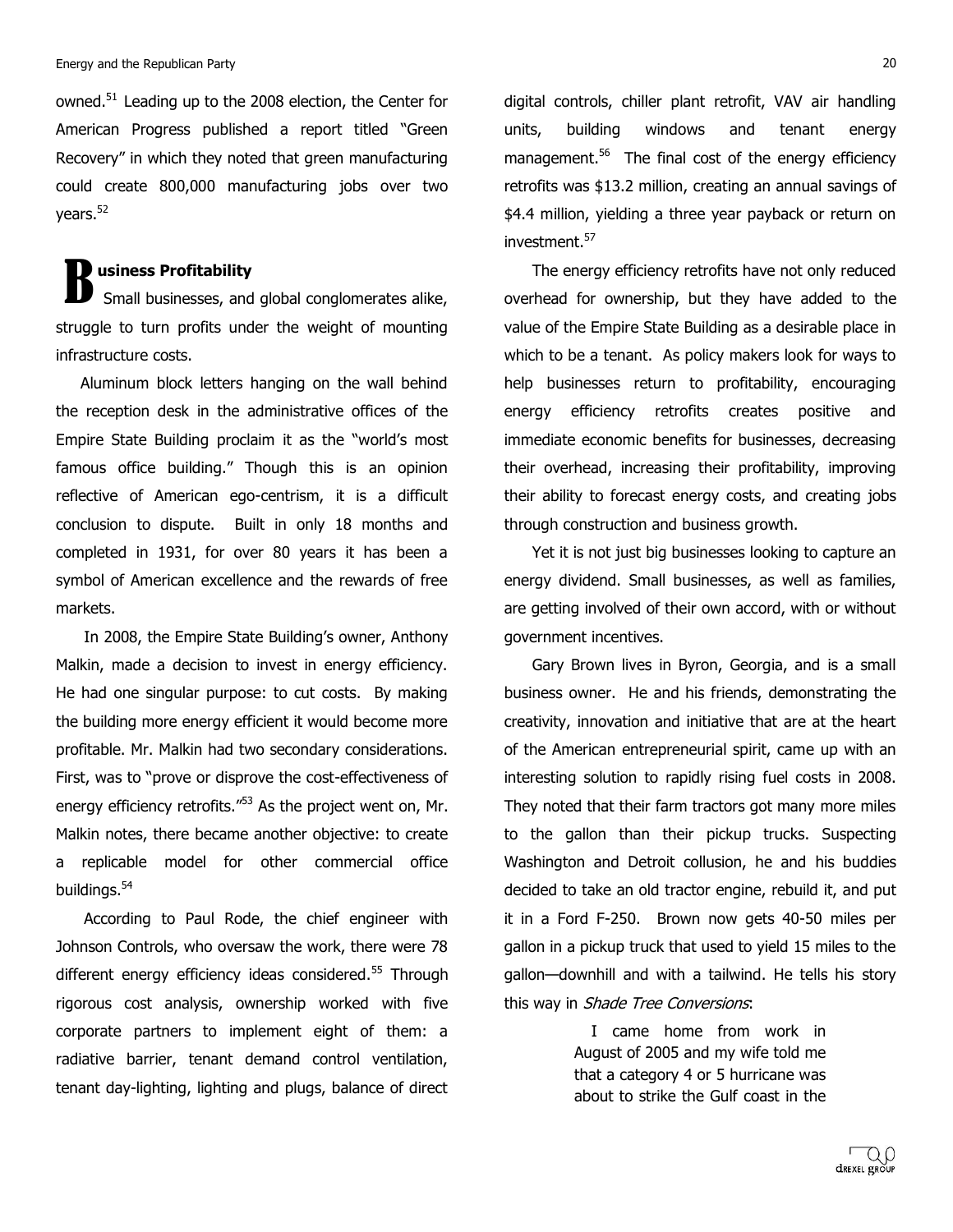owned.[51] Leading up to the 2008 election, the Center for American Progress published a report titled "Green Recovery" in which they noted that green manufacturing could create 800,000 manufacturing jobs over two years.[52]

## Business Profitability

Small businesses, and global conglomerates alike, struggle to turn profits under the weight of mounting infrastructure costs.

Aluminum block letters hanging on the wall behind the reception desk in the administrative offices of the Empire State Building proclaim it as the "world's most famous office building." Though this is an opinion reflective of American ego-centrism, it is a difficult conclusion to dispute. Built in only 18 months and completed in 1931, for over 80 years it has been a symbol of American excellence and the rewards of free markets.

In 2008, the Empire State Building's owner, Anthony Malkin, made a decision to invest in energy efficiency. He had one singular purpose: to cut costs. By making the building more energy efficient it would become more profitable. Mr. Malkin had two secondary considerations. First, was to "prove or disprove the cost-effectiveness of energy efficiency retrofits."[53] As the project went on, Mr. Malkin notes, there became another objective: to create a replicable model for other commercial office buildings.[54]

According to Paul Rode, the chief engineer with Johnson Controls, who oversaw the work, there were 78 different energy efficiency ideas considered.[55] Through rigorous cost analysis, ownership worked with five corporate partners to implement eight of them: a radiative barrier, tenant demand control ventilation, tenant day-lighting, lighting and plugs, balance of direct digital controls, chiller plant retrofit, VAV air handling units, building windows and tenant energy management.[56] The final cost of the energy efficiency retrofits was $13.2 million, creating an annual savings of $4.4 million, yielding a three year payback or return on investment.[57]

The energy efficiency retrofits have not only reduced overhead for ownership, but they have added to the value of the Empire State Building as a desirable place in which to be a tenant. As policy makers look for ways to help businesses return to profitability, encouraging energy efficiency retrofits creates positive and immediate economic benefits for businesses, decreasing their overhead, increasing their profitability, improving their ability to forecast energy costs, and creating jobs through construction and business growth.

Yet it is not just big businesses looking to capture an energy dividend. Small businesses, as well as families, are getting involved of their own accord, with or without government incentives.

Gary Brown lives in Byron, Georgia, and is a small business owner. He and his friends, demonstrating the creativity, innovation and initiative that are at the heart of the American entrepreneurial spirit, came up with an interesting solution to rapidly rising fuel costs in 2008. They noted that their farm tractors got many more miles to the gallon than their pickup trucks. Suspecting Washington and Detroit collusion, he and his buddies decided to take an old tractor engine, rebuild it, and put it in a Ford F-250. Brown now gets 40-50 miles per gallon in a pickup truck that used to yield 15 miles to the gallon—downhill and with a tailwind. He tells his story this way in *Shade Tree Conversions*:

> I came home from work in August of 2005 and my wife told me that a category 4 or 5 hurricane was about to strike the Gulf coast in the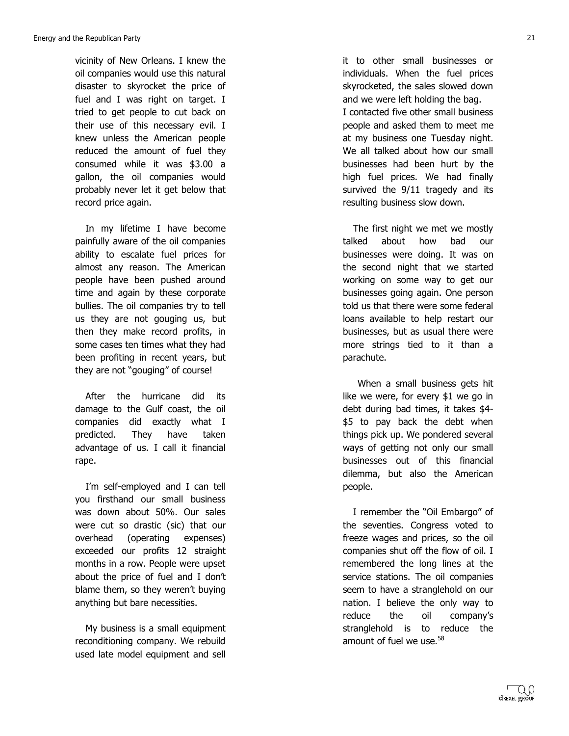vicinity of New Orleans. I knew the oil companies would use this natural disaster to skyrocket the price of fuel and I was right on target. I tried to get people to cut back on their use of this necessary evil. I knew unless the American people reduced the amount of fuel they consumed while it was $3.00 a gallon, the oil companies would probably never let it get below that record price again.

In my lifetime I have become painfully aware of the oil companies ability to escalate fuel prices for almost any reason. The American people have been pushed around time and again by these corporate bullies. The oil companies try to tell us they are not gouging us, but then they make record profits, in some cases ten times what they had been profiting in recent years, but they are not "gouging" of course!

After the hurricane did its damage to the Gulf coast, the oil companies did exactly what I predicted. They have taken advantage of us. I call it financial rape.

I'm self-employed and I can tell you firsthand our small business was down about 50%. Our sales were cut so drastic (sic) that our overhead (operating expenses) exceeded our profits 12 straight months in a row. People were upset about the price of fuel and I don't blame them, so they weren't buying anything but bare necessities.

My business is a small equipment reconditioning company. We rebuild used late model equipment and sell it to other small businesses or individuals. When the fuel prices skyrocketed, the sales slowed down and we were left holding the bag.
I contacted five other small business people and asked them to meet me at my business one Tuesday night. We all talked about how our small businesses had been hurt by the high fuel prices. We had finally survived the 9/11 tragedy and its resulting business slow down.

The first night we met we mostly talked about how bad our businesses were doing. It was on the second night that we started working on some way to get our businesses going again. One person told us that there were some federal loans available to help restart our businesses, but as usual there were more strings tied to it than a parachute.

When a small business gets hit like we were, for every $1 we go in debt during bad times, it takes $4-$5 to pay back the debt when things pick up. We pondered several ways of getting not only our small businesses out of this financial dilemma, but also the American people.

I remember the "Oil Embargo" of the seventies. Congress voted to freeze wages and prices, so the oil companies shut off the flow of oil. I remembered the long lines at the service stations. The oil companies seem to have a stranglehold on our nation. I believe the only way to reduce the oil company's stranglehold is to reduce the amount of fuel we use.[58]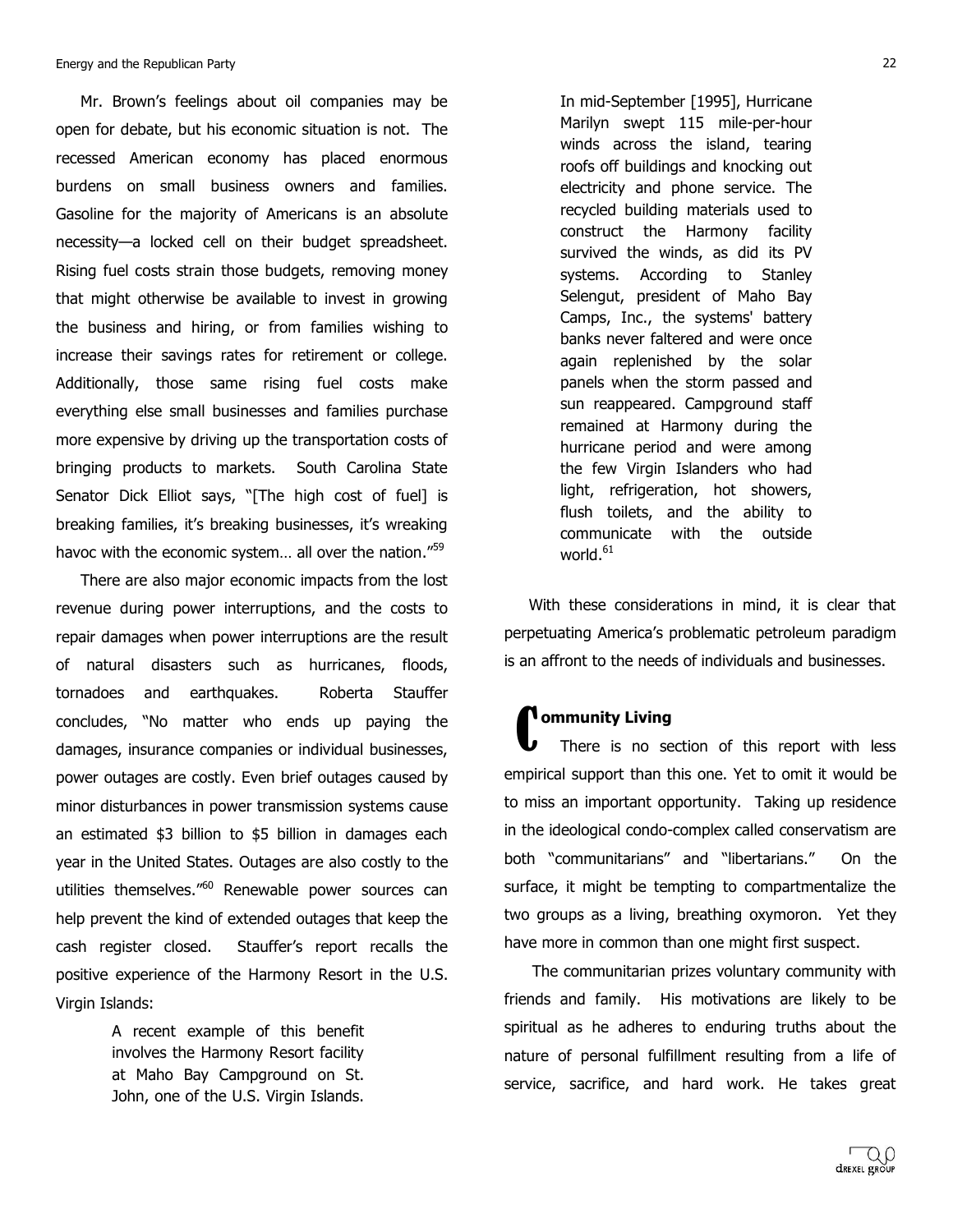Mr. Brown's feelings about oil companies may be open for debate, but his economic situation is not. The recessed American economy has placed enormous burdens on small business owners and families. Gasoline for the majority of Americans is an absolute necessity—a locked cell on their budget spreadsheet. Rising fuel costs strain those budgets, removing money that might otherwise be available to invest in growing the business and hiring, or from families wishing to increase their savings rates for retirement or college. Additionally, those same rising fuel costs make everything else small businesses and families purchase more expensive by driving up the transportation costs of bringing products to markets. South Carolina State Senator Dick Elliot says, "[The high cost of fuel] is breaking families, it's breaking businesses, it's wreaking havoc with the economic system… all over the nation."[59]

There are also major economic impacts from the lost revenue during power interruptions, and the costs to repair damages when power interruptions are the result of natural disasters such as hurricanes, floods, tornadoes and earthquakes. Roberta Stauffer concludes, "No matter who ends up paying the damages, insurance companies or individual businesses, power outages are costly. Even brief outages caused by minor disturbances in power transmission systems cause an estimated $3 billion to $5 billion in damages each year in the United States. Outages are also costly to the utilities themselves."[60] Renewable power sources can help prevent the kind of extended outages that keep the cash register closed. Stauffer's report recalls the positive experience of the Harmony Resort in the U.S. Virgin Islands:

> A recent example of this benefit involves the Harmony Resort facility at Maho Bay Campground on St. John, one of the U.S. Virgin Islands. In mid-September [1995], Hurricane Marilyn swept 115 mile-per-hour winds across the island, tearing roofs off buildings and knocking out electricity and phone service. The recycled building materials used to construct the Harmony facility survived the winds, as did its PV systems. According to Stanley Selengut, president of Maho Bay Camps, Inc., the systems' battery banks never faltered and were once again replenished by the solar panels when the storm passed and sun reappeared. Campground staff remained at Harmony during the hurricane period and were among the few Virgin Islanders who had light, refrigeration, hot showers, flush toilets, and the ability to communicate with the outside world.[61]

With these considerations in mind, it is clear that perpetuating America's problematic petroleum paradigm is an affront to the needs of individuals and businesses.

## Community Living

There is no section of this report with less empirical support than this one. Yet to omit it would be to miss an important opportunity. Taking up residence in the ideological condo-complex called conservatism are both "communitarians" and "libertarians." On the surface, it might be tempting to compartmentalize the two groups as a living, breathing oxymoron. Yet they have more in common than one might first suspect.

The communitarian prizes voluntary community with friends and family. His motivations are likely to be spiritual as he adheres to enduring truths about the nature of personal fulfillment resulting from a life of service, sacrifice, and hard work. He takes great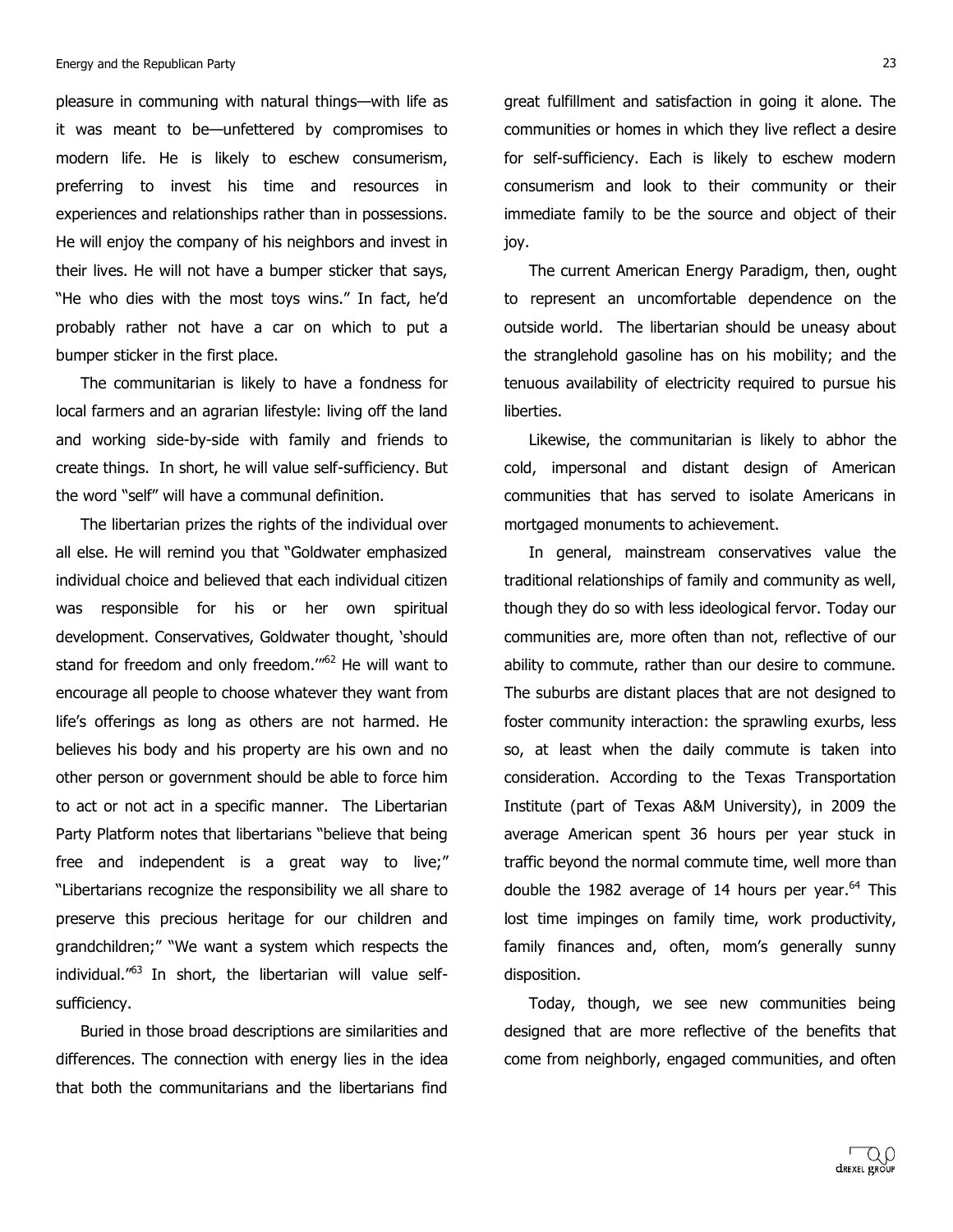pleasure in communing with natural things—with life as it was meant to be—unfettered by compromises to modern life. He is likely to eschew consumerism, preferring to invest his time and resources in experiences and relationships rather than in possessions. He will enjoy the company of his neighbors and invest in their lives. He will not have a bumper sticker that says, "He who dies with the most toys wins." In fact, he'd probably rather not have a car on which to put a bumper sticker in the first place.

The communitarian is likely to have a fondness for local farmers and an agrarian lifestyle: living off the land and working side-by-side with family and friends to create things. In short, he will value self-sufficiency. But the word "self" will have a communal definition.

The libertarian prizes the rights of the individual over all else. He will remind you that "Goldwater emphasized individual choice and believed that each individual citizen was responsible for his or her own spiritual development. Conservatives, Goldwater thought, 'should stand for freedom and only freedom.'"[62] He will want to encourage all people to choose whatever they want from life's offerings as long as others are not harmed. He believes his body and his property are his own and no other person or government should be able to force him to act or not act in a specific manner. The Libertarian Party Platform notes that libertarians "believe that being free and independent is a great way to live;" "Libertarians recognize the responsibility we all share to preserve this precious heritage for our children and grandchildren;" "We want a system which respects the individual."[63] In short, the libertarian will value self-sufficiency.

Buried in those broad descriptions are similarities and differences. The connection with energy lies in the idea that both the communitarians and the libertarians find great fulfillment and satisfaction in going it alone. The communities or homes in which they live reflect a desire for self-sufficiency. Each is likely to eschew modern consumerism and look to their community or their immediate family to be the source and object of their joy.

The current American Energy Paradigm, then, ought to represent an uncomfortable dependence on the outside world. The libertarian should be uneasy about the stranglehold gasoline has on his mobility; and the tenuous availability of electricity required to pursue his liberties.

Likewise, the communitarian is likely to abhor the cold, impersonal and distant design of American communities that has served to isolate Americans in mortgaged monuments to achievement.

In general, mainstream conservatives value the traditional relationships of family and community as well, though they do so with less ideological fervor. Today our communities are, more often than not, reflective of our ability to commute, rather than our desire to commune. The suburbs are distant places that are not designed to foster community interaction: the sprawling exurbs, less so, at least when the daily commute is taken into consideration. According to the Texas Transportation Institute (part of Texas A&M University), in 2009 the average American spent 36 hours per year stuck in traffic beyond the normal commute time, well more than double the 1982 average of 14 hours per year.[64] This lost time impinges on family time, work productivity, family finances and, often, mom's generally sunny disposition.

Today, though, we see new communities being designed that are more reflective of the benefits that come from neighborly, engaged communities, and often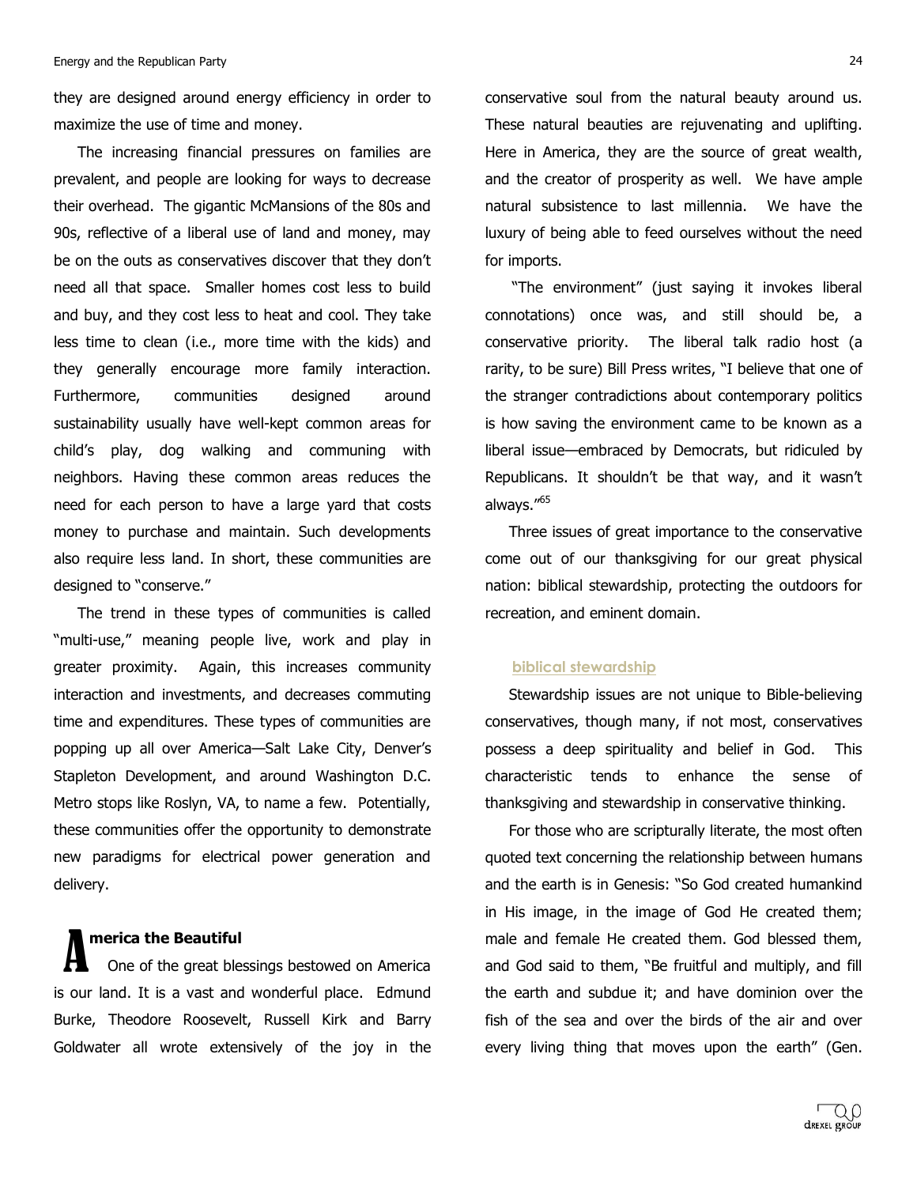they are designed around energy efficiency in order to maximize the use of time and money.

The increasing financial pressures on families are prevalent, and people are looking for ways to decrease their overhead. The gigantic McMansions of the 80s and 90s, reflective of a liberal use of land and money, may be on the outs as conservatives discover that they don't need all that space. Smaller homes cost less to build and buy, and they cost less to heat and cool. They take less time to clean (i.e., more time with the kids) and they generally encourage more family interaction. Furthermore, communities designed around sustainability usually have well-kept common areas for child's play, dog walking and communing with neighbors. Having these common areas reduces the need for each person to have a large yard that costs money to purchase and maintain. Such developments also require less land. In short, these communities are designed to "conserve."

The trend in these types of communities is called "multi-use," meaning people live, work and play in greater proximity. Again, this increases community interaction and investments, and decreases commuting time and expenditures. These types of communities are popping up all over America—Salt Lake City, Denver's Stapleton Development, and around Washington D.C. Metro stops like Roslyn, VA, to name a few. Potentially, these communities offer the opportunity to demonstrate new paradigms for electrical power generation and delivery.

## America the Beautiful

One of the great blessings bestowed on America is our land. It is a vast and wonderful place. Edmund Burke, Theodore Roosevelt, Russell Kirk and Barry Goldwater all wrote extensively of the joy in the conservative soul from the natural beauty around us. These natural beauties are rejuvenating and uplifting. Here in America, they are the source of great wealth, and the creator of prosperity as well. We have ample natural subsistence to last millennia. We have the luxury of being able to feed ourselves without the need for imports.

"The environment" (just saying it invokes liberal connotations) once was, and still should be, a conservative priority. The liberal talk radio host (a rarity, to be sure) Bill Press writes, "I believe that one of the stranger contradictions about contemporary politics is how saving the environment came to be known as a liberal issue—embraced by Democrats, but ridiculed by Republicans. It shouldn't be that way, and it wasn't always."[65]

Three issues of great importance to the conservative come out of our thanksgiving for our great physical nation: biblical stewardship, protecting the outdoors for recreation, and eminent domain.

### biblical stewardship

Stewardship issues are not unique to Bible-believing conservatives, though many, if not most, conservatives possess a deep spirituality and belief in God. This characteristic tends to enhance the sense of thanksgiving and stewardship in conservative thinking.

For those who are scripturally literate, the most often quoted text concerning the relationship between humans and the earth is in Genesis: "So God created humankind in His image, in the image of God He created them; male and female He created them. God blessed them, and God said to them, "Be fruitful and multiply, and fill the earth and subdue it; and have dominion over the fish of the sea and over the birds of the air and over every living thing that moves upon the earth" (Gen.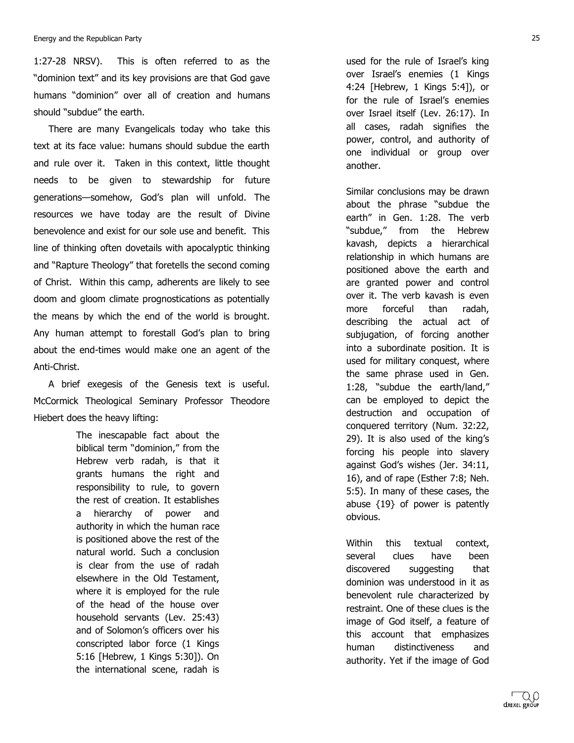1:27-28 NRSV). This is often referred to as the "dominion text" and its key provisions are that God gave humans "dominion" over all of creation and humans should "subdue" the earth.

There are many Evangelicals today who take this text at its face value: humans should subdue the earth and rule over it. Taken in this context, little thought needs to be given to stewardship for future generations—somehow, God's plan will unfold. The resources we have today are the result of Divine benevolence and exist for our sole use and benefit. This line of thinking often dovetails with apocalyptic thinking and "Rapture Theology" that foretells the second coming of Christ. Within this camp, adherents are likely to see doom and gloom climate prognostications as potentially the means by which the end of the world is brought. Any human attempt to forestall God's plan to bring about the end-times would make one an agent of the Anti-Christ.

A brief exegesis of the Genesis text is useful. McCormick Theological Seminary Professor Theodore Hiebert does the heavy lifting:

> The inescapable fact about the biblical term "dominion," from the Hebrew verb radah, is that it grants humans the right and responsibility to rule, to govern the rest of creation. It establishes a hierarchy of power and authority in which the human race is positioned above the rest of the natural world. Such a conclusion is clear from the use of radah elsewhere in the Old Testament, where it is employed for the rule of the head of the house over household servants (Lev. 25:43) and of Solomon's officers over his conscripted labor force (1 Kings 5:16 [Hebrew, 1 Kings 5:30]). On the international scene, radah is used for the rule of Israel's king over Israel's enemies (1 Kings 4:24 [Hebrew, 1 Kings 5:4]), or for the rule of Israel's enemies over Israel itself (Lev. 26:17). In all cases, radah signifies the power, control, and authority of one individual or group over another.
>
> Similar conclusions may be drawn about the phrase "subdue the earth" in Gen. 1:28. The verb "subdue," from the Hebrew kavash, depicts a hierarchical relationship in which humans are positioned above the earth and are granted power and control over it. The verb kavash is even more forceful than radah, describing the actual act of subjugation, of forcing another into a subordinate position. It is used for military conquest, where the same phrase used in Gen. 1:28, "subdue the earth/land," can be employed to depict the destruction and occupation of conquered territory (Num. 32:22, 29). It is also used of the king's forcing his people into slavery against God's wishes (Jer. 34:11, 16), and of rape (Esther 7:8; Neh. 5:5). In many of these cases, the abuse {19} of power is patently obvious.
>
> Within this textual context, several clues have been discovered suggesting that dominion was understood in it as benevolent rule characterized by restraint. One of these clues is the image of God itself, a feature of this account that emphasizes human distinctiveness and authority. Yet if the image of God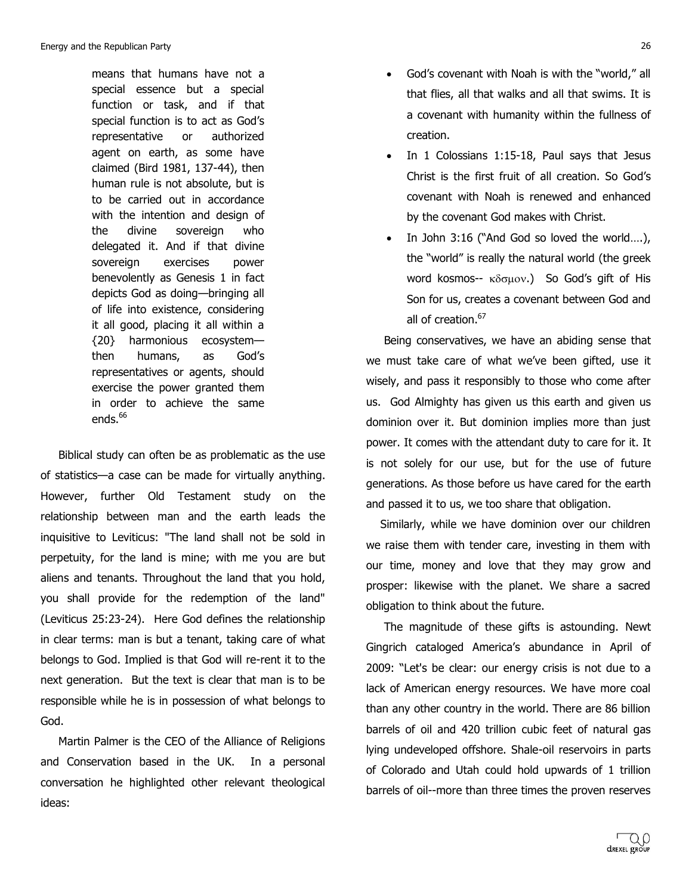> means that humans have not a special essence but a special function or task, and if that special function is to act as God's representative or authorized agent on earth, as some have claimed (Bird 1981, 137-44), then human rule is not absolute, but is to be carried out in accordance with the intention and design of the divine sovereign who delegated it. And if that divine sovereign exercises power benevolently as Genesis 1 in fact depicts God as doing—bringing all of life into existence, considering it all good, placing it all within a {20} harmonious ecosystem—then humans, as God's representatives or agents, should exercise the power granted them in order to achieve the same ends.[66]

Biblical study can often be as problematic as the use of statistics—a case can be made for virtually anything. However, further Old Testament study on the relationship between man and the earth leads the inquisitive to Leviticus: "The land shall not be sold in perpetuity, for the land is mine; with me you are but aliens and tenants. Throughout the land that you hold, you shall provide for the redemption of the land" (Leviticus 25:23-24). Here God defines the relationship in clear terms: man is but a tenant, taking care of what belongs to God. Implied is that God will re-rent it to the next generation. But the text is clear that man is to be responsible while he is in possession of what belongs to God.

Martin Palmer is the CEO of the Alliance of Religions and Conservation based in the UK. In a personal conversation he highlighted other relevant theological ideas:

- God's covenant with Noah is with the "world," all that flies, all that walks and all that swims. It is a covenant with humanity within the fullness of creation.
- In 1 Colossians 1:15-18, Paul says that Jesus Christ is the first fruit of all creation. So God's covenant with Noah is renewed and enhanced by the covenant God makes with Christ.
- In John 3:16 ("And God so loved the world….), the "world" is really the natural world (the greek word kosmos-- κδσμον.) So God's gift of His Son for us, creates a covenant between God and all of creation.[67]

Being conservatives, we have an abiding sense that we must take care of what we've been gifted, use it wisely, and pass it responsibly to those who come after us. God Almighty has given us this earth and given us dominion over it. But dominion implies more than just power. It comes with the attendant duty to care for it. It is not solely for our use, but for the use of future generations. As those before us have cared for the earth and passed it to us, we too share that obligation.

Similarly, while we have dominion over our children we raise them with tender care, investing in them with our time, money and love that they may grow and prosper: likewise with the planet. We share a sacred obligation to think about the future.

The magnitude of these gifts is astounding. Newt Gingrich cataloged America's abundance in April of 2009: "Let's be clear: our energy crisis is not due to a lack of American energy resources. We have more coal than any other country in the world. There are 86 billion barrels of oil and 420 trillion cubic feet of natural gas lying undeveloped offshore. Shale-oil reservoirs in parts of Colorado and Utah could hold upwards of 1 trillion barrels of oil--more than three times the proven reserves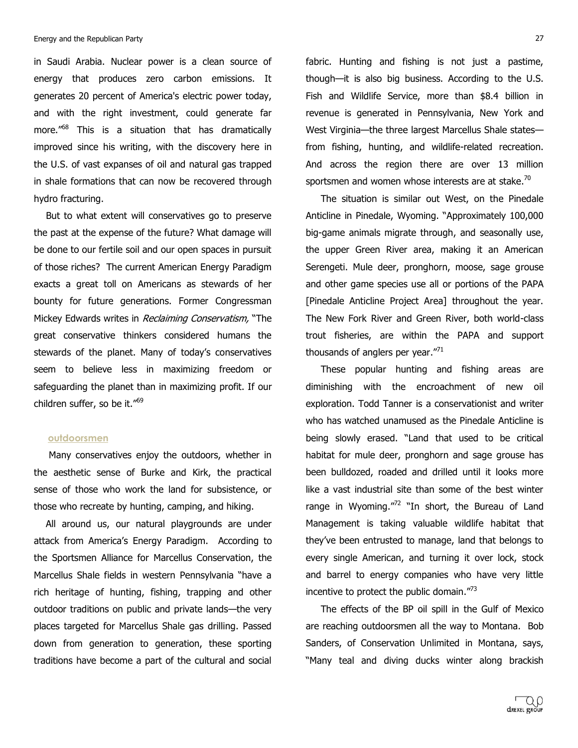in Saudi Arabia. Nuclear power is a clean source of energy that produces zero carbon emissions. It generates 20 percent of America's electric power today, and with the right investment, could generate far more."[68] This is a situation that has dramatically improved since his writing, with the discovery here in the U.S. of vast expanses of oil and natural gas trapped in shale formations that can now be recovered through hydro fracturing.

But to what extent will conservatives go to preserve the past at the expense of the future? What damage will be done to our fertile soil and our open spaces in pursuit of those riches? The current American Energy Paradigm exacts a great toll on Americans as stewards of her bounty for future generations. Former Congressman Mickey Edwards writes in *Reclaiming Conservatism,* "The great conservative thinkers considered humans the stewards of the planet. Many of today's conservatives seem to believe less in maximizing freedom or safeguarding the planet than in maximizing profit. If our children suffer, so be it."[69]

### outdoorsmen

Many conservatives enjoy the outdoors, whether in the aesthetic sense of Burke and Kirk, the practical sense of those who work the land for subsistence, or those who recreate by hunting, camping, and hiking.

All around us, our natural playgrounds are under attack from America's Energy Paradigm. According to the Sportsmen Alliance for Marcellus Conservation, the Marcellus Shale fields in western Pennsylvania "have a rich heritage of hunting, fishing, trapping and other outdoor traditions on public and private lands—the very places targeted for Marcellus Shale gas drilling. Passed down from generation to generation, these sporting traditions have become a part of the cultural and social fabric. Hunting and fishing is not just a pastime, though—it is also big business. According to the U.S. Fish and Wildlife Service, more than $8.4 billion in revenue is generated in Pennsylvania, New York and West Virginia—the three largest Marcellus Shale states—from fishing, hunting, and wildlife-related recreation. And across the region there are over 13 million sportsmen and women whose interests are at stake.[70]

The situation is similar out West, on the Pinedale Anticline in Pinedale, Wyoming. "Approximately 100,000 big-game animals migrate through, and seasonally use, the upper Green River area, making it an American Serengeti. Mule deer, pronghorn, moose, sage grouse and other game species use all or portions of the PAPA [Pinedale Anticline Project Area] throughout the year. The New Fork River and Green River, both world-class trout fisheries, are within the PAPA and support thousands of anglers per year."[71]

These popular hunting and fishing areas are diminishing with the encroachment of new oil exploration. Todd Tanner is a conservationist and writer who has watched unamused as the Pinedale Anticline is being slowly erased. "Land that used to be critical habitat for mule deer, pronghorn and sage grouse has been bulldozed, roaded and drilled until it looks more like a vast industrial site than some of the best winter range in Wyoming."[72] "In short, the Bureau of Land Management is taking valuable wildlife habitat that they've been entrusted to manage, land that belongs to every single American, and turning it over lock, stock and barrel to energy companies who have very little incentive to protect the public domain."[73]

The effects of the BP oil spill in the Gulf of Mexico are reaching outdoorsmen all the way to Montana. Bob Sanders, of Conservation Unlimited in Montana, says, "Many teal and diving ducks winter along brackish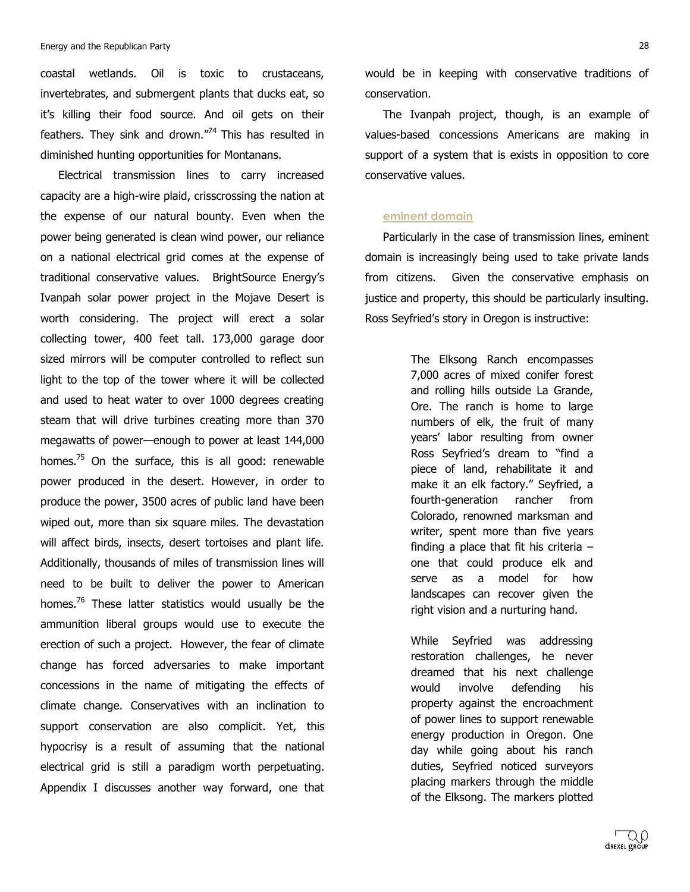coastal wetlands. Oil is toxic to crustaceans, invertebrates, and submergent plants that ducks eat, so it's killing their food source. And oil gets on their feathers. They sink and drown."[74] This has resulted in diminished hunting opportunities for Montanans.

Electrical transmission lines to carry increased capacity are a high-wire plaid, crisscrossing the nation at the expense of our natural bounty. Even when the power being generated is clean wind power, our reliance on a national electrical grid comes at the expense of traditional conservative values. BrightSource Energy's Ivanpah solar power project in the Mojave Desert is worth considering. The project will erect a solar collecting tower, 400 feet tall. 173,000 garage door sized mirrors will be computer controlled to reflect sun light to the top of the tower where it will be collected and used to heat water to over 1000 degrees creating steam that will drive turbines creating more than 370 megawatts of power—enough to power at least 144,000 homes.[75] On the surface, this is all good: renewable power produced in the desert. However, in order to produce the power, 3500 acres of public land have been wiped out, more than six square miles. The devastation will affect birds, insects, desert tortoises and plant life. Additionally, thousands of miles of transmission lines will need to be built to deliver the power to American homes.[76] These latter statistics would usually be the ammunition liberal groups would use to execute the erection of such a project. However, the fear of climate change has forced adversaries to make important concessions in the name of mitigating the effects of climate change. Conservatives with an inclination to support conservation are also complicit. Yet, this hypocrisy is a result of assuming that the national electrical grid is still a paradigm worth perpetuating. Appendix I discusses another way forward, one that would be in keeping with conservative traditions of conservation.

The Ivanpah project, though, is an example of values-based concessions Americans are making in support of a system that is exists in opposition to core conservative values.

### eminent domain

Particularly in the case of transmission lines, eminent domain is increasingly being used to take private lands from citizens. Given the conservative emphasis on justice and property, this should be particularly insulting. Ross Seyfried's story in Oregon is instructive:

> The Elksong Ranch encompasses 7,000 acres of mixed conifer forest and rolling hills outside La Grande, Ore. The ranch is home to large numbers of elk, the fruit of many years' labor resulting from owner Ross Seyfried's dream to "find a piece of land, rehabilitate it and make it an elk factory." Seyfried, a fourth-generation rancher from Colorado, renowned marksman and writer, spent more than five years finding a place that fit his criteria – one that could produce elk and serve as a model for how landscapes can recover given the right vision and a nurturing hand.
>
> While Seyfried was addressing restoration challenges, he never dreamed that his next challenge would involve defending his property against the encroachment of power lines to support renewable energy production in Oregon. One day while going about his ranch duties, Seyfried noticed surveyors placing markers through the middle of the Elksong. The markers plotted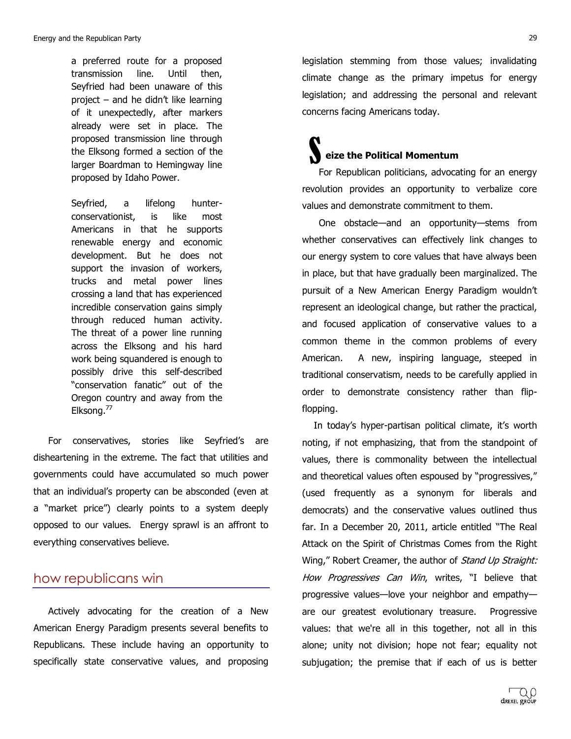a preferred route for a proposed transmission line. Until then, Seyfried had been unaware of this project – and he didn't like learning of it unexpectedly, after markers already were set in place. The proposed transmission line through the Elksong formed a section of the larger Boardman to Hemingway line proposed by Idaho Power.

Seyfried, a lifelong hunter-conservationist, is like most Americans in that he supports renewable energy and economic development. But he does not support the invasion of workers, trucks and metal power lines crossing a land that has experienced incredible conservation gains simply through reduced human activity. The threat of a power line running across the Elksong and his hard work being squandered is enough to possibly drive this self-described "conservation fanatic" out of the Oregon country and away from the Elksong.[77]

For conservatives, stories like Seyfried's are disheartening in the extreme. The fact that utilities and governments could have accumulated so much power that an individual's property can be absconded (even at a "market price") clearly points to a system deeply opposed to our values. Energy sprawl is an affront to everything conservatives believe.

## how republicans win

Actively advocating for the creation of a New American Energy Paradigm presents several benefits to Republicans. These include having an opportunity to specifically state conservative values, and proposing legislation stemming from those values; invalidating climate change as the primary impetus for energy legislation; and addressing the personal and relevant concerns facing Americans today.

### Seize the Political Momentum

For Republican politicians, advocating for an energy revolution provides an opportunity to verbalize core values and demonstrate commitment to them.

One obstacle—and an opportunity—stems from whether conservatives can effectively link changes to our energy system to core values that have always been in place, but that have gradually been marginalized. The pursuit of a New American Energy Paradigm wouldn't represent an ideological change, but rather the practical, and focused application of conservative values to a common theme in the common problems of every American. A new, inspiring language, steeped in traditional conservatism, needs to be carefully applied in order to demonstrate consistency rather than flip-flopping.

In today's hyper-partisan political climate, it's worth noting, if not emphasizing, that from the standpoint of values, there is commonality between the intellectual and theoretical values often espoused by "progressives," (used frequently as a synonym for liberals and democrats) and the conservative values outlined thus far. In a December 20, 2011, article entitled "The Real Attack on the Spirit of Christmas Comes from the Right Wing," Robert Creamer, the author of *Stand Up Straight: How Progressives Can Win*, writes, "I believe that progressive values—love your neighbor and empathy—are our greatest evolutionary treasure. Progressive values: that we're all in this together, not all in this alone; unity not division; hope not fear; equality not subjugation; the premise that if each of us is better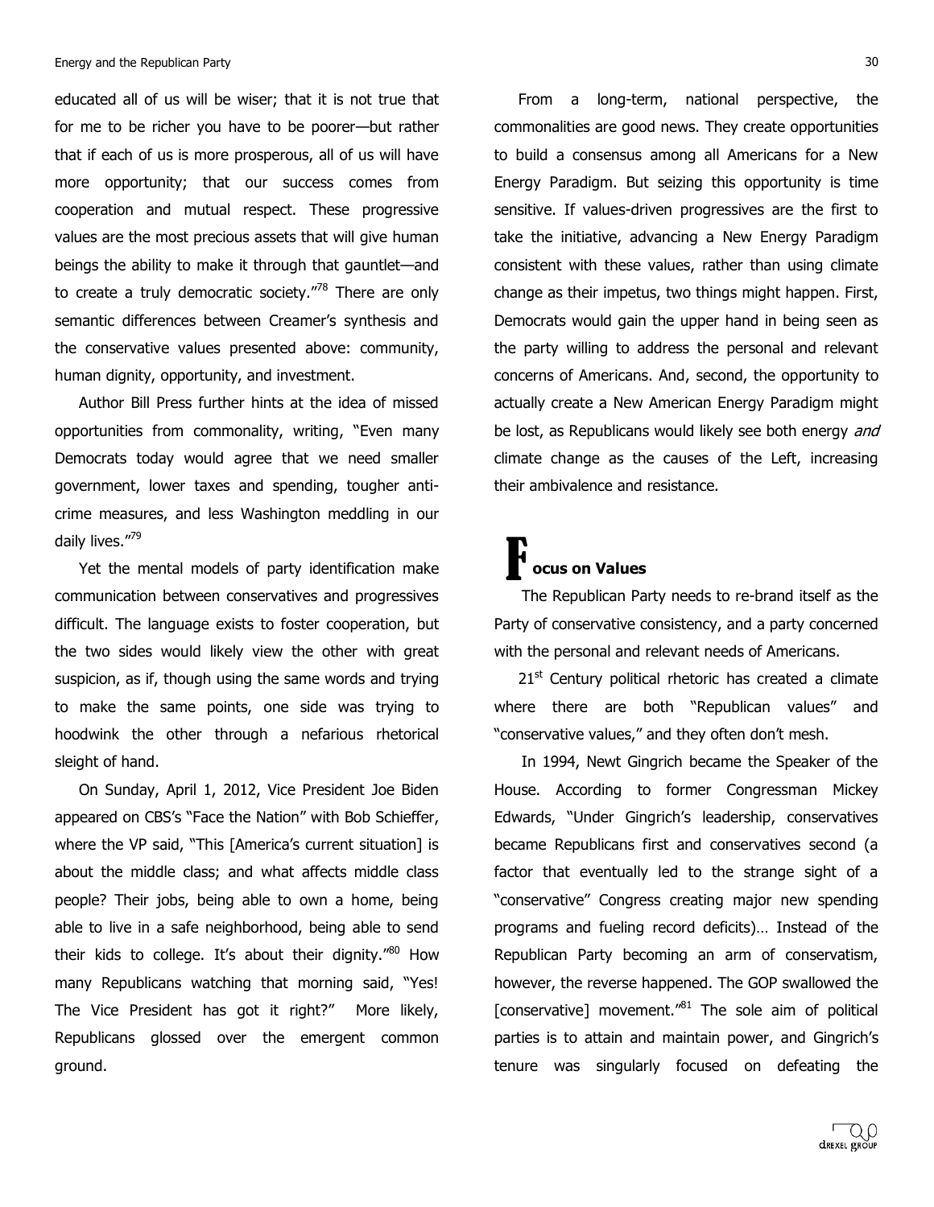educated all of us will be wiser; that it is not true that for me to be richer you have to be poorer—but rather that if each of us is more prosperous, all of us will have more opportunity; that our success comes from cooperation and mutual respect. These progressive values are the most precious assets that will give human beings the ability to make it through that gauntlet—and to create a truly democratic society."[78] There are only semantic differences between Creamer's synthesis and the conservative values presented above: community, human dignity, opportunity, and investment.

Author Bill Press further hints at the idea of missed opportunities from commonality, writing, "Even many Democrats today would agree that we need smaller government, lower taxes and spending, tougher anti-crime measures, and less Washington meddling in our daily lives."[79]

Yet the mental models of party identification make communication between conservatives and progressives difficult. The language exists to foster cooperation, but the two sides would likely view the other with great suspicion, as if, though using the same words and trying to make the same points, one side was trying to hoodwink the other through a nefarious rhetorical sleight of hand.

On Sunday, April 1, 2012, Vice President Joe Biden appeared on CBS's "Face the Nation" with Bob Schieffer, where the VP said, "This [America's current situation] is about the middle class; and what affects middle class people? Their jobs, being able to own a home, being able to live in a safe neighborhood, being able to send their kids to college. It's about their dignity."[80] How many Republicans watching that morning said, "Yes! The Vice President has got it right?" More likely, Republicans glossed over the emergent common ground.

From a long-term, national perspective, the commonalities are good news. They create opportunities to build a consensus among all Americans for a New Energy Paradigm. But seizing this opportunity is time sensitive. If values-driven progressives are the first to take the initiative, advancing a New Energy Paradigm consistent with these values, rather than using climate change as their impetus, two things might happen. First, Democrats would gain the upper hand in being seen as the party willing to address the personal and relevant concerns of Americans. And, second, the opportunity to actually create a New American Energy Paradigm might be lost, as Republicans would likely see both energy *and* climate change as the causes of the Left, increasing their ambivalence and resistance.

## Focus on Values

The Republican Party needs to re-brand itself as the Party of conservative consistency, and a party concerned with the personal and relevant needs of Americans.

21st Century political rhetoric has created a climate where there are both "Republican values" and "conservative values," and they often don't mesh.

In 1994, Newt Gingrich became the Speaker of the House. According to former Congressman Mickey Edwards, "Under Gingrich's leadership, conservatives became Republicans first and conservatives second (a factor that eventually led to the strange sight of a "conservative" Congress creating major new spending programs and fueling record deficits)… Instead of the Republican Party becoming an arm of conservatism, however, the reverse happened. The GOP swallowed the [conservative] movement."[81] The sole aim of political parties is to attain and maintain power, and Gingrich's tenure was singularly focused on defeating the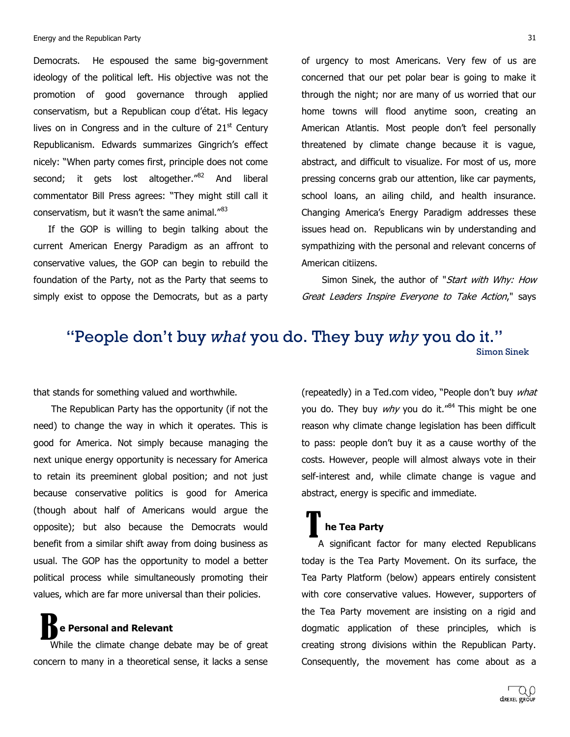Democrats. He espoused the same big-government ideology of the political left. His objective was not the promotion of good governance through applied conservatism, but a Republican coup d'état. His legacy lives on in Congress and in the culture of 21st Century Republicanism. Edwards summarizes Gingrich's effect nicely: "When party comes first, principle does not come second; it gets lost altogether."[82] And liberal commentator Bill Press agrees: "They might still call it conservatism, but it wasn't the same animal."[83]

If the GOP is willing to begin talking about the current American Energy Paradigm as an affront to conservative values, the GOP can begin to rebuild the foundation of the Party, not as the Party that seems to simply exist to oppose the Democrats, but as a party that stands for something valued and worthwhile.

The Republican Party has the opportunity (if not the need) to change the way in which it operates. This is good for America. Not simply because managing the next unique energy opportunity is necessary for America to retain its preeminent global position; and not just because conservative politics is good for America (though about half of Americans would argue the opposite); but also because the Democrats would benefit from a similar shift away from doing business as usual. The GOP has the opportunity to model a better political process while simultaneously promoting their values, which are far more universal than their policies.

## Be Personal and Relevant

While the climate change debate may be of great concern to many in a theoretical sense, it lacks a sense of urgency to most Americans. Very few of us are concerned that our pet polar bear is going to make it through the night; nor are many of us worried that our home towns will flood anytime soon, creating an American Atlantis. Most people don't feel personally threatened by climate change because it is vague, abstract, and difficult to visualize. For most of us, more pressing concerns grab our attention, like car payments, school loans, an ailing child, and health insurance. Changing America's Energy Paradigm addresses these issues head on. Republicans win by understanding and sympathizing with the personal and relevant concerns of American citiizens.

Simon Sinek, the author of "*Start with Why: How Great Leaders Inspire Everyone to Take Action*," says (repeatedly) in a Ted.com video, "People don't buy *what* you do. They buy *why* you do it."[84] This might be one reason why climate change legislation has been difficult to pass: people don't buy it as a cause worthy of the costs. However, people will almost always vote in their self-interest and, while climate change is vague and abstract, energy is specific and immediate.

> "People don't buy *what* you do. They buy *why* you do it."
> Simon Sinek

## The Tea Party

A significant factor for many elected Republicans today is the Tea Party Movement. On its surface, the Tea Party Platform (below) appears entirely consistent with core conservative values. However, supporters of the Tea Party movement are insisting on a rigid and dogmatic application of these principles, which is creating strong divisions within the Republican Party. Consequently, the movement has come about as a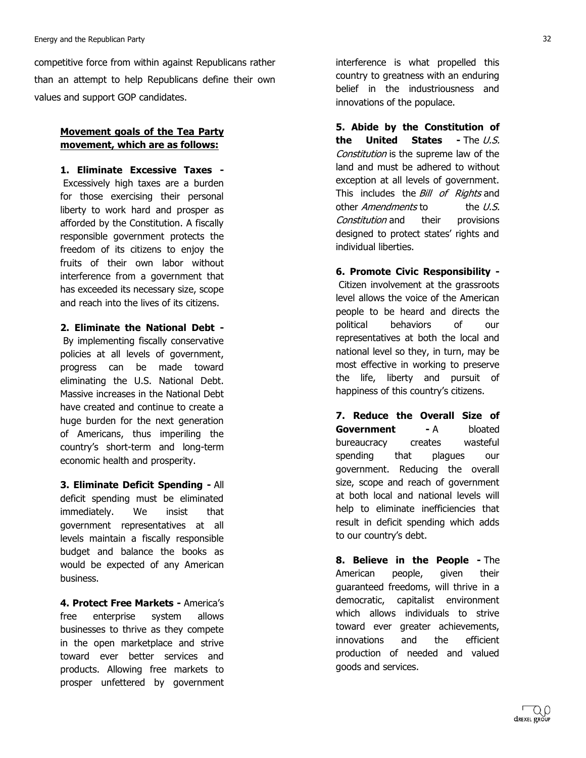competitive force from within against Republicans rather than an attempt to help Republicans define their own values and support GOP candidates.

**Movement goals of the Tea Party movement, which are as follows:**

**1. Eliminate Excessive Taxes -** Excessively high taxes are a burden for those exercising their personal liberty to work hard and prosper as afforded by the Constitution. A fiscally responsible government protects the freedom of its citizens to enjoy the fruits of their own labor without interference from a government that has exceeded its necessary size, scope and reach into the lives of its citizens.

**2. Eliminate the National Debt -** By implementing fiscally conservative policies at all levels of government, progress can be made toward eliminating the U.S. National Debt. Massive increases in the National Debt have created and continue to create a huge burden for the next generation of Americans, thus imperiling the country's short-term and long-term economic health and prosperity.

**3. Eliminate Deficit Spending -** All deficit spending must be eliminated immediately. We insist that government representatives at all levels maintain a fiscally responsible budget and balance the books as would be expected of any American business.

**4. Protect Free Markets -** America's free enterprise system allows businesses to thrive as they compete in the open marketplace and strive toward ever better services and products. Allowing free markets to prosper unfettered by government interference is what propelled this country to greatness with an enduring belief in the industriousness and innovations of the populace.

**5. Abide by the Constitution of the United States -** The *U.S. Constitution* is the supreme law of the land and must be adhered to without exception at all levels of government. This includes the *Bill of Rights* and other *Amendments* to the *U.S. Constitution* and their provisions designed to protect states' rights and individual liberties.

**6. Promote Civic Responsibility -** Citizen involvement at the grassroots level allows the voice of the American people to be heard and directs the political behaviors of our representatives at both the local and national level so they, in turn, may be most effective in working to preserve the life, liberty and pursuit of happiness of this country's citizens.

**7. Reduce the Overall Size of Government -** A bloated bureaucracy creates wasteful spending that plagues our government. Reducing the overall size, scope and reach of government at both local and national levels will help to eliminate inefficiencies that result in deficit spending which adds to our country's debt.

**8. Believe in the People -** The American people, given their guaranteed freedoms, will thrive in a democratic, capitalist environment which allows individuals to strive toward ever greater achievements, innovations and the efficient production of needed and valued goods and services.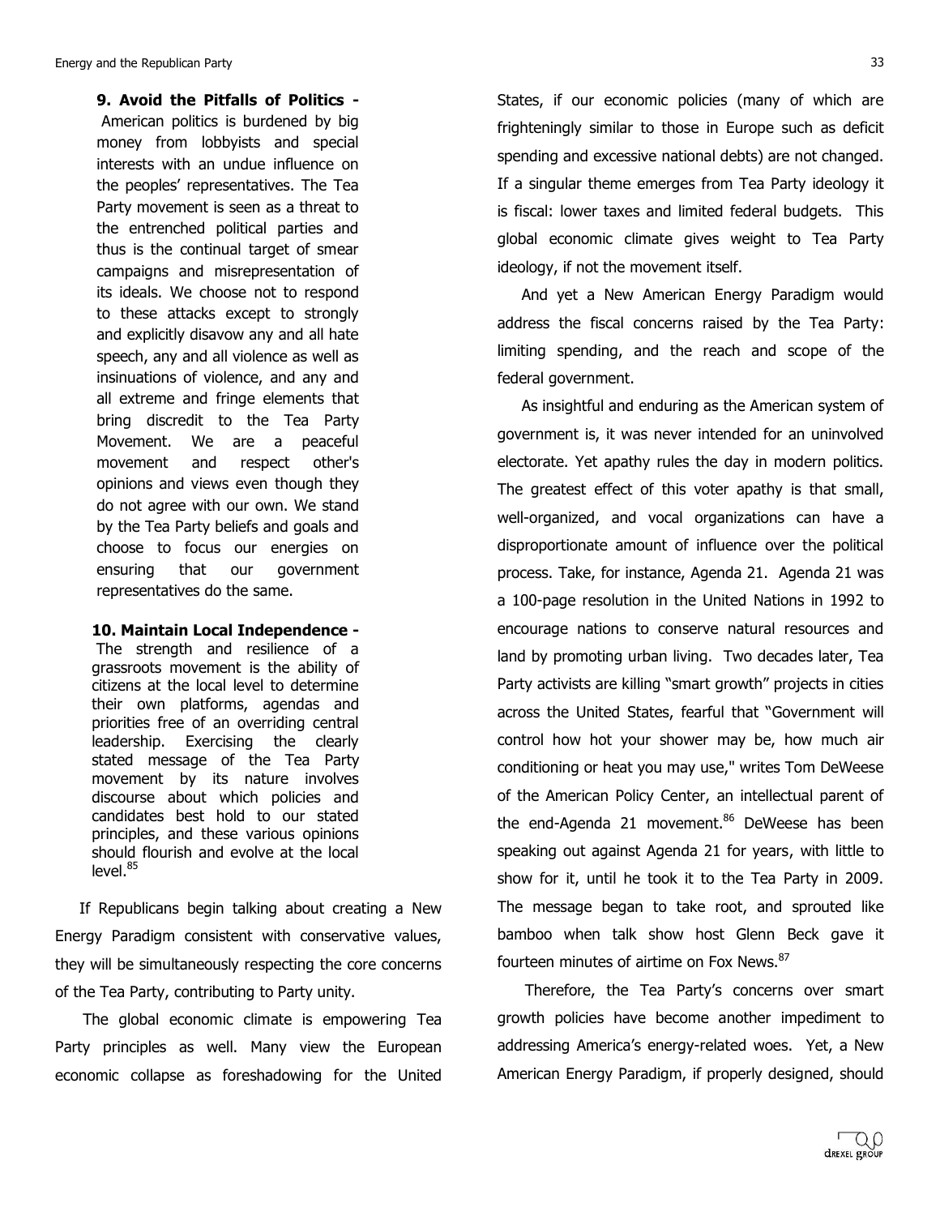**9. Avoid the Pitfalls of Politics -** American politics is burdened by big money from lobbyists and special interests with an undue influence on the peoples' representatives. The Tea Party movement is seen as a threat to the entrenched political parties and thus is the continual target of smear campaigns and misrepresentation of its ideals. We choose not to respond to these attacks except to strongly and explicitly disavow any and all hate speech, any and all violence as well as insinuations of violence, and any and all extreme and fringe elements that bring discredit to the Tea Party Movement. We are a peaceful movement and respect other's opinions and views even though they do not agree with our own. We stand by the Tea Party beliefs and goals and choose to focus our energies on ensuring that our government representatives do the same.

**10. Maintain Local Independence -** The strength and resilience of a grassroots movement is the ability of citizens at the local level to determine their own platforms, agendas and priorities free of an overriding central leadership. Exercising the clearly stated message of the Tea Party movement by its nature involves discourse about which policies and candidates best hold to our stated principles, and these various opinions should flourish and evolve at the local level.[85]

If Republicans begin talking about creating a New Energy Paradigm consistent with conservative values, they will be simultaneously respecting the core concerns of the Tea Party, contributing to Party unity.

The global economic climate is empowering Tea Party principles as well. Many view the European economic collapse as foreshadowing for the United States, if our economic policies (many of which are frighteningly similar to those in Europe such as deficit spending and excessive national debts) are not changed. If a singular theme emerges from Tea Party ideology it is fiscal: lower taxes and limited federal budgets. This global economic climate gives weight to Tea Party ideology, if not the movement itself.

And yet a New American Energy Paradigm would address the fiscal concerns raised by the Tea Party: limiting spending, and the reach and scope of the federal government.

As insightful and enduring as the American system of government is, it was never intended for an uninvolved electorate. Yet apathy rules the day in modern politics. The greatest effect of this voter apathy is that small, well-organized, and vocal organizations can have a disproportionate amount of influence over the political process. Take, for instance, Agenda 21. Agenda 21 was a 100-page resolution in the United Nations in 1992 to encourage nations to conserve natural resources and land by promoting urban living. Two decades later, Tea Party activists are killing "smart growth" projects in cities across the United States, fearful that "Government will control how hot your shower may be, how much air conditioning or heat you may use," writes Tom DeWeese of the American Policy Center, an intellectual parent of the end-Agenda 21 movement.[86] DeWeese has been speaking out against Agenda 21 for years, with little to show for it, until he took it to the Tea Party in 2009. The message began to take root, and sprouted like bamboo when talk show host Glenn Beck gave it fourteen minutes of airtime on Fox News.[87]

Therefore, the Tea Party's concerns over smart growth policies have become another impediment to addressing America's energy-related woes. Yet, a New American Energy Paradigm, if properly designed, should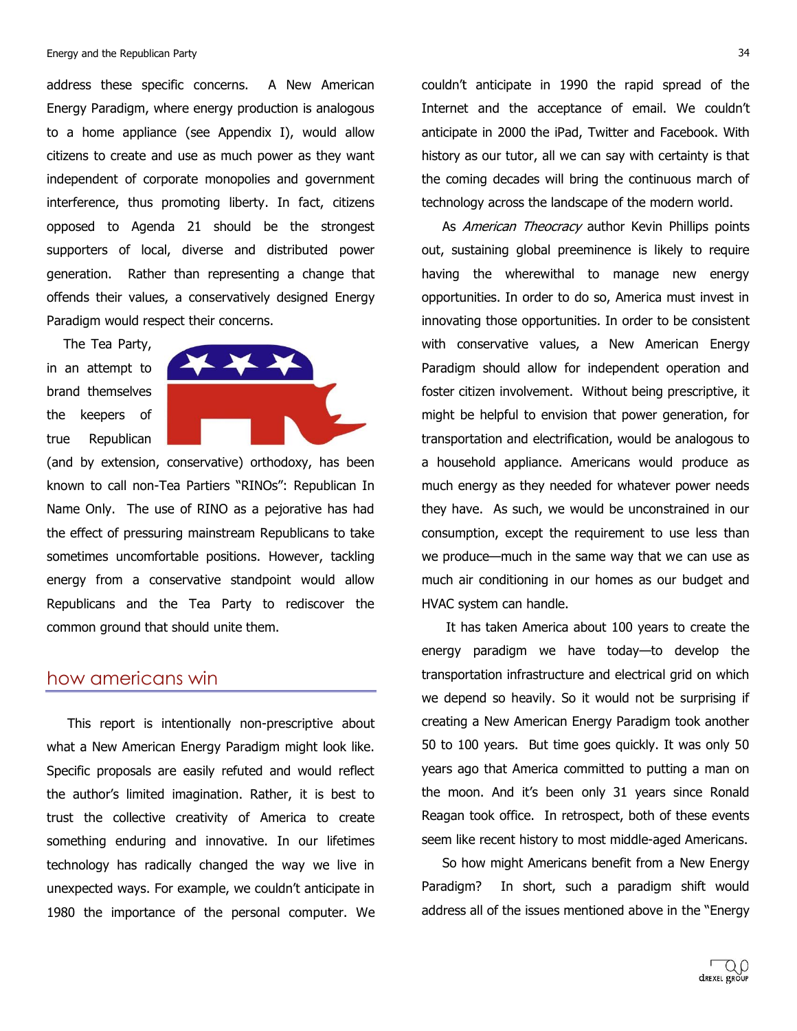address these specific concerns. A New American Energy Paradigm, where energy production is analogous to a home appliance (see Appendix I), would allow citizens to create and use as much power as they want independent of corporate monopolies and government interference, thus promoting liberty. In fact, citizens opposed to Agenda 21 should be the strongest supporters of local, diverse and distributed power generation. Rather than representing a change that offends their values, a conservatively designed Energy Paradigm would respect their concerns.

The Tea Party, in an attempt to brand themselves the keepers of true Republican (and by extension, conservative) orthodoxy, has been known to call non-Tea Partiers "RINOs": Republican In Name Only. The use of RINO as a pejorative has had the effect of pressuring mainstream Republicans to take sometimes uncomfortable positions. However, tackling energy from a conservative standpoint would allow Republicans and the Tea Party to rediscover the common ground that should unite them.

## how americans win

This report is intentionally non-prescriptive about what a New American Energy Paradigm might look like. Specific proposals are easily refuted and would reflect the author's limited imagination. Rather, it is best to trust the collective creativity of America to create something enduring and innovative. In our lifetimes technology has radically changed the way we live in unexpected ways. For example, we couldn't anticipate in 1980 the importance of the personal computer. We couldn't anticipate in 1990 the rapid spread of the Internet and the acceptance of email. We couldn't anticipate in 2000 the iPad, Twitter and Facebook. With history as our tutor, all we can say with certainty is that the coming decades will bring the continuous march of technology across the landscape of the modern world.

As *American Theocracy* author Kevin Phillips points out, sustaining global preeminence is likely to require having the wherewithal to manage new energy opportunities. In order to do so, America must invest in innovating those opportunities. In order to be consistent with conservative values, a New American Energy Paradigm should allow for independent operation and foster citizen involvement. Without being prescriptive, it might be helpful to envision that power generation, for transportation and electrification, would be analogous to a household appliance. Americans would produce as much energy as they needed for whatever power needs they have. As such, we would be unconstrained in our consumption, except the requirement to use less than we produce—much in the same way that we can use as much air conditioning in our homes as our budget and HVAC system can handle.

It has taken America about 100 years to create the energy paradigm we have today—to develop the transportation infrastructure and electrical grid on which we depend so heavily. So it would not be surprising if creating a New American Energy Paradigm took another 50 to 100 years. But time goes quickly. It was only 50 years ago that America committed to putting a man on the moon. And it's been only 31 years since Ronald Reagan took office. In retrospect, both of these events seem like recent history to most middle-aged Americans.

So how might Americans benefit from a New Energy Paradigm? In short, such a paradigm shift would address all of the issues mentioned above in the "Energy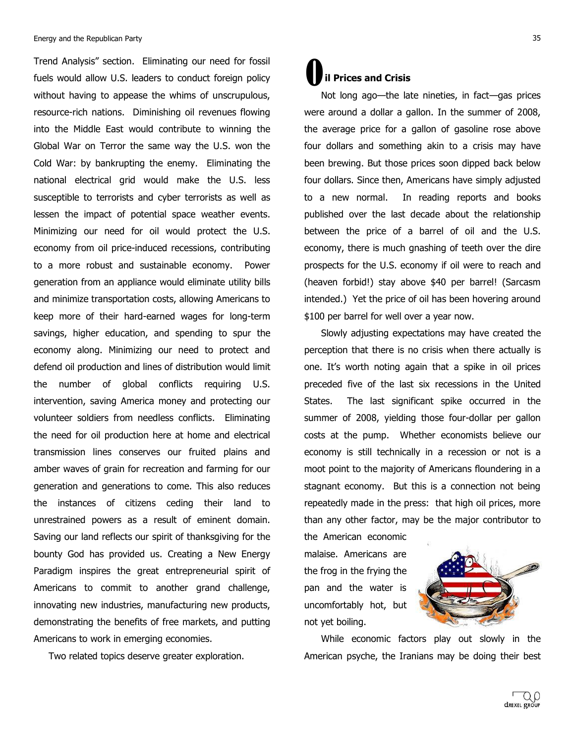Trend Analysis" section. Eliminating our need for fossil fuels would allow U.S. leaders to conduct foreign policy without having to appease the whims of unscrupulous, resource-rich nations. Diminishing oil revenues flowing into the Middle East would contribute to winning the Global War on Terror the same way the U.S. won the Cold War: by bankrupting the enemy. Eliminating the national electrical grid would make the U.S. less susceptible to terrorists and cyber terrorists as well as lessen the impact of potential space weather events. Minimizing our need for oil would protect the U.S. economy from oil price-induced recessions, contributing to a more robust and sustainable economy. Power generation from an appliance would eliminate utility bills and minimize transportation costs, allowing Americans to keep more of their hard-earned wages for long-term savings, higher education, and spending to spur the economy along. Minimizing our need to protect and defend oil production and lines of distribution would limit the number of global conflicts requiring U.S. intervention, saving America money and protecting our volunteer soldiers from needless conflicts. Eliminating the need for oil production here at home and electrical transmission lines conserves our fruited plains and amber waves of grain for recreation and farming for our generation and generations to come. This also reduces the instances of citizens ceding their land to unrestrained powers as a result of eminent domain. Saving our land reflects our spirit of thanksgiving for the bounty God has provided us. Creating a New Energy Paradigm inspires the great entrepreneurial spirit of Americans to commit to another grand challenge, innovating new industries, manufacturing new products, demonstrating the benefits of free markets, and putting Americans to work in emerging economies.

Two related topics deserve greater exploration.

## Oil Prices and Crisis

Not long ago—the late nineties, in fact—gas prices were around a dollar a gallon. In the summer of 2008, the average price for a gallon of gasoline rose above four dollars and something akin to a crisis may have been brewing. But those prices soon dipped back below four dollars. Since then, Americans have simply adjusted to a new normal. In reading reports and books published over the last decade about the relationship between the price of a barrel of oil and the U.S. economy, there is much gnashing of teeth over the dire prospects for the U.S. economy if oil were to reach and (heaven forbid!) stay above $40 per barrel! (Sarcasm intended.) Yet the price of oil has been hovering around $100 per barrel for well over a year now.

Slowly adjusting expectations may have created the perception that there is no crisis when there actually is one. It's worth noting again that a spike in oil prices preceded five of the last six recessions in the United States. The last significant spike occurred in the summer of 2008, yielding those four-dollar per gallon costs at the pump. Whether economists believe our economy is still technically in a recession or not is a moot point to the majority of Americans floundering in a stagnant economy. But this is a connection not being repeatedly made in the press: that high oil prices, more than any other factor, may be the major contributor to the American economic malaise. Americans are the frog in the frying the pan and the water is uncomfortably hot, but not yet boiling.

While economic factors play out slowly in the American psyche, the Iranians may be doing their best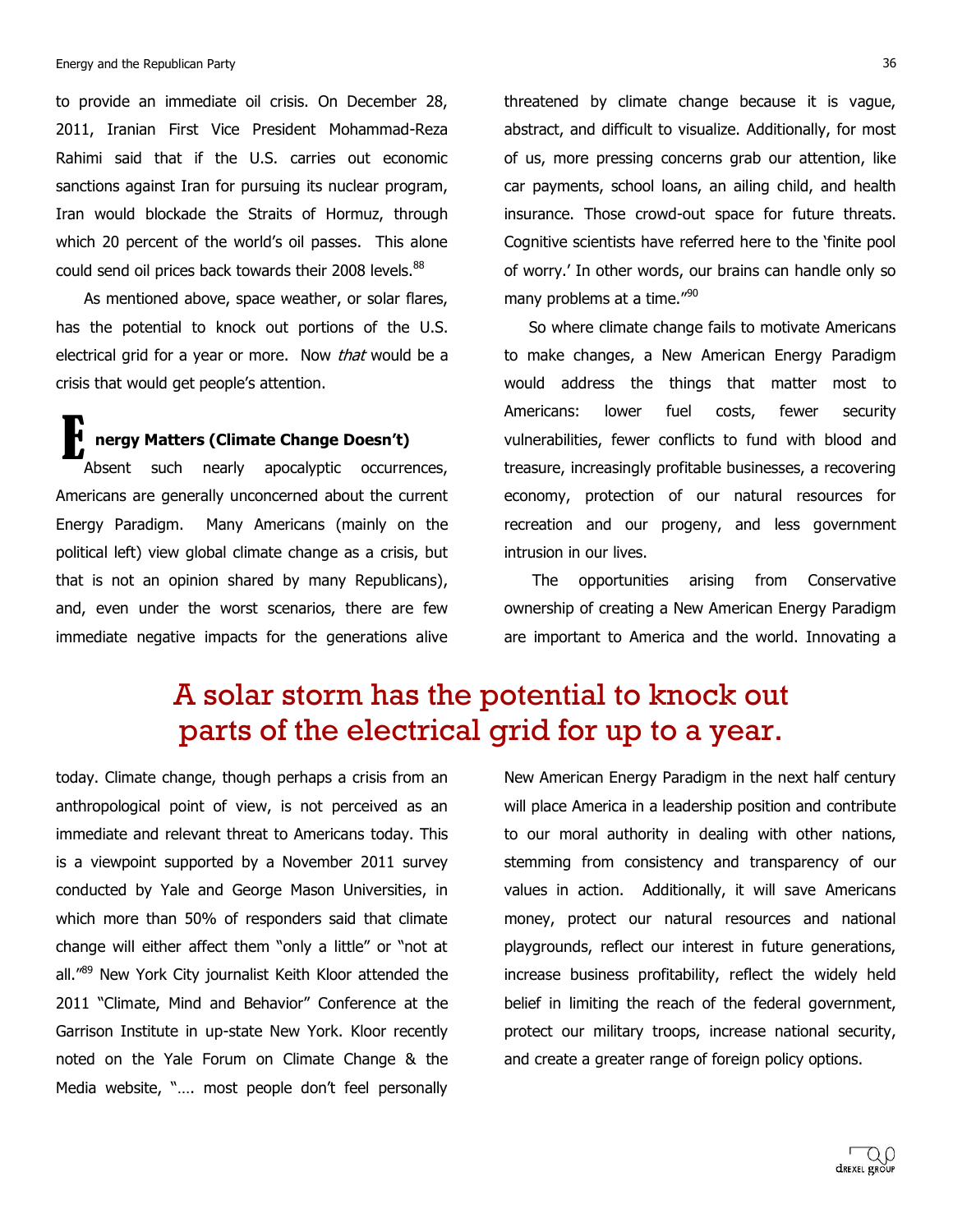to provide an immediate oil crisis. On December 28, 2011, Iranian First Vice President Mohammad-Reza Rahimi said that if the U.S. carries out economic sanctions against Iran for pursuing its nuclear program, Iran would blockade the Straits of Hormuz, through which 20 percent of the world's oil passes. This alone could send oil prices back towards their 2008 levels.[88]

As mentioned above, space weather, or solar flares, has the potential to knock out portions of the U.S. electrical grid for a year or more. Now *that* would be a crisis that would get people's attention.

## Energy Matters (Climate Change Doesn't)

Absent such nearly apocalyptic occurrences, Americans are generally unconcerned about the current Energy Paradigm. Many Americans (mainly on the political left) view global climate change as a crisis, but that is not an opinion shared by many Republicans), and, even under the worst scenarios, there are few immediate negative impacts for the generations alive today. Climate change, though perhaps a crisis from an anthropological point of view, is not perceived as an immediate and relevant threat to Americans today. This is a viewpoint supported by a November 2011 survey conducted by Yale and George Mason Universities, in which more than 50% of responders said that climate change will either affect them "only a little" or "not at all."[89] New York City journalist Keith Kloor attended the 2011 "Climate, Mind and Behavior" Conference at the Garrison Institute in up-state New York. Kloor recently noted on the Yale Forum on Climate Change & the Media website, "…. most people don't feel personally threatened by climate change because it is vague, abstract, and difficult to visualize. Additionally, for most of us, more pressing concerns grab our attention, like car payments, school loans, an ailing child, and health insurance. Those crowd-out space for future threats. Cognitive scientists have referred here to the 'finite pool of worry.' In other words, our brains can handle only so many problems at a time."[90]

So where climate change fails to motivate Americans to make changes, a New American Energy Paradigm would address the things that matter most to Americans: lower fuel costs, fewer security vulnerabilities, fewer conflicts to fund with blood and treasure, increasingly profitable businesses, a recovering economy, protection of our natural resources for recreation and our progeny, and less government intrusion in our lives.

The opportunities arising from Conservative ownership of creating a New American Energy Paradigm are important to America and the world. Innovating a New American Energy Paradigm in the next half century will place America in a leadership position and contribute to our moral authority in dealing with other nations, stemming from consistency and transparency of our values in action. Additionally, it will save Americans money, protect our natural resources and national playgrounds, reflect our interest in future generations, increase business profitability, reflect the widely held belief in limiting the reach of the federal government, protect our military troops, increase national security, and create a greater range of foreign policy options.

**A solar storm has the potential to knock out parts of the electrical grid for up to a year.**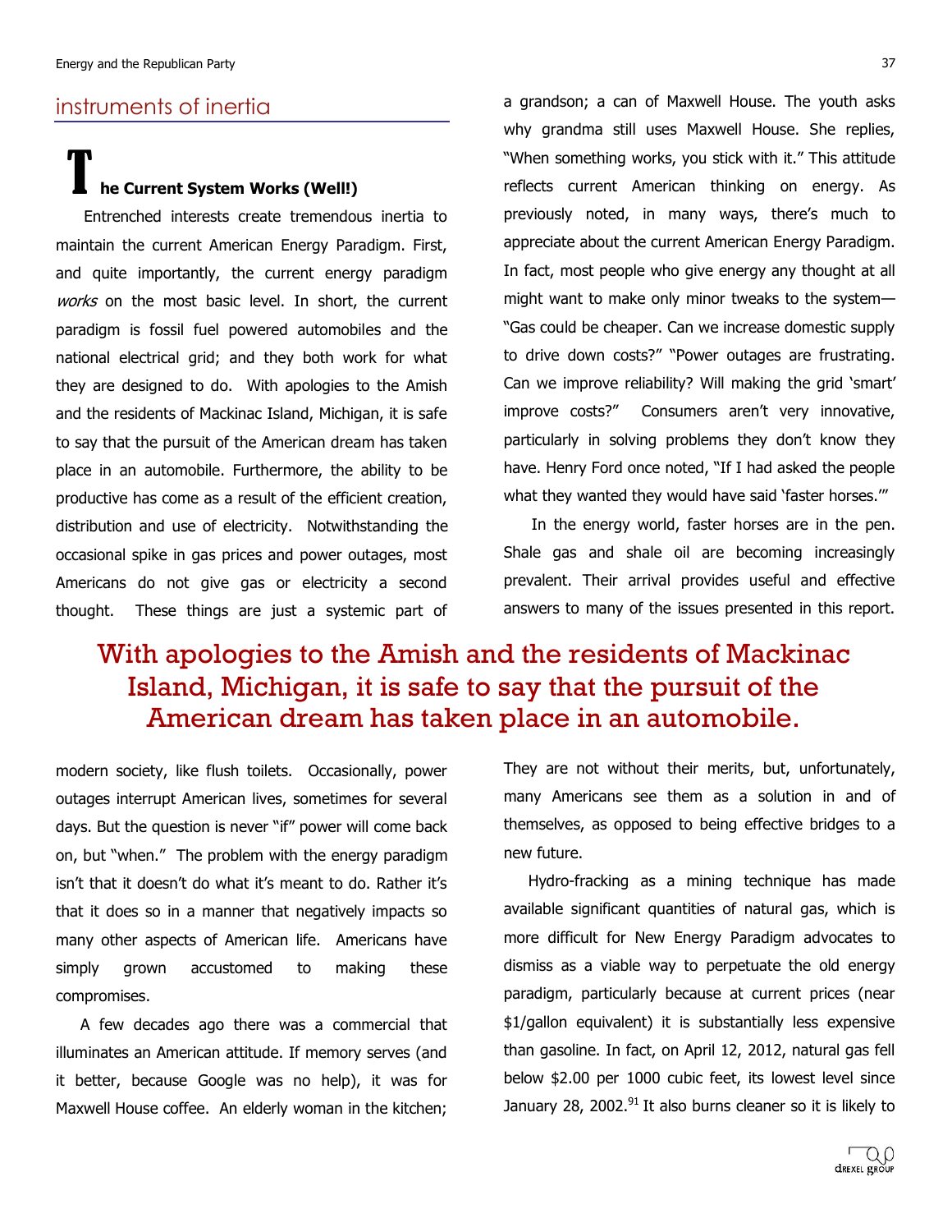## instruments of inertia

### The Current System Works (Well!)

Entrenched interests create tremendous inertia to maintain the current American Energy Paradigm. First, and quite importantly, the current energy paradigm *works* on the most basic level. In short, the current paradigm is fossil fuel powered automobiles and the national electrical grid; and they both work for what they are designed to do. With apologies to the Amish and the residents of Mackinac Island, Michigan, it is safe to say that the pursuit of the American dream has taken place in an automobile. Furthermore, the ability to be productive has come as a result of the efficient creation, distribution and use of electricity. Notwithstanding the occasional spike in gas prices and power outages, most Americans do not give gas or electricity a second thought. These things are just a systemic part of modern society, like flush toilets. Occasionally, power outages interrupt American lives, sometimes for several days. But the question is never "if" power will come back on, but "when." The problem with the energy paradigm isn't that it doesn't do what it's meant to do. Rather it's that it does so in a manner that negatively impacts so many other aspects of American life. Americans have simply grown accustomed to making these compromises.

A few decades ago there was a commercial that illuminates an American attitude. If memory serves (and it better, because Google was no help), it was for Maxwell House coffee. An elderly woman in the kitchen; a grandson; a can of Maxwell House. The youth asks why grandma still uses Maxwell House. She replies, "When something works, you stick with it." This attitude reflects current American thinking on energy. As previously noted, in many ways, there's much to appreciate about the current American Energy Paradigm. In fact, most people who give energy any thought at all might want to make only minor tweaks to the system—"Gas could be cheaper. Can we increase domestic supply to drive down costs?" "Power outages are frustrating. Can we improve reliability? Will making the grid 'smart' improve costs?" Consumers aren't very innovative, particularly in solving problems they don't know they have. Henry Ford once noted, "If I had asked the people what they wanted they would have said 'faster horses.'"

In the energy world, faster horses are in the pen. Shale gas and shale oil are becoming increasingly prevalent. Their arrival provides useful and effective answers to many of the issues presented in this report. They are not without their merits, but, unfortunately, many Americans see them as a solution in and of themselves, as opposed to being effective bridges to a new future.

> With apologies to the Amish and the residents of Mackinac Island, Michigan, it is safe to say that the pursuit of the American dream has taken place in an automobile.

Hydro-fracking as a mining technique has made available significant quantities of natural gas, which is more difficult for New Energy Paradigm advocates to dismiss as a viable way to perpetuate the old energy paradigm, particularly because at current prices (near $1/gallon equivalent) it is substantially less expensive than gasoline. In fact, on April 12, 2012, natural gas fell below $2.00 per 1000 cubic feet, its lowest level since January 28, 2002.[91] It also burns cleaner so it is likely to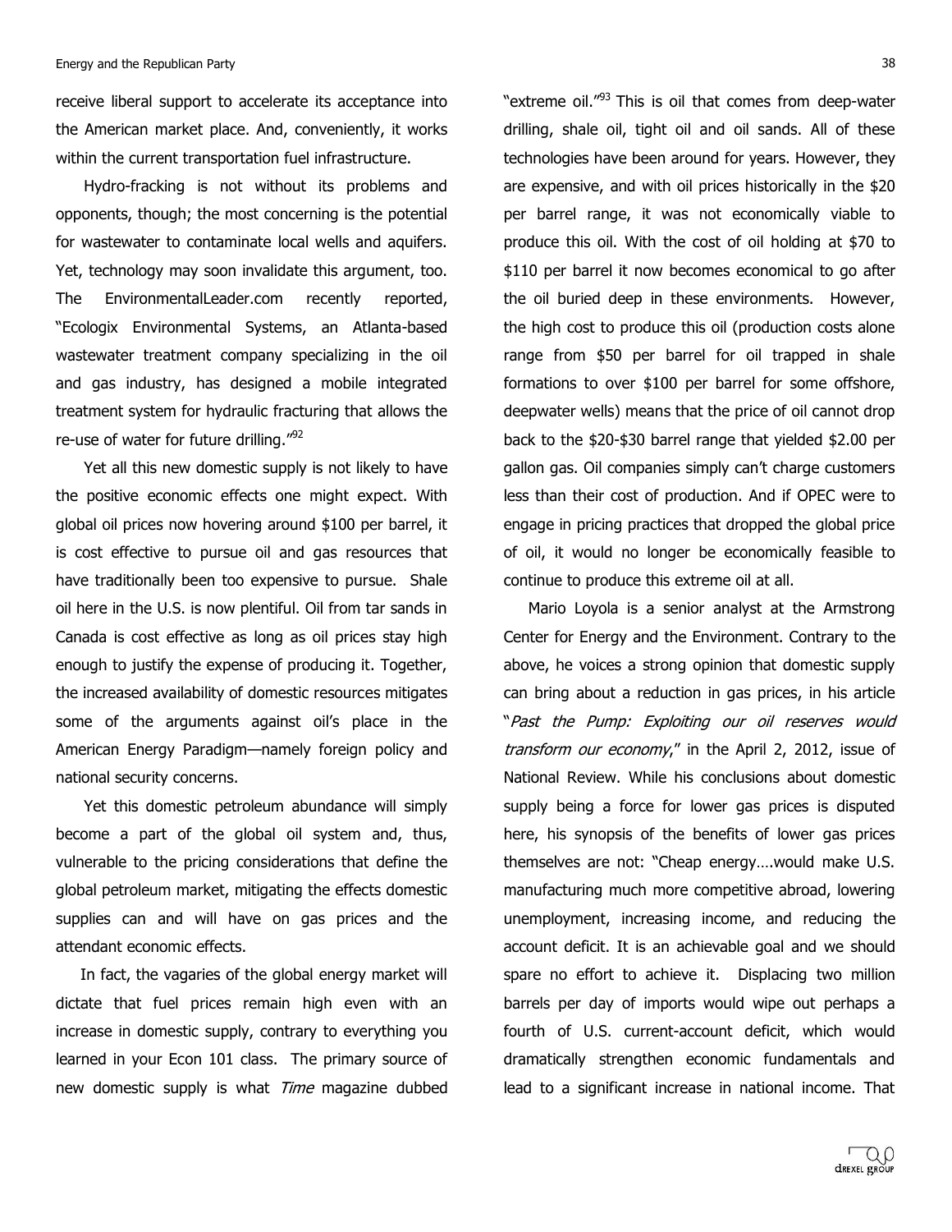receive liberal support to accelerate its acceptance into the American market place. And, conveniently, it works within the current transportation fuel infrastructure.

Hydro-fracking is not without its problems and opponents, though; the most concerning is the potential for wastewater to contaminate local wells and aquifers. Yet, technology may soon invalidate this argument, too. The EnvironmentalLeader.com recently reported, "Ecologix Environmental Systems, an Atlanta-based wastewater treatment company specializing in the oil and gas industry, has designed a mobile integrated treatment system for hydraulic fracturing that allows the re-use of water for future drilling."[92]

Yet all this new domestic supply is not likely to have the positive economic effects one might expect. With global oil prices now hovering around $100 per barrel, it is cost effective to pursue oil and gas resources that have traditionally been too expensive to pursue. Shale oil here in the U.S. is now plentiful. Oil from tar sands in Canada is cost effective as long as oil prices stay high enough to justify the expense of producing it. Together, the increased availability of domestic resources mitigates some of the arguments against oil's place in the American Energy Paradigm—namely foreign policy and national security concerns.

Yet this domestic petroleum abundance will simply become a part of the global oil system and, thus, vulnerable to the pricing considerations that define the global petroleum market, mitigating the effects domestic supplies can and will have on gas prices and the attendant economic effects.

In fact, the vagaries of the global energy market will dictate that fuel prices remain high even with an increase in domestic supply, contrary to everything you learned in your Econ 101 class. The primary source of new domestic supply is what *Time* magazine dubbed "extreme oil."[93] This is oil that comes from deep-water drilling, shale oil, tight oil and oil sands. All of these technologies have been around for years. However, they are expensive, and with oil prices historically in the $20 per barrel range, it was not economically viable to produce this oil. With the cost of oil holding at $70 to $110 per barrel it now becomes economical to go after the oil buried deep in these environments. However, the high cost to produce this oil (production costs alone range from $50 per barrel for oil trapped in shale formations to over $100 per barrel for some offshore, deepwater wells) means that the price of oil cannot drop back to the $20-$30 barrel range that yielded $2.00 per gallon gas. Oil companies simply can't charge customers less than their cost of production. And if OPEC were to engage in pricing practices that dropped the global price of oil, it would no longer be economically feasible to continue to produce this extreme oil at all.

Mario Loyola is a senior analyst at the Armstrong Center for Energy and the Environment. Contrary to the above, he voices a strong opinion that domestic supply can bring about a reduction in gas prices, in his article "*Past the Pump: Exploiting our oil reserves would transform our economy*," in the April 2, 2012, issue of National Review. While his conclusions about domestic supply being a force for lower gas prices is disputed here, his synopsis of the benefits of lower gas prices themselves are not: "Cheap energy….would make U.S. manufacturing much more competitive abroad, lowering unemployment, increasing income, and reducing the account deficit. It is an achievable goal and we should spare no effort to achieve it. Displacing two million barrels per day of imports would wipe out perhaps a fourth of U.S. current-account deficit, which would dramatically strengthen economic fundamentals and lead to a significant increase in national income. That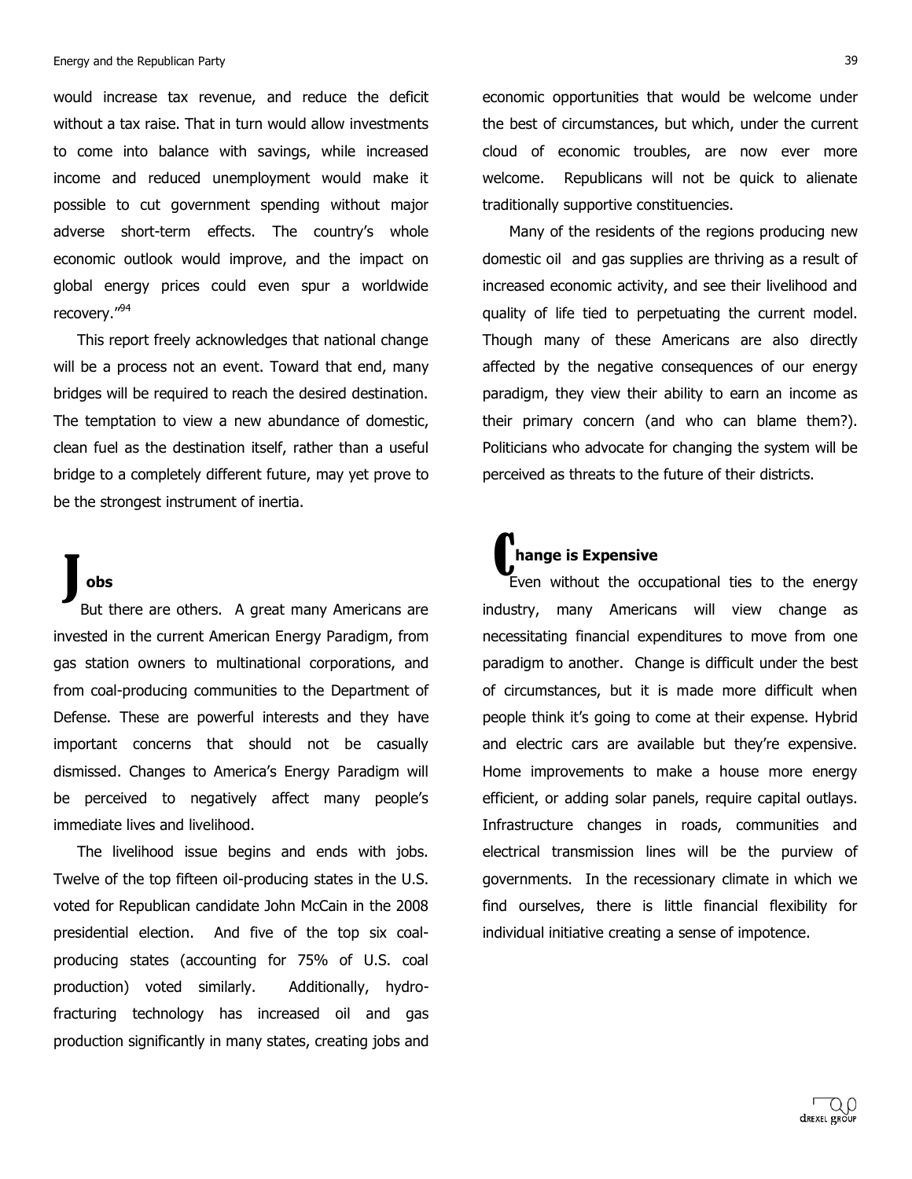would increase tax revenue, and reduce the deficit without a tax raise. That in turn would allow investments to come into balance with savings, while increased income and reduced unemployment would make it possible to cut government spending without major adverse short-term effects. The country's whole economic outlook would improve, and the impact on global energy prices could even spur a worldwide recovery."[94]

This report freely acknowledges that national change will be a process not an event. Toward that end, many bridges will be required to reach the desired destination. The temptation to view a new abundance of domestic, clean fuel as the destination itself, rather than a useful bridge to a completely different future, may yet prove to be the strongest instrument of inertia.

## Jobs

But there are others. A great many Americans are invested in the current American Energy Paradigm, from gas station owners to multinational corporations, and from coal-producing communities to the Department of Defense. These are powerful interests and they have important concerns that should not be casually dismissed. Changes to America's Energy Paradigm will be perceived to negatively affect many people's immediate lives and livelihood.

The livelihood issue begins and ends with jobs. Twelve of the top fifteen oil-producing states in the U.S. voted for Republican candidate John McCain in the 2008 presidential election. And five of the top six coal-producing states (accounting for 75% of U.S. coal production) voted similarly. Additionally, hydro-fracturing technology has increased oil and gas production significantly in many states, creating jobs and economic opportunities that would be welcome under the best of circumstances, but which, under the current cloud of economic troubles, are now ever more welcome. Republicans will not be quick to alienate traditionally supportive constituencies.

Many of the residents of the regions producing new domestic oil and gas supplies are thriving as a result of increased economic activity, and see their livelihood and quality of life tied to perpetuating the current model. Though many of these Americans are also directly affected by the negative consequences of our energy paradigm, they view their ability to earn an income as their primary concern (and who can blame them?). Politicians who advocate for changing the system will be perceived as threats to the future of their districts.

## Change is Expensive

Even without the occupational ties to the energy industry, many Americans will view change as necessitating financial expenditures to move from one paradigm to another. Change is difficult under the best of circumstances, but it is made more difficult when people think it's going to come at their expense. Hybrid and electric cars are available but they're expensive. Home improvements to make a house more energy efficient, or adding solar panels, require capital outlays. Infrastructure changes in roads, communities and electrical transmission lines will be the purview of governments. In the recessionary climate in which we find ourselves, there is little financial flexibility for individual initiative creating a sense of impotence.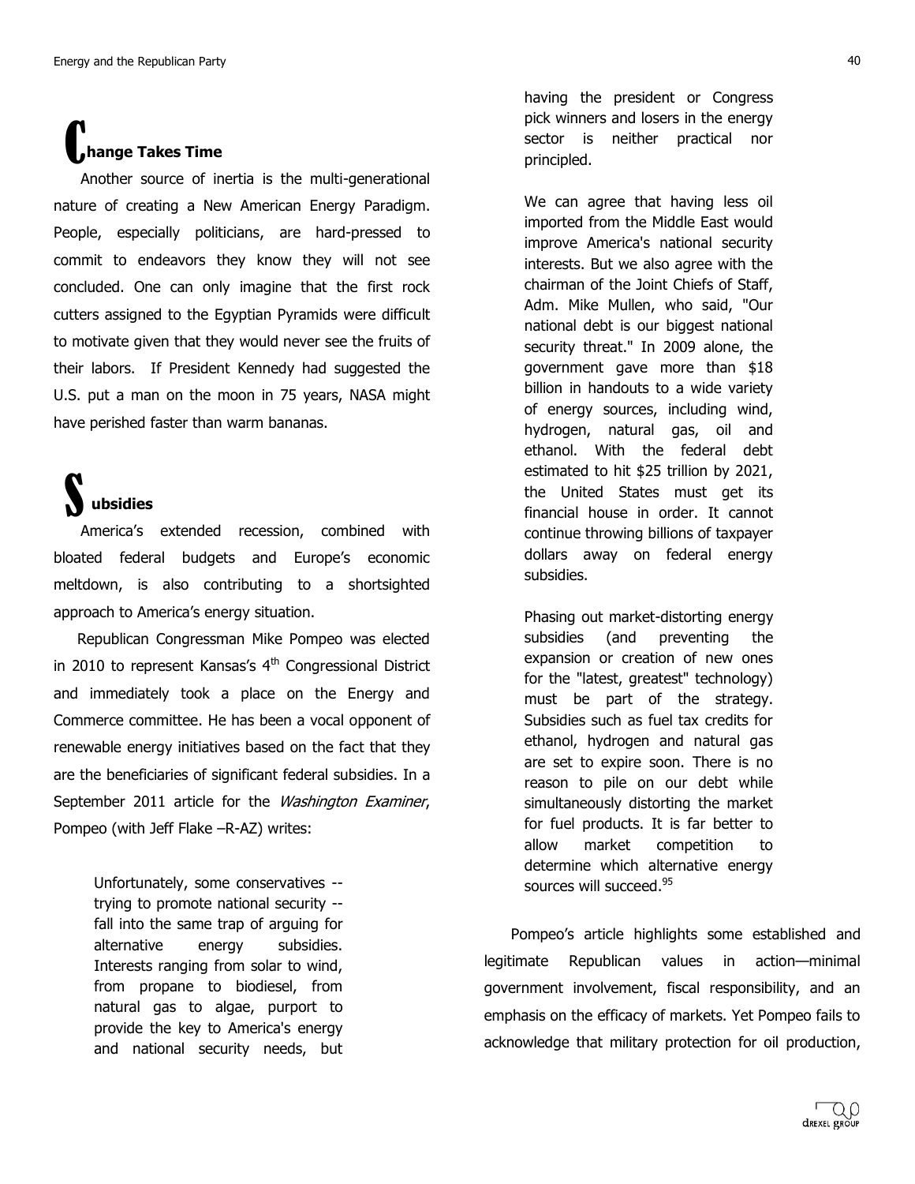## Change Takes Time

Another source of inertia is the multi-generational nature of creating a New American Energy Paradigm. People, especially politicians, are hard-pressed to commit to endeavors they know they will not see concluded. One can only imagine that the first rock cutters assigned to the Egyptian Pyramids were difficult to motivate given that they would never see the fruits of their labors. If President Kennedy had suggested the U.S. put a man on the moon in 75 years, NASA might have perished faster than warm bananas.

## Subsidies

America's extended recession, combined with bloated federal budgets and Europe's economic meltdown, is also contributing to a shortsighted approach to America's energy situation.

Republican Congressman Mike Pompeo was elected in 2010 to represent Kansas's 4th Congressional District and immediately took a place on the Energy and Commerce committee. He has been a vocal opponent of renewable energy initiatives based on the fact that they are the beneficiaries of significant federal subsidies. In a September 2011 article for the *Washington Examiner*, Pompeo (with Jeff Flake –R-AZ) writes:

> Unfortunately, some conservatives -- trying to promote national security -- fall into the same trap of arguing for alternative energy subsidies. Interests ranging from solar to wind, from propane to biodiesel, from natural gas to algae, purport to provide the key to America's energy and national security needs, but having the president or Congress pick winners and losers in the energy sector is neither practical nor principled.
>
> We can agree that having less oil imported from the Middle East would improve America's national security interests. But we also agree with the chairman of the Joint Chiefs of Staff, Adm. Mike Mullen, who said, "Our national debt is our biggest national security threat." In 2009 alone, the government gave more than $18 billion in handouts to a wide variety of energy sources, including wind, hydrogen, natural gas, oil and ethanol. With the federal debt estimated to hit $25 trillion by 2021, the United States must get its financial house in order. It cannot continue throwing billions of taxpayer dollars away on federal energy subsidies.
>
> Phasing out market-distorting energy subsidies (and preventing the expansion or creation of new ones for the "latest, greatest" technology) must be part of the strategy. Subsidies such as fuel tax credits for ethanol, hydrogen and natural gas are set to expire soon. There is no reason to pile on our debt while simultaneously distorting the market for fuel products. It is far better to allow market competition to determine which alternative energy sources will succeed.[95]

Pompeo's article highlights some established and legitimate Republican values in action—minimal government involvement, fiscal responsibility, and an emphasis on the efficacy of markets. Yet Pompeo fails to acknowledge that military protection for oil production,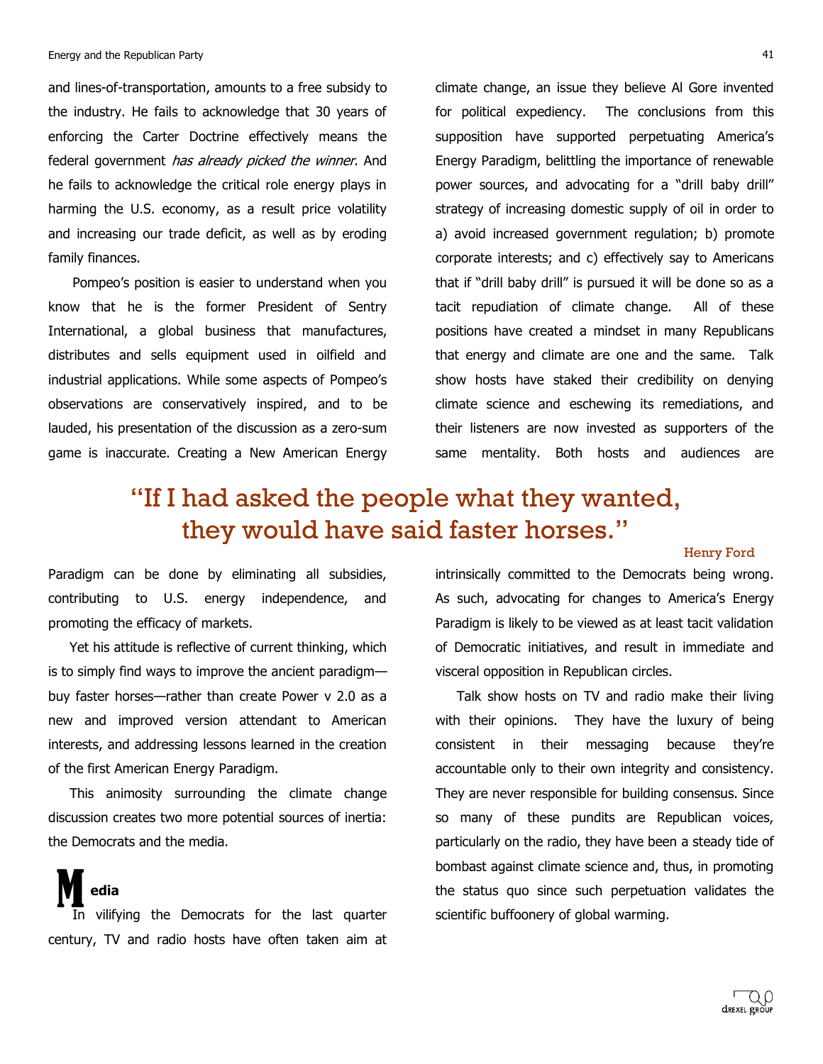and lines-of-transportation, amounts to a free subsidy to the industry. He fails to acknowledge that 30 years of enforcing the Carter Doctrine effectively means the federal government *has already picked the winner*. And he fails to acknowledge the critical role energy plays in harming the U.S. economy, as a result price volatility and increasing our trade deficit, as well as by eroding family finances.

Pompeo's position is easier to understand when you know that he is the former President of Sentry International, a global business that manufactures, distributes and sells equipment used in oilfield and industrial applications. While some aspects of Pompeo's observations are conservatively inspired, and to be lauded, his presentation of the discussion as a zero-sum game is inaccurate. Creating a New American Energy Paradigm can be done by eliminating all subsidies, contributing to U.S. energy independence, and promoting the efficacy of markets.

Yet his attitude is reflective of current thinking, which is to simply find ways to improve the ancient paradigm—buy faster horses—rather than create Power v 2.0 as a new and improved version attendant to American interests, and addressing lessons learned in the creation of the first American Energy Paradigm.

This animosity surrounding the climate change discussion creates two more potential sources of inertia: the Democrats and the media.

## Media

In vilifying the Democrats for the last quarter century, TV and radio hosts have often taken aim at climate change, an issue they believe Al Gore invented for political expediency. The conclusions from this supposition have supported perpetuating America's Energy Paradigm, belittling the importance of renewable power sources, and advocating for a "drill baby drill" strategy of increasing domestic supply of oil in order to a) avoid increased government regulation; b) promote corporate interests; and c) effectively say to Americans that if "drill baby drill" is pursued it will be done so as a tacit repudiation of climate change. All of these positions have created a mindset in many Republicans that energy and climate are one and the same. Talk show hosts have staked their credibility on denying climate science and eschewing its remediations, and their listeners are now invested as supporters of the same mentality. Both hosts and audiences are intrinsically committed to the Democrats being wrong. As such, advocating for changes to America's Energy Paradigm is likely to be viewed as at least tacit validation of Democratic initiatives, and result in immediate and visceral opposition in Republican circles.

> "If I had asked the people what they wanted, they would have said faster horses."
>
> Henry Ford

Talk show hosts on TV and radio make their living with their opinions. They have the luxury of being consistent in their messaging because they're accountable only to their own integrity and consistency. They are never responsible for building consensus. Since so many of these pundits are Republican voices, particularly on the radio, they have been a steady tide of bombast against climate science and, thus, in promoting the status quo since such perpetuation validates the scientific buffoonery of global warming.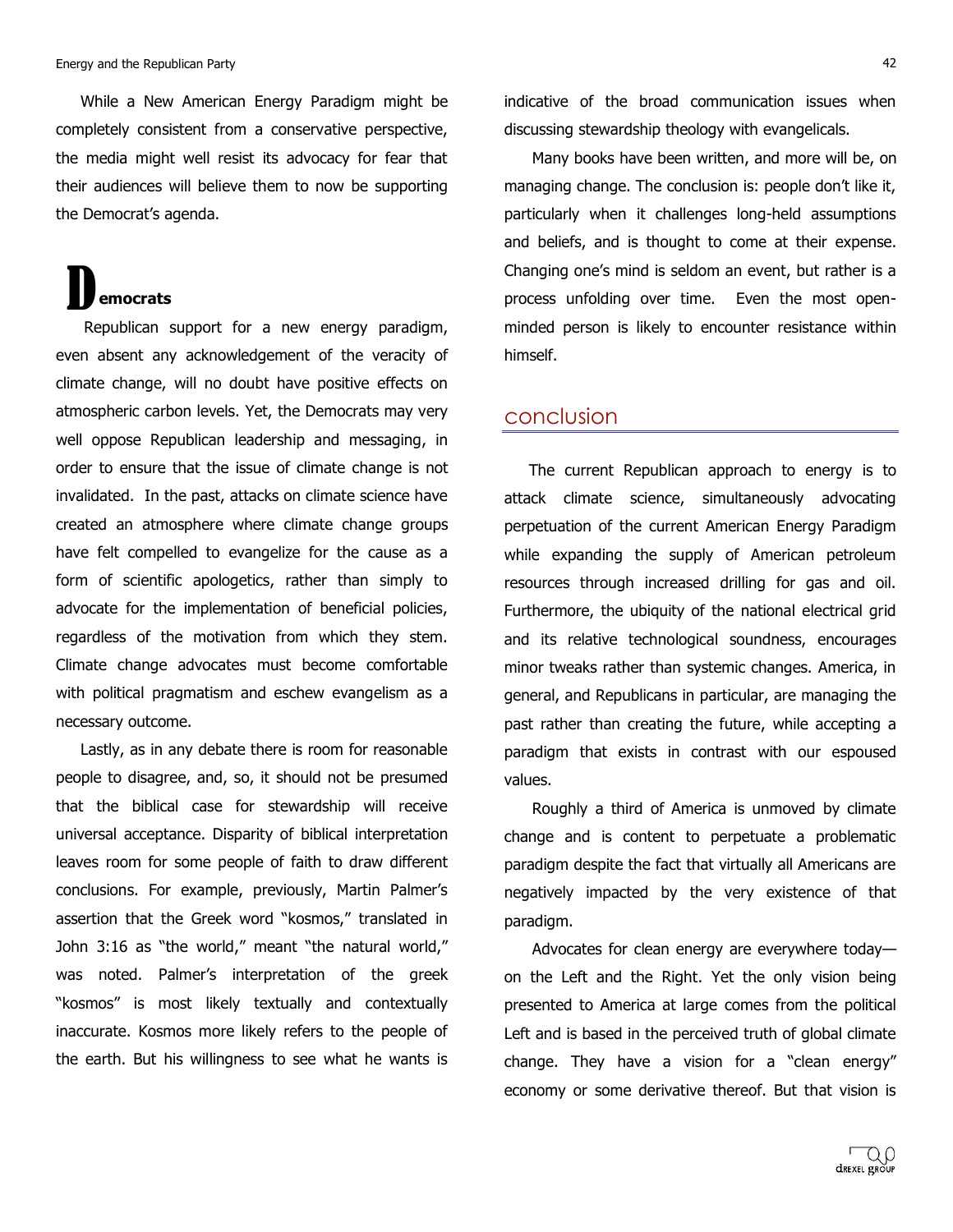While a New American Energy Paradigm might be completely consistent from a conservative perspective, the media might well resist its advocacy for fear that their audiences will believe them to now be supporting the Democrat's agenda.

### Democrats

Republican support for a new energy paradigm, even absent any acknowledgement of the veracity of climate change, will no doubt have positive effects on atmospheric carbon levels. Yet, the Democrats may very well oppose Republican leadership and messaging, in order to ensure that the issue of climate change is not invalidated. In the past, attacks on climate science have created an atmosphere where climate change groups have felt compelled to evangelize for the cause as a form of scientific apologetics, rather than simply to advocate for the implementation of beneficial policies, regardless of the motivation from which they stem. Climate change advocates must become comfortable with political pragmatism and eschew evangelism as a necessary outcome.

Lastly, as in any debate there is room for reasonable people to disagree, and, so, it should not be presumed that the biblical case for stewardship will receive universal acceptance. Disparity of biblical interpretation leaves room for some people of faith to draw different conclusions. For example, previously, Martin Palmer's assertion that the Greek word "kosmos," translated in John 3:16 as "the world," meant "the natural world," was noted. Palmer's interpretation of the greek "kosmos" is most likely textually and contextually inaccurate. Kosmos more likely refers to the people of the earth. But his willingness to see what he wants is indicative of the broad communication issues when discussing stewardship theology with evangelicals.

Many books have been written, and more will be, on managing change. The conclusion is: people don't like it, particularly when it challenges long-held assumptions and beliefs, and is thought to come at their expense. Changing one's mind is seldom an event, but rather is a process unfolding over time. Even the most open-minded person is likely to encounter resistance within himself.

## conclusion

The current Republican approach to energy is to attack climate science, simultaneously advocating perpetuation of the current American Energy Paradigm while expanding the supply of American petroleum resources through increased drilling for gas and oil. Furthermore, the ubiquity of the national electrical grid and its relative technological soundness, encourages minor tweaks rather than systemic changes. America, in general, and Republicans in particular, are managing the past rather than creating the future, while accepting a paradigm that exists in contrast with our espoused values.

Roughly a third of America is unmoved by climate change and is content to perpetuate a problematic paradigm despite the fact that virtually all Americans are negatively impacted by the very existence of that paradigm.

Advocates for clean energy are everywhere today—on the Left and the Right. Yet the only vision being presented to America at large comes from the political Left and is based in the perceived truth of global climate change. They have a vision for a "clean energy" economy or some derivative thereof. But that vision is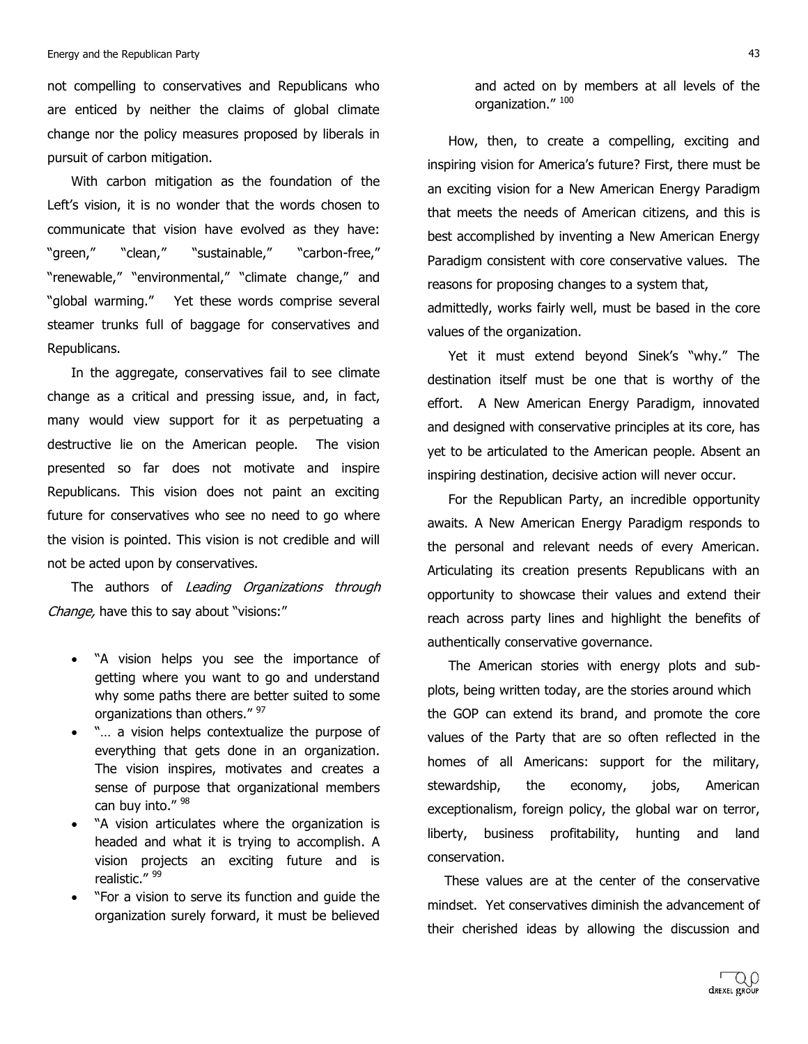not compelling to conservatives and Republicans who are enticed by neither the claims of global climate change nor the policy measures proposed by liberals in pursuit of carbon mitigation.

With carbon mitigation as the foundation of the Left's vision, it is no wonder that the words chosen to communicate that vision have evolved as they have: "green," "clean," "sustainable," "carbon-free," "renewable," "environmental," "climate change," and "global warming." Yet these words comprise several steamer trunks full of baggage for conservatives and Republicans.

In the aggregate, conservatives fail to see climate change as a critical and pressing issue, and, in fact, many would view support for it as perpetuating a destructive lie on the American people. The vision presented so far does not motivate and inspire Republicans. This vision does not paint an exciting future for conservatives who see no need to go where the vision is pointed. This vision is not credible and will not be acted upon by conservatives.

The authors of *Leading Organizations through Change,* have this to say about "visions:"

- "A vision helps you see the importance of getting where you want to go and understand why some paths there are better suited to some organizations than others." [97]
- "… a vision helps contextualize the purpose of everything that gets done in an organization. The vision inspires, motivates and creates a sense of purpose that organizational members can buy into." [98]
- "A vision articulates where the organization is headed and what it is trying to accomplish. A vision projects an exciting future and is realistic." [99]
- "For a vision to serve its function and guide the organization surely forward, it must be believed and acted on by members at all levels of the organization." [100]

How, then, to create a compelling, exciting and inspiring vision for America's future? First, there must be an exciting vision for a New American Energy Paradigm that meets the needs of American citizens, and this is best accomplished by inventing a New American Energy Paradigm consistent with core conservative values. The reasons for proposing changes to a system that, admittedly, works fairly well, must be based in the core values of the organization.

Yet it must extend beyond Sinek's "why." The destination itself must be one that is worthy of the effort. A New American Energy Paradigm, innovated and designed with conservative principles at its core, has yet to be articulated to the American people. Absent an inspiring destination, decisive action will never occur.

For the Republican Party, an incredible opportunity awaits. A New American Energy Paradigm responds to the personal and relevant needs of every American. Articulating its creation presents Republicans with an opportunity to showcase their values and extend their reach across party lines and highlight the benefits of authentically conservative governance.

The American stories with energy plots and sub-plots, being written today, are the stories around which the GOP can extend its brand, and promote the core values of the Party that are so often reflected in the homes of all Americans: support for the military, stewardship, the economy, jobs, American exceptionalism, foreign policy, the global war on terror, liberty, business profitability, hunting and land conservation.

These values are at the center of the conservative mindset. Yet conservatives diminish the advancement of their cherished ideas by allowing the discussion and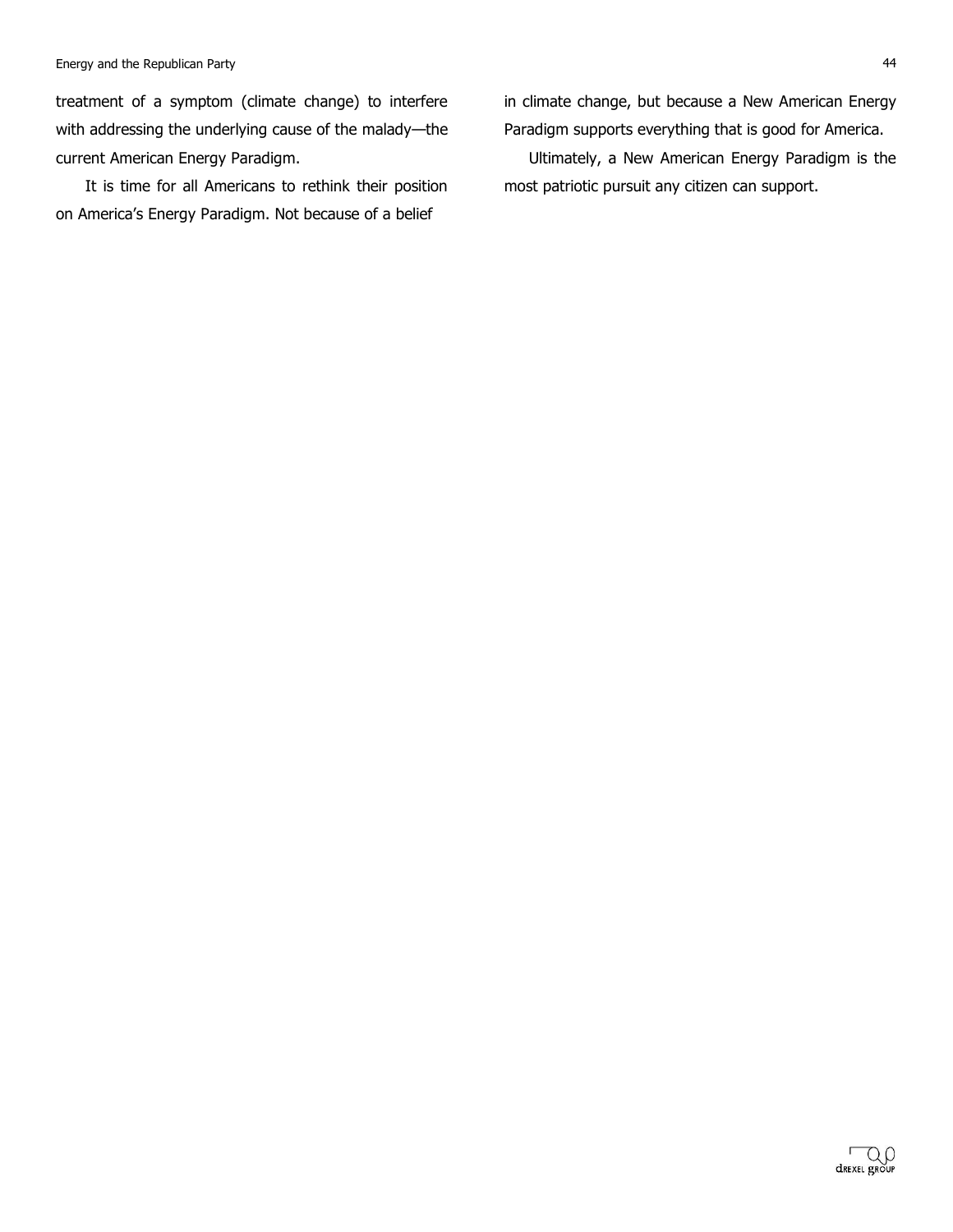treatment of a symptom (climate change) to interfere with addressing the underlying cause of the malady—the current American Energy Paradigm.

It is time for all Americans to rethink their position on America's Energy Paradigm. Not because of a belief in climate change, but because a New American Energy Paradigm supports everything that is good for America.

Ultimately, a New American Energy Paradigm is the most patriotic pursuit any citizen can support.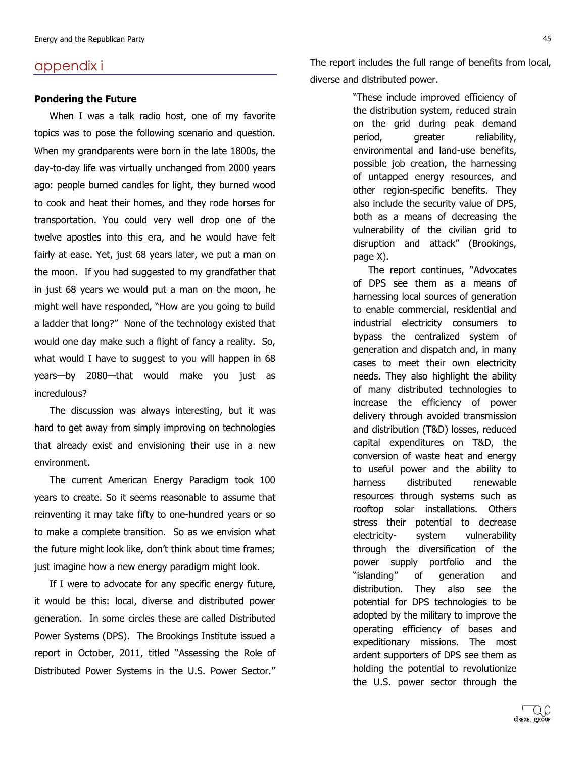# appendix i

### Pondering the Future

When I was a talk radio host, one of my favorite topics was to pose the following scenario and question. When my grandparents were born in the late 1800s, the day-to-day life was virtually unchanged from 2000 years ago: people burned candles for light, they burned wood to cook and heat their homes, and they rode horses for transportation. You could very well drop one of the twelve apostles into this era, and he would have felt fairly at ease. Yet, just 68 years later, we put a man on the moon. If you had suggested to my grandfather that in just 68 years we would put a man on the moon, he might well have responded, "How are you going to build a ladder that long?" None of the technology existed that would one day make such a flight of fancy a reality. So, what would I have to suggest to you will happen in 68 years—by 2080—that would make you just as incredulous?

The discussion was always interesting, but it was hard to get away from simply improving on technologies that already exist and envisioning their use in a new environment.

The current American Energy Paradigm took 100 years to create. So it seems reasonable to assume that reinventing it may take fifty to one-hundred years or so to make a complete transition. So as we envision what the future might look like, don't think about time frames; just imagine how a new energy paradigm might look.

If I were to advocate for any specific energy future, it would be this: local, diverse and distributed power generation. In some circles these are called Distributed Power Systems (DPS). The Brookings Institute issued a report in October, 2011, titled "Assessing the Role of Distributed Power Systems in the U.S. Power Sector." The report includes the full range of benefits from local, diverse and distributed power.

> "These include improved efficiency of the distribution system, reduced strain on the grid during peak demand period, greater reliability, environmental and land-use benefits, possible job creation, the harnessing of untapped energy resources, and other region-specific benefits. They also include the security value of DPS, both as a means of decreasing the vulnerability of the civilian grid to disruption and attack" (Brookings, page X).
>
> The report continues, "Advocates of DPS see them as a means of harnessing local sources of generation to enable commercial, residential and industrial electricity consumers to bypass the centralized system of generation and dispatch and, in many cases to meet their own electricity needs. They also highlight the ability of many distributed technologies to increase the efficiency of power delivery through avoided transmission and distribution (T&D) losses, reduced capital expenditures on T&D, the conversion of waste heat and energy to useful power and the ability to harness distributed renewable resources through systems such as rooftop solar installations. Others stress their potential to decrease electricity- system vulnerability through the diversification of the power supply portfolio and the "islanding" of generation and distribution. They also see the potential for DPS technologies to be adopted by the military to improve the operating efficiency of bases and expeditionary missions. The most ardent supporters of DPS see them as holding the potential to revolutionize the U.S. power sector through the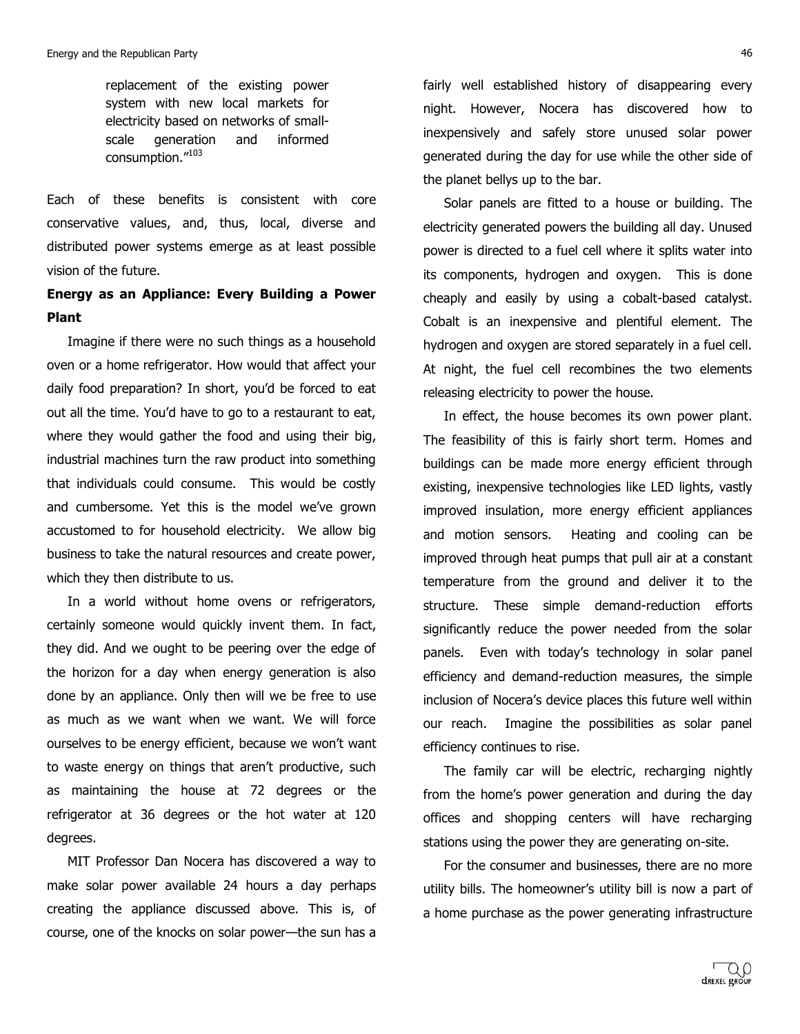> replacement of the existing power system with new local markets for electricity based on networks of small-scale generation and informed consumption."[103]

Each of these benefits is consistent with core conservative values, and, thus, local, diverse and distributed power systems emerge as at least possible vision of the future.

**Energy as an Appliance: Every Building a Power Plant**

Imagine if there were no such things as a household oven or a home refrigerator. How would that affect your daily food preparation? In short, you'd be forced to eat out all the time. You'd have to go to a restaurant to eat, where they would gather the food and using their big, industrial machines turn the raw product into something that individuals could consume. This would be costly and cumbersome. Yet this is the model we've grown accustomed to for household electricity. We allow big business to take the natural resources and create power, which they then distribute to us.

In a world without home ovens or refrigerators, certainly someone would quickly invent them. In fact, they did. And we ought to be peering over the edge of the horizon for a day when energy generation is also done by an appliance. Only then will we be free to use as much as we want when we want. We will force ourselves to be energy efficient, because we won't want to waste energy on things that aren't productive, such as maintaining the house at 72 degrees or the refrigerator at 36 degrees or the hot water at 120 degrees.

MIT Professor Dan Nocera has discovered a way to make solar power available 24 hours a day perhaps creating the appliance discussed above. This is, of course, one of the knocks on solar power—the sun has a fairly well established history of disappearing every night. However, Nocera has discovered how to inexpensively and safely store unused solar power generated during the day for use while the other side of the planet bellys up to the bar.

Solar panels are fitted to a house or building. The electricity generated powers the building all day. Unused power is directed to a fuel cell where it splits water into its components, hydrogen and oxygen. This is done cheaply and easily by using a cobalt-based catalyst. Cobalt is an inexpensive and plentiful element. The hydrogen and oxygen are stored separately in a fuel cell. At night, the fuel cell recombines the two elements releasing electricity to power the house.

In effect, the house becomes its own power plant. The feasibility of this is fairly short term. Homes and buildings can be made more energy efficient through existing, inexpensive technologies like LED lights, vastly improved insulation, more energy efficient appliances and motion sensors. Heating and cooling can be improved through heat pumps that pull air at a constant temperature from the ground and deliver it to the structure. These simple demand-reduction efforts significantly reduce the power needed from the solar panels. Even with today's technology in solar panel efficiency and demand-reduction measures, the simple inclusion of Nocera's device places this future well within our reach. Imagine the possibilities as solar panel efficiency continues to rise.

The family car will be electric, recharging nightly from the home's power generation and during the day offices and shopping centers will have recharging stations using the power they are generating on-site.

For the consumer and businesses, there are no more utility bills. The homeowner's utility bill is now a part of a home purchase as the power generating infrastructure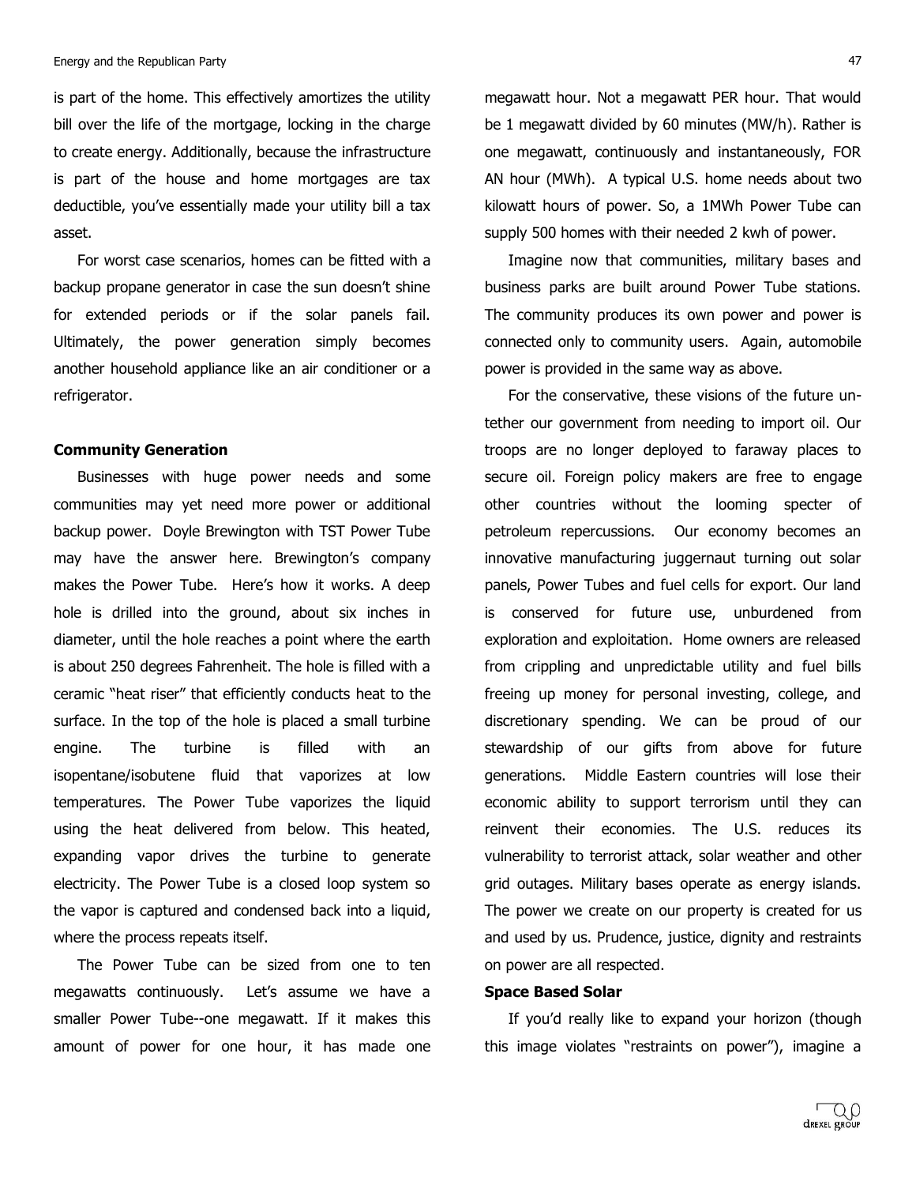is part of the home. This effectively amortizes the utility bill over the life of the mortgage, locking in the charge to create energy. Additionally, because the infrastructure is part of the house and home mortgages are tax deductible, you've essentially made your utility bill a tax asset.

For worst case scenarios, homes can be fitted with a backup propane generator in case the sun doesn't shine for extended periods or if the solar panels fail. Ultimately, the power generation simply becomes another household appliance like an air conditioner or a refrigerator.

**Community Generation**

Businesses with huge power needs and some communities may yet need more power or additional backup power. Doyle Brewington with TST Power Tube may have the answer here. Brewington's company makes the Power Tube. Here's how it works. A deep hole is drilled into the ground, about six inches in diameter, until the hole reaches a point where the earth is about 250 degrees Fahrenheit. The hole is filled with a ceramic "heat riser" that efficiently conducts heat to the surface. In the top of the hole is placed a small turbine engine. The turbine is filled with an isopentane/isobutene fluid that vaporizes at low temperatures. The Power Tube vaporizes the liquid using the heat delivered from below. This heated, expanding vapor drives the turbine to generate electricity. The Power Tube is a closed loop system so the vapor is captured and condensed back into a liquid, where the process repeats itself.

The Power Tube can be sized from one to ten megawatts continuously. Let's assume we have a smaller Power Tube--one megawatt. If it makes this amount of power for one hour, it has made one megawatt hour. Not a megawatt PER hour. That would be 1 megawatt divided by 60 minutes (MW/h). Rather is one megawatt, continuously and instantaneously, FOR AN hour (MWh). A typical U.S. home needs about two kilowatt hours of power. So, a 1MWh Power Tube can supply 500 homes with their needed 2 kwh of power.

Imagine now that communities, military bases and business parks are built around Power Tube stations. The community produces its own power and power is connected only to community users. Again, automobile power is provided in the same way as above.

For the conservative, these visions of the future untether our government from needing to import oil. Our troops are no longer deployed to faraway places to secure oil. Foreign policy makers are free to engage other countries without the looming specter of petroleum repercussions. Our economy becomes an innovative manufacturing juggernaut turning out solar panels, Power Tubes and fuel cells for export. Our land is conserved for future use, unburdened from exploration and exploitation. Home owners are released from crippling and unpredictable utility and fuel bills freeing up money for personal investing, college, and discretionary spending. We can be proud of our stewardship of our gifts from above for future generations. Middle Eastern countries will lose their economic ability to support terrorism until they can reinvent their economies. The U.S. reduces its vulnerability to terrorist attack, solar weather and other grid outages. Military bases operate as energy islands. The power we create on our property is created for us and used by us. Prudence, justice, dignity and restraints on power are all respected.

**Space Based Solar**

If you'd really like to expand your horizon (though this image violates "restraints on power"), imagine a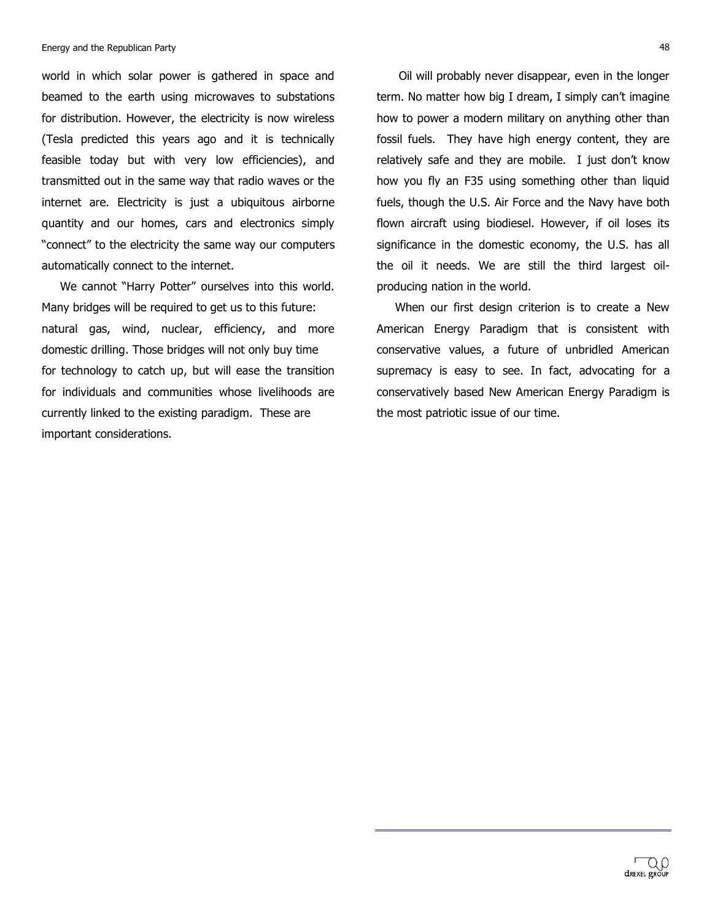world in which solar power is gathered in space and beamed to the earth using microwaves to substations for distribution. However, the electricity is now wireless (Tesla predicted this years ago and it is technically feasible today but with very low efficiencies), and transmitted out in the same way that radio waves or the internet are. Electricity is just a ubiquitous airborne quantity and our homes, cars and electronics simply "connect" to the electricity the same way our computers automatically connect to the internet.

We cannot "Harry Potter" ourselves into this world. Many bridges will be required to get us to this future: natural gas, wind, nuclear, efficiency, and more domestic drilling. Those bridges will not only buy time for technology to catch up, but will ease the transition for individuals and communities whose livelihoods are currently linked to the existing paradigm. These are important considerations.

Oil will probably never disappear, even in the longer term. No matter how big I dream, I simply can't imagine how to power a modern military on anything other than fossil fuels. They have high energy content, they are relatively safe and they are mobile. I just don't know how you fly an F35 using something other than liquid fuels, though the U.S. Air Force and the Navy have both flown aircraft using biodiesel. However, if oil loses its significance in the domestic economy, the U.S. has all the oil it needs. We are still the third largest oil-producing nation in the world.

When our first design criterion is to create a New American Energy Paradigm that is consistent with conservative values, a future of unbridled American supremacy is easy to see. In fact, advocating for a conservatively based New American Energy Paradigm is the most patriotic issue of our time.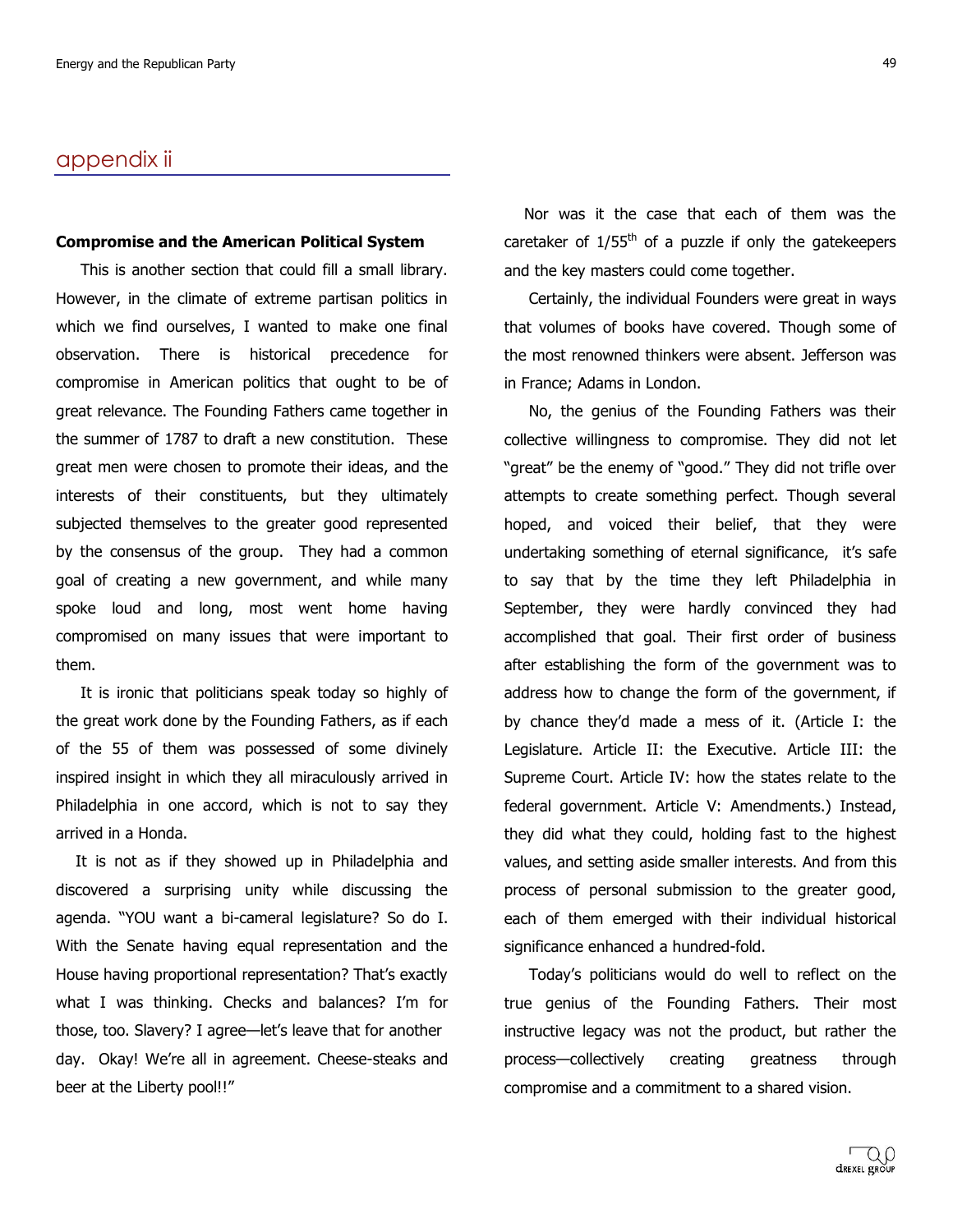## appendix ii

### Compromise and the American Political System

This is another section that could fill a small library. However, in the climate of extreme partisan politics in which we find ourselves, I wanted to make one final observation. There is historical precedence for compromise in American politics that ought to be of great relevance. The Founding Fathers came together in the summer of 1787 to draft a new constitution. These great men were chosen to promote their ideas, and the interests of their constituents, but they ultimately subjected themselves to the greater good represented by the consensus of the group. They had a common goal of creating a new government, and while many spoke loud and long, most went home having compromised on many issues that were important to them.

It is ironic that politicians speak today so highly of the great work done by the Founding Fathers, as if each of the 55 of them was possessed of some divinely inspired insight in which they all miraculously arrived in Philadelphia in one accord, which is not to say they arrived in a Honda.

It is not as if they showed up in Philadelphia and discovered a surprising unity while discussing the agenda. "YOU want a bi-cameral legislature? So do I. With the Senate having equal representation and the House having proportional representation? That's exactly what I was thinking. Checks and balances? I'm for those, too. Slavery? I agree—let's leave that for another day. Okay! We're all in agreement. Cheese-steaks and beer at the Liberty pool!!"

Nor was it the case that each of them was the caretaker of 1/55th of a puzzle if only the gatekeepers and the key masters could come together.

Certainly, the individual Founders were great in ways that volumes of books have covered. Though some of the most renowned thinkers were absent. Jefferson was in France; Adams in London.

No, the genius of the Founding Fathers was their collective willingness to compromise. They did not let "great" be the enemy of "good." They did not trifle over attempts to create something perfect. Though several hoped, and voiced their belief, that they were undertaking something of eternal significance, it's safe to say that by the time they left Philadelphia in September, they were hardly convinced they had accomplished that goal. Their first order of business after establishing the form of the government was to address how to change the form of the government, if by chance they'd made a mess of it. (Article I: the Legislature. Article II: the Executive. Article III: the Supreme Court. Article IV: how the states relate to the federal government. Article V: Amendments.) Instead, they did what they could, holding fast to the highest values, and setting aside smaller interests. And from this process of personal submission to the greater good, each of them emerged with their individual historical significance enhanced a hundred-fold.

Today's politicians would do well to reflect on the true genius of the Founding Fathers. Their most instructive legacy was not the product, but rather the process—collectively creating greatness through compromise and a commitment to a shared vision.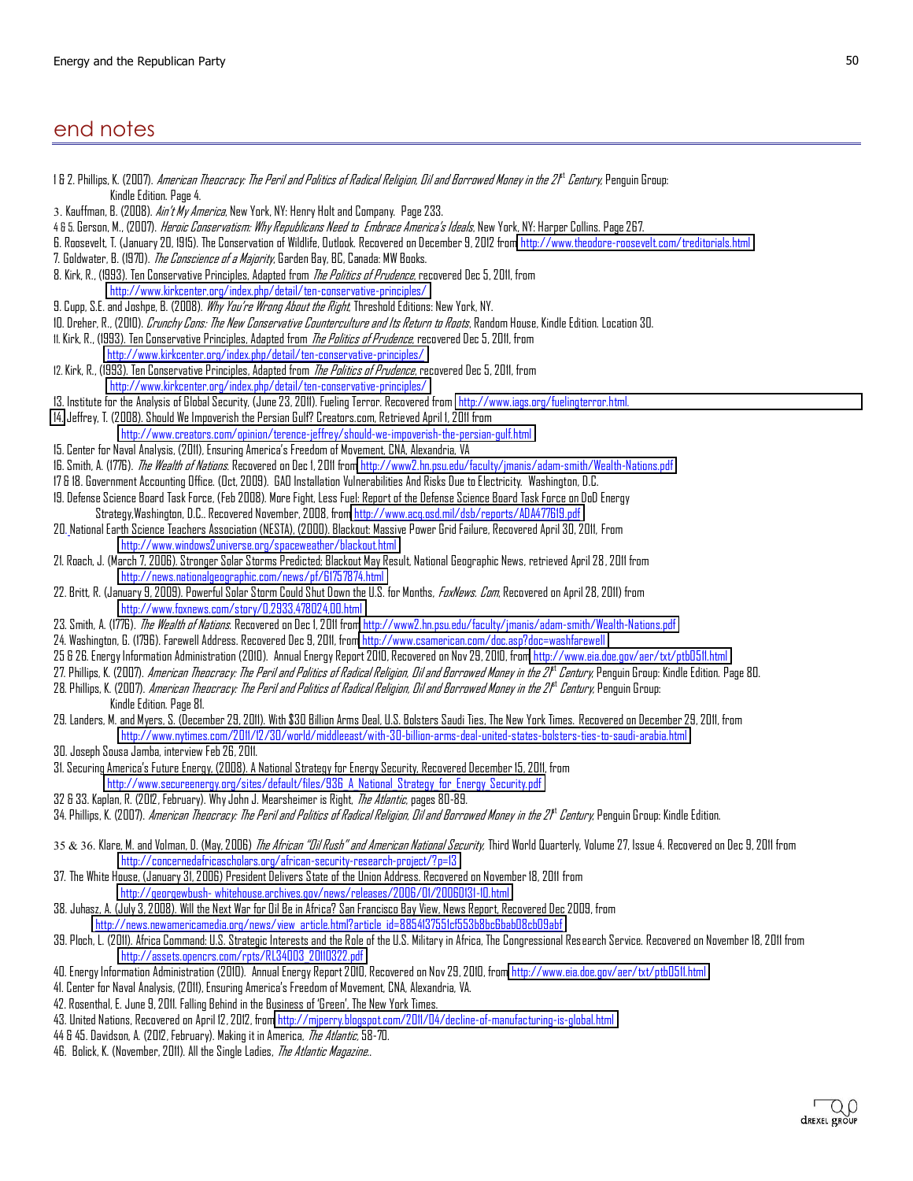# end notes

1 & 2. Phillips, K. (2007). *American Theocracy: The Peril and Politics of Radical Religion, Oil and Borrowed Money in the 21st Century*, Penguin Group: Kindle Edition. Page 4.

3. Kauffman, B. (2008). *Ain't My America*, New York, NY: Henry Holt and Company. Page 233.

4 & 5. Gerson, M., (2007). *Heroic Conservatism: Why Republicans Need to Embrace America's Ideals*, New York, NY: Harper Collins. Page 267.

6. Roosevelt, T. (January 20, 1915). The Conservation of Wildlife, Outlook. Recovered on December 9, 2012 from http://www.theodore-roosevelt.com/treditorials.html

7. Goldwater, B. (1970). *The Conscience of a Majority*, Garden Bay, BC, Canada: MW Books.

8. Kirk, R., (1993). Ten Conservative Principles, Adapted from *The Politics of Prudence*, recovered Dec 5, 2011, from http://www.kirkcenter.org/index.php/detail/ten-conservative-principles/

9. Cupp, S.E. and Joshpe, B. (2008). *Why You're Wrong About the Right*, Threshold Editions: New York, NY.

10. Dreher, R., (2010). *Crunchy Cons: The New Conservative Counterculture and Its Return to Roots*, Random House, Kindle Edition. Location 30.

11. Kirk, R., (1993). Ten Conservative Principles, Adapted from *The Politics of Prudence*, recovered Dec 5, 2011, from http://www.kirkcenter.org/index.php/detail/ten-conservative-principles/

12. Kirk, R., (1993). Ten Conservative Principles, Adapted from *The Politics of Prudence*, recovered Dec 5, 2011, from http://www.kirkcenter.org/index.php/detail/ten-conservative-principles/

13. Institute for the Analysis of Global Security, (June 23, 2011). Fueling Terror. Recovered from http://www.iags.org/fuelingterror.html.

14. Jeffrey, T. (2008). Should We Impoverish the Persian Gulf? Creators.com, Retrieved April 1, 2011 from http://www.creators.com/opinion/terence-jeffrey/should-we-impoverish-the-persian-gulf.html

15. Center for Naval Analysis, (2011), Ensuring America's Freedom of Movement, CNA, Alexandria, VA

16. Smith, A. (1776). *The Wealth of Nations*. Recovered on Dec 1, 2011 from http://www2.hn.psu.edu/faculty/jmanis/adam-smith/Wealth-Nations.pdf

17 & 18. Government Accounting Office. (Oct, 2009). GAO Installation Vulnerabilities And Risks Due to Electricity. Washington, D.C.

19. Defense Science Board Task Force, (Feb 2008). More Fight, Less Fuel: Report of the Defense Science Board Task Force on DoD Energy Strategy,Washington, D.C.. Recovered November, 2008, from http://www.acq.osd.mil/dsb/reports/ADA477619.pdf

20. National Earth Science Teachers Association (NESTA), (2000). Blackout: Massive Power Grid Failure, Recovered April 30, 2011, From http://www.windows2universe.org/spaceweather/blackout.html

21. Roach, J. (March 7, 2006). Stronger Solar Storms Predicted; Blackout May Result, National Geographic News, retrieved April 28, 2011 from http://news.nationalgeographic.com/news/pf/61757874.html

22. Britt, R. (January 9, 2009). Powerful Solar Storm Could Shut Down the U.S. for Months, *FoxNews. Com*, Recovered on April 28, 2011) from http://www.foxnews.com/story/0,2933,478024,00.html

23. Smith, A. (1776). *The Wealth of Nations*. Recovered on Dec 1, 2011 from http://www2.hn.psu.edu/faculty/jmanis/adam-smith/Wealth-Nations.pdf

24. Washington, G. (1796). Farewell Address. Recovered Dec 9, 2011, from http://www.csamerican.com/doc.asp?doc=washfarewell

25 & 26. Energy Information Administration (2010). Annual Energy Report 2010, Recovered on Nov 29, 2010, from http://www.eia.doe.gov/aer/txt/ptb0511.html

27. Phillips, K. (2007). *American Theocracy: The Peril and Politics of Radical Religion, Oil and Borrowed Money in the 21st Century*, Penguin Group: Kindle Edition. Page 80.

28. Phillips, K. (2007). *American Theocracy: The Peril and Politics of Radical Religion, Oil and Borrowed Money in the 21st Century*, Penguin Group: Kindle Edition. Page 81.

29. Landers, M. and Myers, S. (December 29, 2011). With $30 Billion Arms Deal, U.S. Bolsters Saudi Ties, The New York Times. Recovered on December 29, 2011, from http://www.nytimes.com/2011/12/30/world/middleeast/with-30-billion-arms-deal-united-states-bolsters-ties-to-saudi-arabia.html

30. Joseph Sousa Jamba, interview Feb 26, 2011.

31. Securing America's Future Energy, (2008). A National Strategy for Energy Security, Recovered December 15, 2011, from http://www.secureenergy.org/sites/default/files/936_A_National_Strategy_for_Energy_Security.pdf

32 & 33. Kaplan, R. (2012, February). Why John J. Mearsheimer is Right, *The Atlantic*, pages 80-89.

34. Phillips, K. (2007). *American Theocracy: The Peril and Politics of Radical Religion, Oil and Borrowed Money in the 21st Century*, Penguin Group: Kindle Edition.

35 & 36. Klare, M. and Volman, D. (May, 2006) *The African "Oil Rush" and American National Security*, Third World Quarterly, Volume 27, Issue 4. Recovered on Dec 9, 2011 from http://concernedafricascholars.org/african-security-research-project/?p=13

37. The White House, (January 31, 2006) President Delivers State of the Union Address. Recovered on November 18, 2011 from http://georgewbush- whitehouse.archives.gov/news/releases/2006/01/20060131-10.html

38. Juhasz, A. (July 3, 2008). Will the Next War for Oil Be in Africa? San Francisco Bay View, News Report, Recovered Dec 2009, from http://news.newamericamedia.org/news/view_article.html?article_id=885413755lcf553b8bc6bab08cb09abf

39. Ploch, L. (2011). Africa Command: U.S. Strategic Interests and the Role of the U.S. Military in Africa, The Congressional Research Service. Recovered on November 18, 2011 from http://assets.opencrs.com/rpts/RL34003_20110322.pdf

40. Energy Information Administration (2010). Annual Energy Report 2010, Recovered on Nov 29, 2010, from http://www.eia.doe.gov/aer/txt/ptb0511.html

41. Center for Naval Analysis, (2011), Ensuring America's Freedom of Movement, CNA, Alexandria, VA.

42. Rosenthal, E. June 9, 2011. Falling Behind in the Business of 'Green', The New York Times.

43. United Nations, Recovered on April 12, 2012, from http://mjperry.blogspot.com/2011/04/decline-of-manufacturing-is-global.html

44 & 45. Davidson, A. (2012, February). Making it in America, *The Atlantic*, 58-70.

46. Bolick, K. (November, 2011). All the Single Ladies, *The Atlantic Magazine*..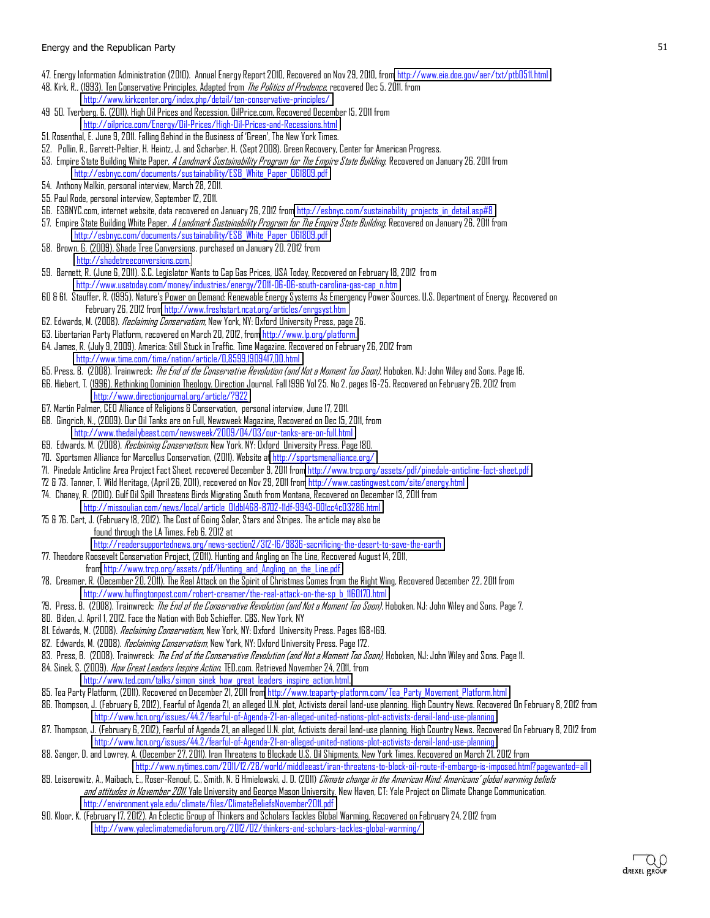47. Energy Information Administration (2010). Annual Energy Report 2010, Recovered on Nov 29, 2010, from http://www.eia.doe.gov/aer/txt/ptb0511.html
48. Kirk, R., (1993). Ten Conservative Principles, Adapted from *The Politics of Prudence*, recovered Dec 5, 2011, from http://www.kirkcenter.org/index.php/detail/ten-conservative-principles/
49 50. Tverberg, G. (2011). High Oil Prices and Recession, OilPrice.com, Recovered December 15, 2011 from http://oilprice.com/Energy/Oil-Prices/High-Oil-Prices-and-Recessions.html
51. Rosenthal, E. June 9, 2011. Falling Behind in the Business of 'Green', The New York Times.
52. Pollin, R., Garrett-Peltier, H. Heintz, J. and Scharber, H. (Sept 2008). Green Recovery, Center for American Progress.
53. Empire State Building White Paper, *A Landmark Sustainability Program for The Empire State Building*. Recovered on January 26, 2011 from http://esbnyc.com/documents/sustainability/ESB_White_Paper_061809.pdf
54. Anthony Malkin, personal interview, March 28, 2011.
55. Paul Rode, personal interview, September 12, 2011.
56. ESBNYC.com, internet website, data recovered on January 26, 2012 from http://esbnyc.com/sustainability_projects_in_detail.asp#8
57. Empire State Building White Paper, *A Landmark Sustainability Program for The Empire State Building*. Recovered on January 26, 2011 from http://esbnyc.com/documents/sustainability/ESB_White_Paper_061809.pdf
58. Brown, G. (2009). Shade Tree Conversions, purchased on January 20, 2012 from http://shadetreeconversions.com.
59. Barnett, R. (June 6, 2011). S.C. Legislator Wants to Cap Gas Prices, USA Today, Recovered on February 18, 2012 from http://www.usatoday.com/money/industries/energy/2011-06-06-south-carolina-gas-cap_n.htm
60 & 61. Stauffer, R. (1995). Nature's Power on Demand: Renewable Energy Systems As Emergency Power Sources, U.S. Department of Energy. Recovered on February 26, 2012 from http://www.freshstart.ncat.org/articles/enrgsyst.htm
62. Edwards, M. (2008). *Reclaiming Conservatism*, New York, NY: Oxford University Press, page 26.
63. Libertarian Party Platform, recovered on March 20, 2012, from http://www.lp.org/platform.
64. James, R. (July 9, 2009). America: Still Stuck in Traffic. Time Magazine. Recovered on February 26, 2012 from http://www.time.com/time/nation/article/0,8599,1909417,00.html
65. Press, B. (2008). Trainwreck: *The End of the Conservative Revolution (and Not a Moment Too Soon)*, Hoboken, NJ: John Wiley and Sons. Page 16.
66. Hiebert, T. (1996). Rethinking Dominion Theology. Direction Journal. Fall 1996 Vol 25. No 2, pages 16-25. Recovered on February 26, 2012 from http://www.directionjournal.org/article/?922
67. Martin Palmer, CEO Alliance of Religions & Conservation, personal interview, June 17, 2011.
68. Gingrich, N., (2009). Our Oil Tanks are on Full, Newsweek Magazine, Recovered on Dec 15, 2011, from http://www.thedailybeast.com/newsweek/2009/04/03/our-tanks-are-on-full.html
69. Edwards, M. (2008). *Reclaiming Conservatism*, New York, NY: Oxford University Press. Page 180.
70. Sportsmen Alliance for Marcellus Conservation, (2011). Website at http://sportsmenalliance.org/
71. Pinedale Anticline Area Project Fact Sheet, recovered December 9, 2011 from http://www.trcp.org/assets/pdf/pinedale-anticline-fact-sheet.pdf
72 & 73. Tanner, T. Wild Heritage, (April 26, 2011), recovered on Nov 29, 2011 from http://www.castingwest.com/site/energy.html
74. Chaney, R. (2010). Gulf Oil Spill Threatens Birds Migrating South from Montana, Recovered on December 13, 2011 from http://missoulian.com/news/local/article_01db1468-8702-11df-9943-001cc4c03286.html
75 & 76. Cart, J. (February 18, 2012). The Cost of Going Solar, Stars and Stripes. The article may also be found through the LA Times, Feb 6, 2012 at http://readersupportednews.org/news-section2/312-16/9836-sacrificing-the-desert-to-save-the-earth
77. Theodore Roosevelt Conservation Project, (2011). Hunting and Angling on The Line, Recovered August 14, 2011, from http://www.trcp.org/assets/pdf/Hunting_and_Angling_on_the_Line.pdf
78. Creamer, R. (December 20, 2011). The Real Attack on the Spirit of Christmas Comes from the Right Wing, Recovered December 22, 2011 from http://www.huffingtonpost.com/robert-creamer/the-real-attack-on-the-sp_b_1160170.html
79. Press, B. (2008). Trainwreck: *The End of the Conservative Revolution (and Not a Moment Too Soon)*, Hoboken, NJ: John Wiley and Sons. Page 7.
80. Biden, J. April 1, 2012. Face the Nation with Bob Schieffer. CBS. New York, NY
81. Edwards, M. (2008). *Reclaiming Conservatism*, New York, NY: Oxford University Press. Pages 168-169.
82. Edwards, M. (2008). *Reclaiming Conservatism*, New York, NY: Oxford University Press. Page 172.
83. Press, B. (2008). Trainwreck: *The End of the Conservative Revolution (and Not a Moment Too Soon)*, Hoboken, NJ: John Wiley and Sons. Page 11.
84. Sinek, S. (2009). *How Great Leaders Inspire Action*. TED.com. Retrieved November 24, 2011, from http://www.ted.com/talks/simon_sinek_how_great_leaders_inspire_action.html.
85. Tea Party Platform, (2011). Recovered on December 21, 2011 from http://www.teaparty-platform.com/Tea_Party_Movement_Platform.html
86. Thompson, J. (February 6, 2012), Fearful of Agenda 21, an alleged U.N. plot, Activists derail land-use planning. High Country News. Recovered On February 8, 2012 from http://www.hcn.org/issues/44.2/fearful-of-Agenda-21-an-alleged-united-nations-plot-activists-derail-land-use-planning
87. Thompson, J. (February 6, 2012), Fearful of Agenda 21, an alleged U.N. plot, Activists derail land-use planning. High Country News. Recovered On February 8, 2012 from http://www.hcn.org/issues/44.2/fearful-of-Agenda-21-an-alleged-united-nations-plot-activists-derail-land-use-planning
88. Sanger, D. and Lowrey, A. (December 27, 2011). Iran Threatens to Blockade U.S. Oil Shipments, New York Times, Recovered on March 21, 2012 from http://www.nytimes.com/2011/12/28/world/middleeast/iran-threatens-to-block-oil-route-if-embargo-is-imposed.html?pagewanted=all
89. Leiserowitz, A., Maibach, E., Roser-Renouf, C., Smith, N. & Hmielowski, J. D. (2011) *Climate change in the American Mind: Americans' global warming beliefs and attitudes in November 2011*. Yale University and George Mason University. New Haven, CT: Yale Project on Climate Change Communication. http://environment.yale.edu/climate/files/ClimateBeliefsNovember2011.pdf
90. Kloor, K. (February 17, 2012). An Eclectic Group of Thinkers and Scholars Tackles Global Warming, Recovered on February 24, 2012 from http://www.yaleclimatemediaforum.org/2012/02/thinkers-and-scholars-tackles-global-warming/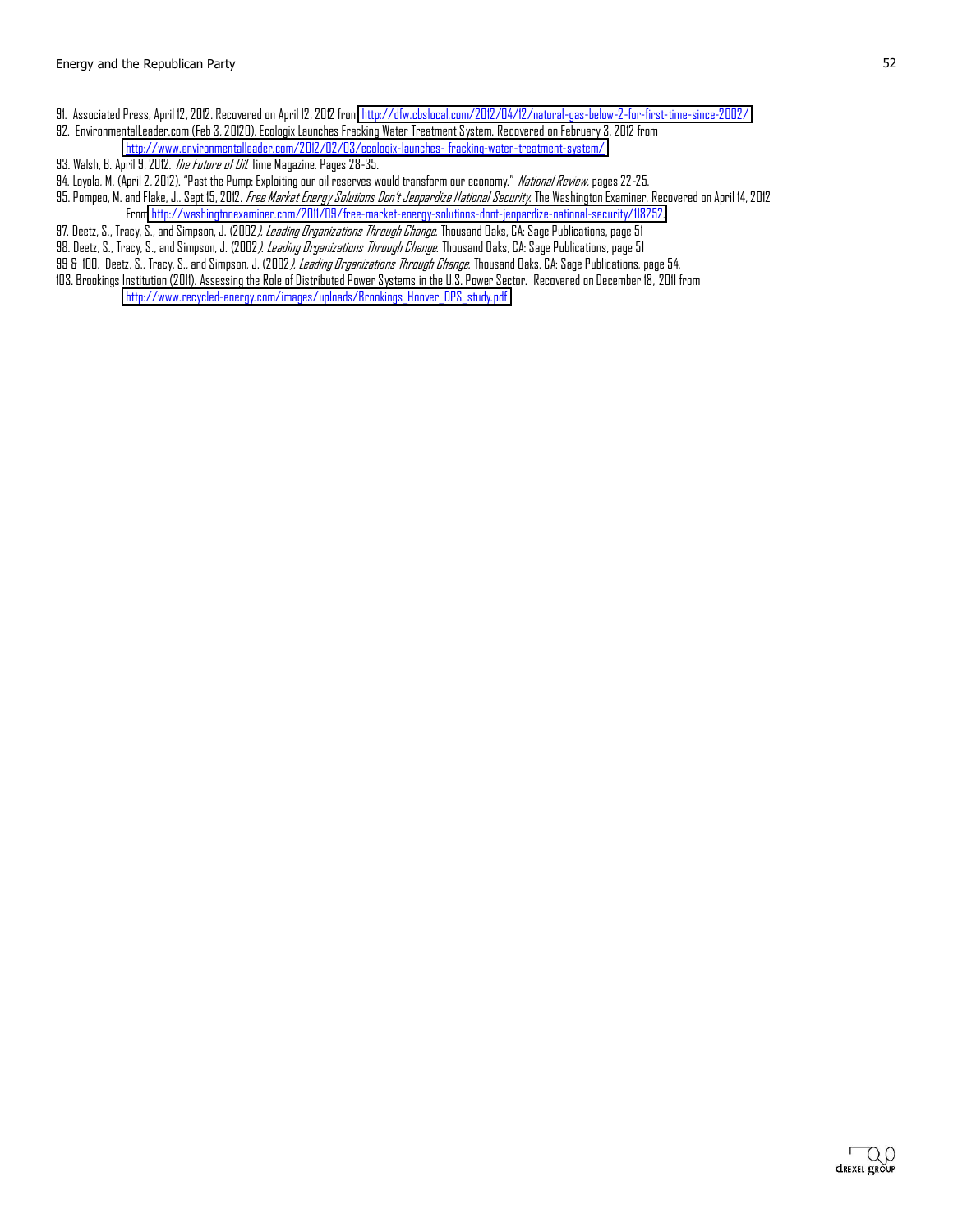91. Associated Press, April 12, 2012. Recovered on April 12, 2012 from http://dfw.cbslocal.com/2012/04/12/natural-gas-below-2-for-first-time-since-2002/

92. EnvironmentalLeader.com (Feb 3, 20120). Ecologix Launches Fracking Water Treatment System. Recovered on February 3, 2012 from http://www.environmentalleader.com/2012/02/03/ecologix-launches- fracking-water-treatment-system/

93. Walsh, B. April 9, 2012. *The Future of Oil.* Time Magazine. Pages 28-35.

94. Loyola, M. (April 2, 2012). "Past the Pump: Exploiting our oil reserves would transform our economy." *National Review*, pages 22-25.

95. Pompeo, M. and Flake, J.. Sept 15, 2012. *Free Market Energy Solutions Don't Jeopardize National Security.* The Washington Examiner. Recovered on April 14, 2012 From http://washingtonexaminer.com/2011/09/free-market-energy-solutions-dont-jeopardize-national-security/118252.

97. Deetz, S., Tracy, S., and Simpson, J. (2002*). Leading Organizations Through Change.* Thousand Oaks, CA: Sage Publications, page 51

98. Deetz, S., Tracy, S., and Simpson, J. (2002*). Leading Organizations Through Change.* Thousand Oaks, CA: Sage Publications, page 51

99 & 100, Deetz, S., Tracy, S., and Simpson, J. (2002*). Leading Organizations Through Change.* Thousand Oaks, CA: Sage Publications, page 54.

103. Brookings Institution (2011). Assessing the Role of Distributed Power Systems in the U.S. Power Sector. Recovered on December 18, 2011 from http://www.recycled-energy.com/images/uploads/Brookings_Hoover_DPS_study.pdf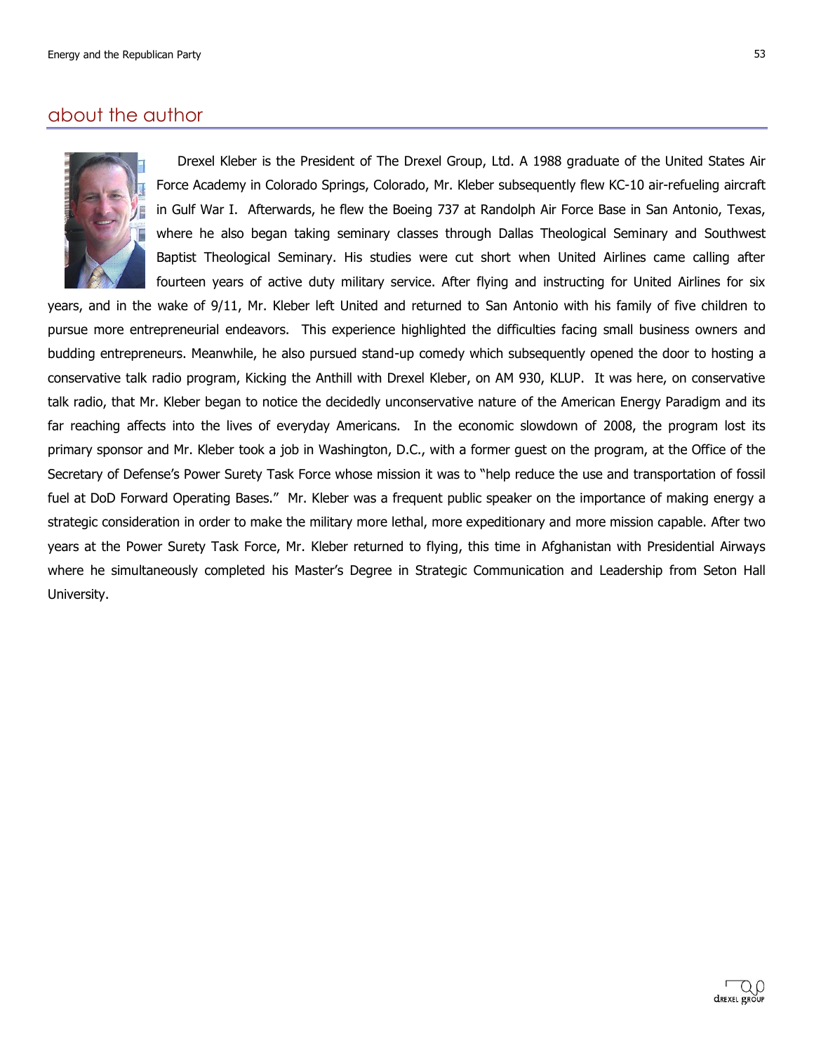## about the author

Drexel Kleber is the President of The Drexel Group, Ltd. A 1988 graduate of the United States Air Force Academy in Colorado Springs, Colorado, Mr. Kleber subsequently flew KC-10 air-refueling aircraft in Gulf War I. Afterwards, he flew the Boeing 737 at Randolph Air Force Base in San Antonio, Texas, where he also began taking seminary classes through Dallas Theological Seminary and Southwest Baptist Theological Seminary. His studies were cut short when United Airlines came calling after fourteen years of active duty military service. After flying and instructing for United Airlines for six years, and in the wake of 9/11, Mr. Kleber left United and returned to San Antonio with his family of five children to pursue more entrepreneurial endeavors. This experience highlighted the difficulties facing small business owners and budding entrepreneurs. Meanwhile, he also pursued stand-up comedy which subsequently opened the door to hosting a conservative talk radio program, Kicking the Anthill with Drexel Kleber, on AM 930, KLUP. It was here, on conservative talk radio, that Mr. Kleber began to notice the decidedly unconservative nature of the American Energy Paradigm and its far reaching affects into the lives of everyday Americans. In the economic slowdown of 2008, the program lost its primary sponsor and Mr. Kleber took a job in Washington, D.C., with a former guest on the program, at the Office of the Secretary of Defense's Power Surety Task Force whose mission it was to "help reduce the use and transportation of fossil fuel at DoD Forward Operating Bases." Mr. Kleber was a frequent public speaker on the importance of making energy a strategic consideration in order to make the military more lethal, more expeditionary and more mission capable. After two years at the Power Surety Task Force, Mr. Kleber returned to flying, this time in Afghanistan with Presidential Airways where he simultaneously completed his Master's Degree in Strategic Communication and Leadership from Seton Hall University.